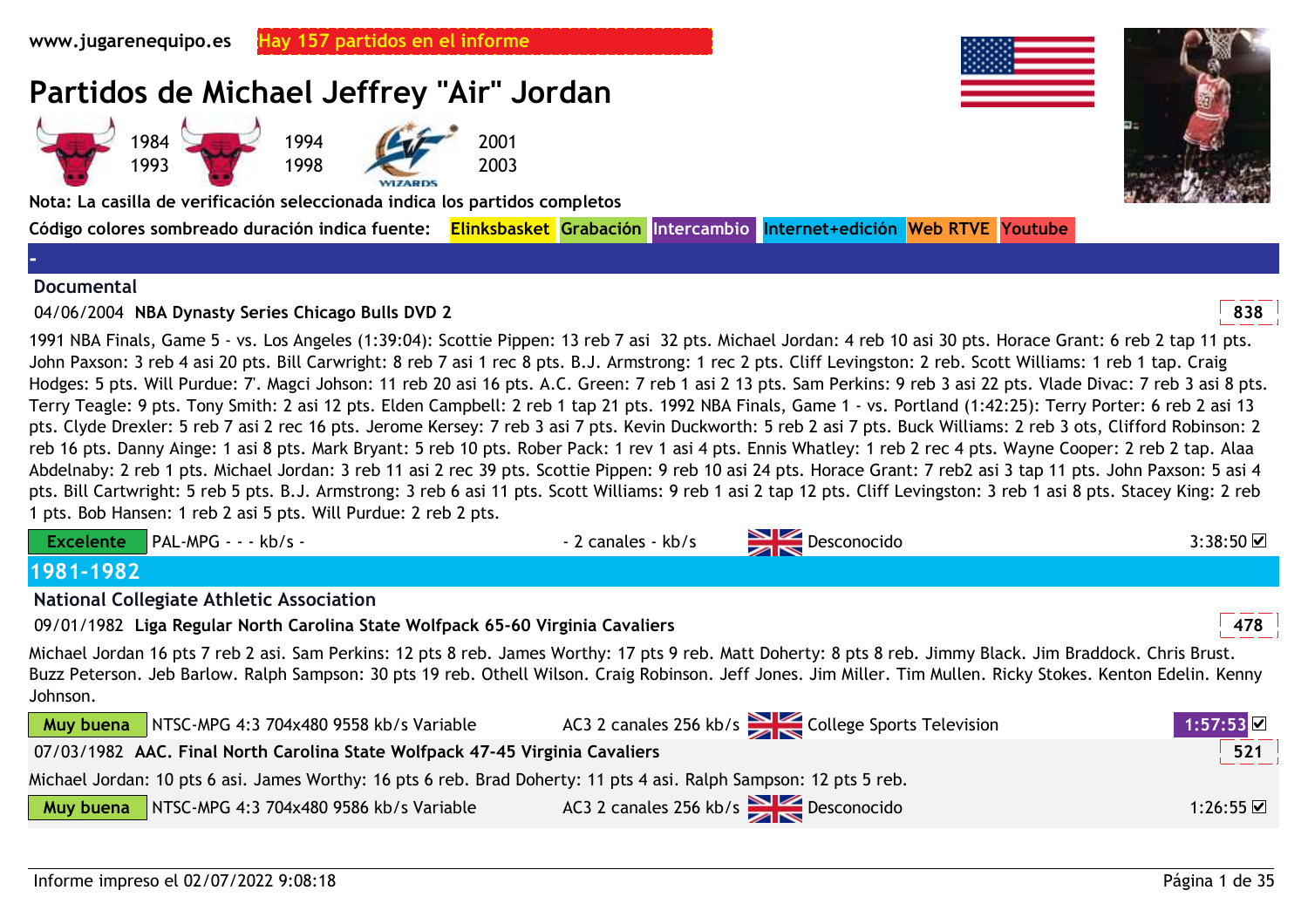www.jugarenequipo.es **Hay 157 partidos en el informe**

# Partidos de Michael Jeffrey "Air" Jordan

1984 – 1993 | 1994 – 1998 | 2001 – 2003

**Nota: La casilla de verificación seleccionada indica los partidos completos**

**Código colores sombreado duración indica fuente:** Elinksbasket | Grabación | Intercambio | Internet+edición | Web RTVE | Youtube

-

## Documental

**04/06/2004 NBA Dynasty Series Chicago Bulls DVD 2** — 838

1991 NBA Finals, Game 5 - vs. Los Angeles (1:39:04): Scottie Pippen: 13 reb 7 asi 32 pts. Michael Jordan: 4 reb 10 asi 30 pts. Horace Grant: 6 reb 2 tap 11 pts. John Paxson: 3 reb 4 asi 20 pts. Bill Carwright: 8 reb 7 asi 1 rec 8 pts. B.J. Armstrong: 1 rec 2 pts. Cliff Levingston: 2 reb. Scott Williams: 1 reb 1 tap. Craig Hodges: 5 pts. Will Purdue: 7'. Magci Johson: 11 reb 20 asi 16 pts. A.C. Green: 7 reb 1 asi 2 13 pts. Sam Perkins: 9 reb 3 asi 22 pts. Vlade Divac: 7 reb 3 asi 8 pts. Terry Teagle: 9 pts. Tony Smith: 2 asi 12 pts. Elden Campbell: 2 reb 1 tap 21 pts. 1992 NBA Finals, Game 1 - vs. Portland (1:42:25): Terry Porter: 6 reb 2 asi 13 pts. Clyde Drexler: 5 reb 7 asi 2 rec 16 pts. Jerome Kersey: 7 reb 3 asi 7 pts. Kevin Duckworth: 5 reb 2 asi 7 pts. Buck Williams: 2 reb 3 ots, Clifford Robinson: 2 reb 16 pts. Danny Ainge: 1 asi 8 pts. Mark Bryant: 5 reb 10 pts. Rober Pack: 1 rev 1 asi 4 pts. Ennis Whatley: 1 reb 2 rec 4 pts. Wayne Cooper: 2 reb 2 tap. Alaa Abdelnaby: 2 reb 1 pts. Michael Jordan: 3 reb 11 asi 2 rec 39 pts. Scottie Pippen: 9 reb 10 asi 24 pts. Horace Grant: 7 reb2 asi 3 tap 11 pts. John Paxson: 5 asi 4 pts. Bill Cartwright: 5 reb 5 pts. B.J. Armstrong: 3 reb 6 asi 11 pts. Scott Williams: 9 reb 1 asi 2 tap 12 pts. Cliff Levingston: 3 reb 1 asi 8 pts. Stacey King: 2 reb 1 pts. Bob Hansen: 1 reb 2 asi 5 pts. Will Purdue: 2 reb 2 pts.

Excelente | PAL-MPG - - - kb/s - | - 2 canales - kb/s | Desconocido | 3:38:50 ☑

## 1981-1982

### National Collegiate Athletic Association

**09/01/1982 Liga Regular North Carolina State Wolfpack 65-60 Virginia Cavaliers** — 478

Michael Jordan 16 pts 7 reb 2 asi. Sam Perkins: 12 pts 8 reb. James Worthy: 17 pts 9 reb. Matt Doherty: 8 pts 8 reb. Jimmy Black. Jim Braddock. Chris Brust. Buzz Peterson. Jeb Barlow. Ralph Sampson: 30 pts 19 reb. Othell Wilson. Craig Robinson. Jeff Jones. Jim Miller. Tim Mullen. Ricky Stokes. Kenton Edelin. Kenny Johnson.

Muy buena | NTSC-MPG 4:3 704x480 9558 kb/s Variable | AC3 2 canales 256 kb/s | College Sports Television | 1:57:53 ☑

**07/03/1982 AAC. Final North Carolina State Wolfpack 47-45 Virginia Cavaliers** — 521

Michael Jordan: 10 pts 6 asi. James Worthy: 16 pts 6 reb. Brad Doherty: 11 pts 4 asi. Ralph Sampson: 12 pts 5 reb.

Muy buena | NTSC-MPG 4:3 704x480 9586 kb/s Variable | AC3 2 canales 256 kb/s | Desconocido | 1:26:55 ☑

Informe impreso el 02/07/2022 9:08:18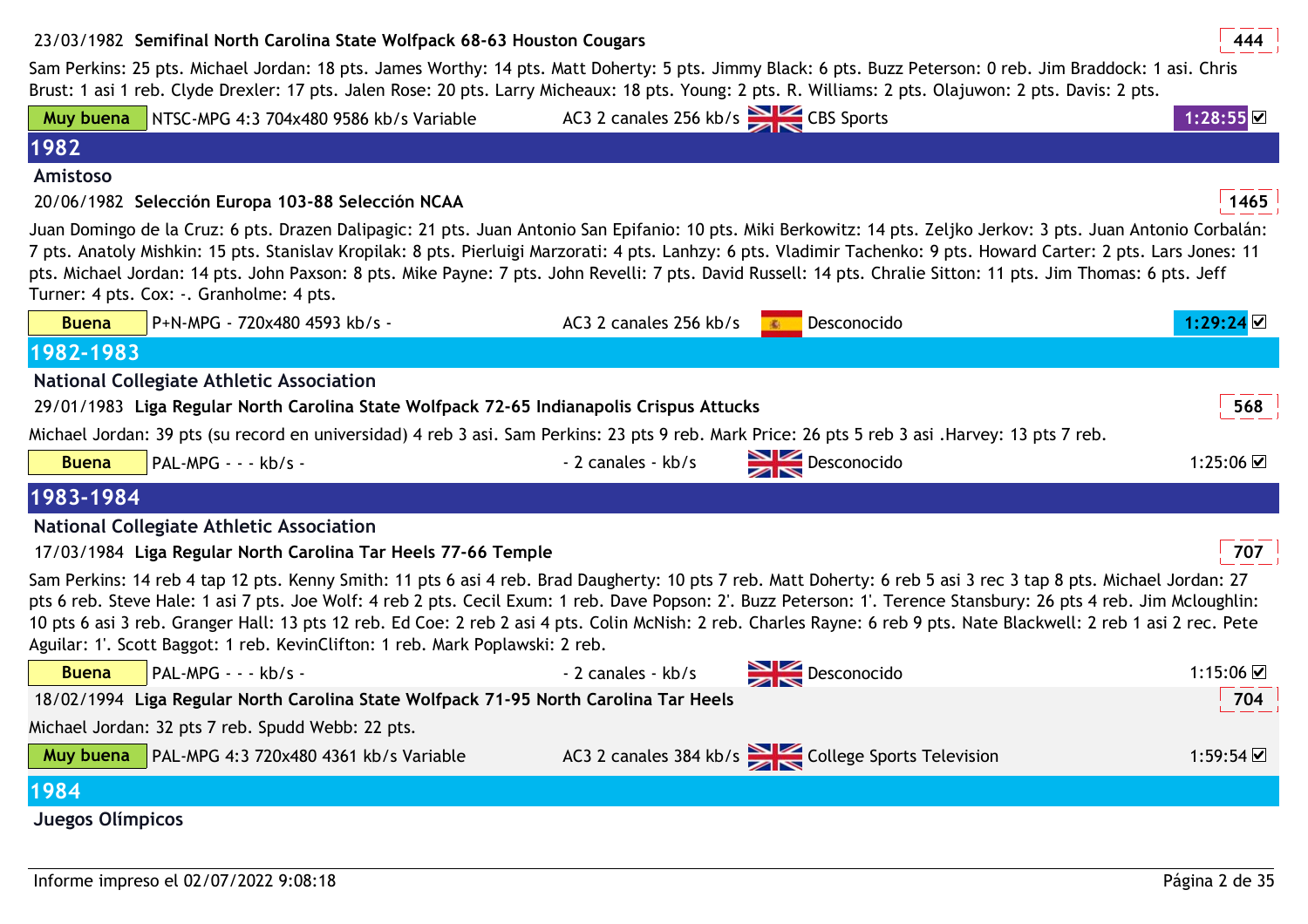23/03/1982 **Semifinal North Carolina State Wolfpack 68-63 Houston Cougars** 444

Sam Perkins: 25 pts. Michael Jordan: 18 pts. James Worthy: 14 pts. Matt Doherty: 5 pts. Jimmy Black: 6 pts. Buzz Peterson: 0 reb. Jim Braddock: 1 asi. Chris Brust: 1 asi 1 reb. Clyde Drexler: 17 pts. Jalen Rose: 20 pts. Larry Micheaux: 18 pts. Young: 2 pts. R. Williams: 2 pts. Olajuwon: 2 pts. Davis: 2 pts.

Muy buena | NTSC-MPG 4:3 704x480 9586 kb/s Variable | AC3 2 canales 256 kb/s | CBS Sports | 1:28:55 ☑

## 1982

### Amistoso

20/06/1982 **Selección Europa 103-88 Selección NCAA** 1465

Juan Domingo de la Cruz: 6 pts. Drazen Dalipagic: 21 pts. Juan Antonio San Epifanio: 10 pts. Miki Berkowitz: 14 pts. Zeljko Jerkov: 3 pts. Juan Antonio Corbalán: 7 pts. Anatoly Mishkin: 15 pts. Stanislav Kropilak: 8 pts. Pierluigi Marzorati: 4 pts. Lanhzy: 6 pts. Vladimir Tachenko: 9 pts. Howard Carter: 2 pts. Lars Jones: 11 pts. Michael Jordan: 14 pts. John Paxson: 8 pts. Mike Payne: 7 pts. John Revelli: 7 pts. David Russell: 14 pts. Chralie Sitton: 11 pts. Jim Thomas: 6 pts. Jeff Turner: 4 pts. Cox: -. Granholme: 4 pts.

Buena | P+N-MPG - 720x480 4593 kb/s - | AC3 2 canales 256 kb/s | Desconocido | 1:29:24 ☑

## 1982-1983

### National Collegiate Athletic Association

29/01/1983 **Liga Regular North Carolina State Wolfpack 72-65 Indianapolis Crispus Attucks** 568

Michael Jordan: 39 pts (su record en universidad) 4 reb 3 asi. Sam Perkins: 23 pts 9 reb. Mark Price: 26 pts 5 reb 3 asi .Harvey: 13 pts 7 reb.

Buena | PAL-MPG - - - kb/s - | - 2 canales - kb/s | Desconocido | 1:25:06 ☑

## 1983-1984

### National Collegiate Athletic Association

17/03/1984 **Liga Regular North Carolina Tar Heels 77-66 Temple** 707

Sam Perkins: 14 reb 4 tap 12 pts. Kenny Smith: 11 pts 6 asi 4 reb. Brad Daugherty: 10 pts 7 reb. Matt Doherty: 6 reb 5 asi 3 rec 3 tap 8 pts. Michael Jordan: 27 pts 6 reb. Steve Hale: 1 asi 7 pts. Joe Wolf: 4 reb 2 pts. Cecil Exum: 1 reb. Dave Popson: 2'. Buzz Peterson: 1'. Terence Stansbury: 26 pts 4 reb. Jim Mcloughlin: 10 pts 6 asi 3 reb. Granger Hall: 13 pts 12 reb. Ed Coe: 2 reb 2 asi 4 pts. Colin McNish: 2 reb. Charles Rayne: 6 reb 9 pts. Nate Blackwell: 2 reb 1 asi 2 rec. Pete Aguilar: 1'. Scott Baggot: 1 reb. KevinClifton: 1 reb. Mark Poplawski: 2 reb.

Buena | PAL-MPG - - - kb/s - | - 2 canales - kb/s | Desconocido | 1:15:06 ☑

18/02/1994 **Liga Regular North Carolina State Wolfpack 71-95 North Carolina Tar Heels** 704

Michael Jordan: 32 pts 7 reb. Spudd Webb: 22 pts.

Muy buena | PAL-MPG 4:3 720x480 4361 kb/s Variable | AC3 2 canales 384 kb/s | College Sports Television | 1:59:54 ☑

## 1984

### Juegos Olímpicos

Informe impreso el 02/07/2022 9:08:18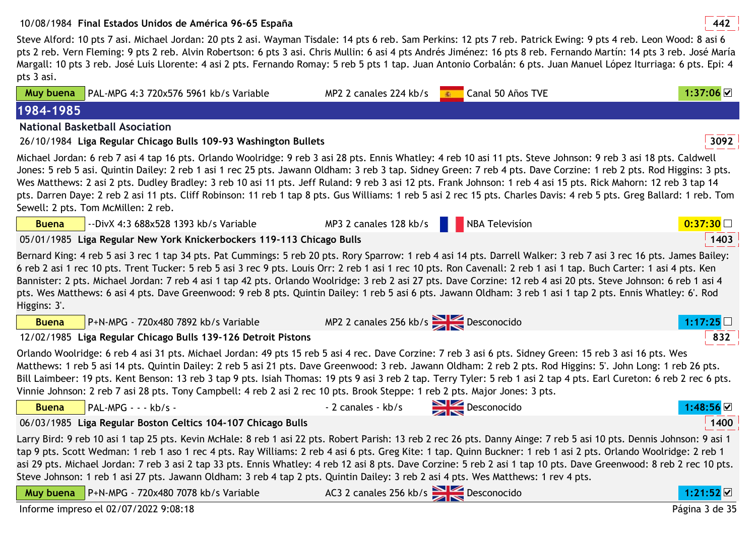10/08/1984 **Final Estados Unidos de América 96-65 España** 442

Steve Alford: 10 pts 7 asi. Michael Jordan: 20 pts 2 asi. Wayman Tisdale: 14 pts 6 reb. Sam Perkins: 12 pts 7 reb. Patrick Ewing: 9 pts 4 reb. Leon Wood: 8 asi 6 pts 2 reb. Vern Fleming: 9 pts 2 reb. Alvin Robertson: 6 pts 3 asi. Chris Mullin: 6 asi 4 pts Andrés Jiménez: 16 pts 8 reb. Fernando Martín: 14 pts 3 reb. José María Margall: 10 pts 3 reb. José Luis Llorente: 4 asi 2 pts. Fernando Romay: 5 reb 5 pts 1 tap. Juan Antonio Corbalán: 6 pts. Juan Manuel López Iturriaga: 6 pts. Epi: 4 pts 3 asi.

| Muy buena | PAL-MPG 4:3 720x576 5961 kb/s Variable | MP2 2 canales 224 kb/s | Canal 50 Años TVE | 1:37:06 ☑ |
|---|---|---|---|---|

## 1984-1985

### National Basketball Asociation

26/10/1984 **Liga Regular Chicago Bulls 109-93 Washington Bullets** 3092

Michael Jordan: 6 reb 7 asi 4 tap 16 pts. Orlando Woolridge: 9 reb 3 asi 28 pts. Ennis Whatley: 4 reb 10 asi 11 pts. Steve Johnson: 9 reb 3 asi 18 pts. Caldwell Jones: 5 reb 5 asi. Quintin Dailey: 2 reb 1 asi 1 rec 25 pts. Jawann Oldham: 3 reb 3 tap. Sidney Green: 7 reb 4 pts. Dave Corzine: 1 reb 2 pts. Rod Higgins: 3 pts. Wes Matthews: 2 asi 2 pts. Dudley Bradley: 3 reb 10 asi 11 pts. Jeff Ruland: 9 reb 3 asi 12 pts. Frank Johnson: 1 reb 4 asi 15 pts. Rick Mahorn: 12 reb 3 tap 14 pts. Darren Daye: 2 reb 2 asi 11 pts. Cliff Robinson: 11 reb 1 tap 8 pts. Gus Williams: 1 reb 5 asi 2 rec 15 pts. Charles Davis: 4 reb 5 pts. Greg Ballard: 1 reb. Tom Sewell: 2 pts. Tom McMillen: 2 reb.

| Buena | --DivX 4:3 688x528 1393 kb/s Variable | MP3 2 canales 128 kb/s | NBA Televisíon | 0:37:30 ☐ |
|---|---|---|---|---|

05/01/1985 **Liga Regular New York Knickerbockers 119-113 Chicago Bulls** 1403

Bernard King: 4 reb 5 asi 3 rec 1 tap 34 pts. Pat Cummings: 5 reb 20 pts. Rory Sparrow: 1 reb 4 asi 14 pts. Darrell Walker: 3 reb 7 asi 3 rec 16 pts. James Bailey: 6 reb 2 asi 1 rec 10 pts. Trent Tucker: 5 reb 5 asi 3 rec 9 pts. Louis Orr: 2 reb 1 asi 1 rec 10 pts. Ron Cavenall: 2 reb 1 asi 1 tap. Buch Carter: 1 asi 4 pts. Ken Bannister: 2 pts. Michael Jordan: 7 reb 4 asi 1 tap 42 pts. Orlando Woolridge: 3 reb 2 asi 27 pts. Dave Corzine: 12 reb 4 asi 20 pts. Steve Johnson: 6 reb 1 asi 4 pts. Wes Matthews: 6 asi 4 pts. Dave Greenwood: 9 reb 8 pts. Quintin Dailey: 1 reb 5 asi 6 pts. Jawann Oldham: 3 reb 1 asi 1 tap 2 pts. Ennis Whatley: 6'. Rod Higgins: 3'.

| Buena | P+N-MPG - 720x480 7892 kb/s Variable | MP2 2 canales 256 kb/s | Desconocido | 1:17:25 ☐ |
|---|---|---|---|---|

12/02/1985 **Liga Regular Chicago Bulls 139-126 Detroit Pistons** 832

Orlando Woolridge: 6 reb 4 asi 31 pts. Michael Jordan: 49 pts 15 reb 5 asi 4 rec. Dave Corzine: 7 reb 3 asi 6 pts. Sidney Green: 15 reb 3 asi 16 pts. Wes Matthews: 1 reb 5 asi 14 pts. Quintin Dailey: 2 reb 5 asi 21 pts. Dave Greenwood: 3 reb. Jawann Oldham: 2 reb 2 pts. Rod Higgins: 5'. John Long: 1 reb 26 pts. Bill Laimbeer: 19 pts. Kent Benson: 13 reb 3 tap 9 pts. Isiah Thomas: 19 pts 9 asi 3 reb 2 tap. Terry Tyler: 5 reb 1 asi 2 tap 4 pts. Earl Cureton: 6 reb 2 rec 6 pts. Vinnie Johnson: 2 reb 7 asi 28 pts. Tony Campbell: 4 reb 2 asi 2 rec 10 pts. Brook Steppe: 1 reb 2 pts. Major Jones: 3 pts.

| Buena | PAL-MPG - - - kb/s - | - 2 canales - kb/s | Desconocido | 1:48:56 ☑ |
|---|---|---|---|---|

06/03/1985 **Liga Regular Boston Celtics 104-107 Chicago Bulls** 1400

Larry Bird: 9 reb 10 asi 1 tap 25 pts. Kevin McHale: 8 reb 1 asi 22 pts. Robert Parish: 13 reb 2 rec 26 pts. Danny Ainge: 7 reb 5 asi 10 pts. Dennis Johnson: 9 asi 1 tap 9 pts. Scott Wedman: 1 reb 1 aso 1 rec 4 pts. Ray Williams: 2 reb 4 asi 6 pts. Greg Kite: 1 tap. Quinn Buckner: 1 reb 1 asi 2 pts. Orlando Woolridge: 2 reb 1 asi 29 pts. Michael Jordan: 7 reb 3 asi 2 tap 33 pts. Ennis Whatley: 4 reb 12 asi 8 pts. Dave Corzine: 5 reb 2 asi 1 tap 10 pts. Dave Greenwood: 8 reb 2 rec 10 pts. Steve Johnson: 1 reb 1 asi 27 pts. Jawann Oldham: 3 reb 4 tap 2 pts. Quintin Dailey: 3 reb 2 asi 4 pts. Wes Matthews: 1 rev 4 pts.

| Muy buena | P+N-MPG - 720x480 7078 kb/s Variable | AC3 2 canales 256 kb/s | Desconocido | 1:21:52 ☑ |
|---|---|---|---|---|

Informe impreso el 02/07/2022 9:08:18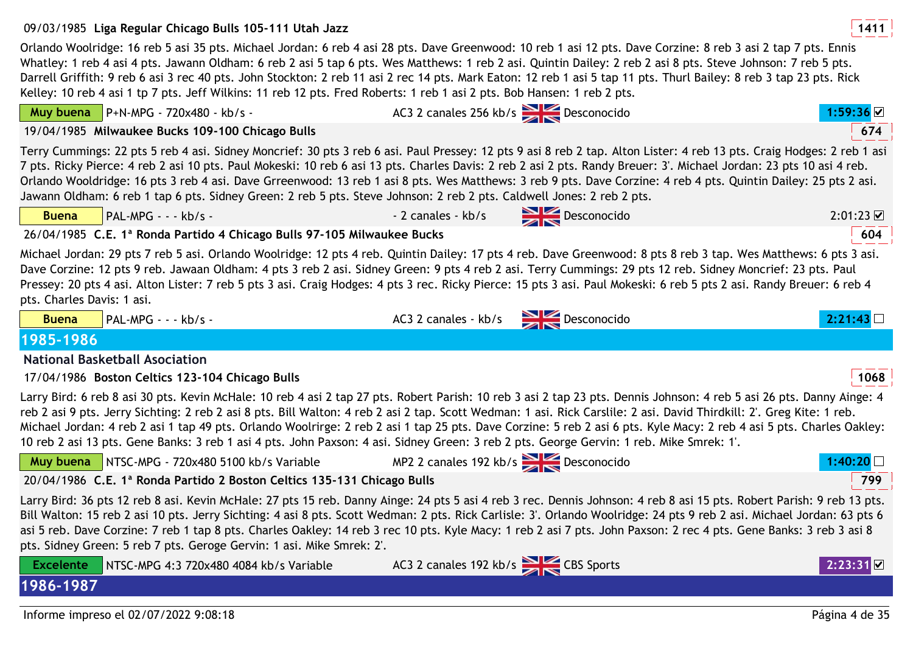09/03/1985 **Liga Regular Chicago Bulls 105-111 Utah Jazz** **1411**

Orlando Woolridge: 16 reb 5 asi 35 pts. Michael Jordan: 6 reb 4 asi 28 pts. Dave Greenwood: 10 reb 1 asi 12 pts. Dave Corzine: 8 reb 3 asi 2 tap 7 pts. Ennis Whatley: 1 reb 4 asi 4 pts. Jawann Oldham: 6 reb 2 asi 5 tap 6 pts. Wes Matthews: 1 reb 2 asi. Quintin Dailey: 2 reb 2 asi 8 pts. Steve Johnson: 7 reb 5 pts. Darrell Griffith: 9 reb 6 asi 3 rec 40 pts. John Stockton: 2 reb 11 asi 2 rec 14 pts. Mark Eaton: 12 reb 1 asi 5 tap 11 pts. Thurl Bailey: 8 reb 3 tap 23 pts. Rick Kelley: 10 reb 4 asi 1 tp 7 pts. Jeff Wilkins: 11 reb 12 pts. Fred Roberts: 1 reb 1 asi 2 pts. Bob Hansen: 1 reb 2 pts.

| Muy buena | P+N-MPG - 720x480 - kb/s - | AC3 2 canales 256 kb/s | Desconocido | 1:59:36 ☑ |
|---|---|---|---|---|

19/04/1985 **Milwaukee Bucks 109-100 Chicago Bulls** **674**

Terry Cummings: 22 pts 5 reb 4 asi. Sidney Moncrief: 30 pts 3 reb 6 asi. Paul Pressey: 12 pts 9 asi 8 reb 2 tap. Alton Lister: 4 reb 13 pts. Craig Hodges: 2 reb 1 asi 7 pts. Ricky Pierce: 4 reb 2 asi 10 pts. Paul Mokeski: 10 reb 6 asi 13 pts. Charles Davis: 2 reb 2 asi 2 pts. Randy Breuer: 3'. Michael Jordan: 23 pts 10 asi 4 reb. Orlando Wooldridge: 16 pts 3 reb 4 asi. Dave Grreenwood: 13 reb 1 asi 8 pts. Wes Matthews: 3 reb 9 pts. Dave Corzine: 4 reb 4 pts. Quintin Dailey: 25 pts 2 asi. Jawann Oldham: 6 reb 1 tap 6 pts. Sidney Green: 2 reb 5 pts. Steve Johnson: 2 reb 2 pts. Caldwell Jones: 2 reb 2 pts.

| Buena | PAL-MPG - - - kb/s - | - 2 canales - kb/s | Desconocido | 2:01:23 ☑ |
|---|---|---|---|---|

26/04/1985 **C.E. 1ª Ronda Partido 4 Chicago Bulls 97-105 Milwaukee Bucks** **604**

Michael Jordan: 29 pts 7 reb 5 asi. Orlando Woolridge: 12 pts 4 reb. Quintin Dailey: 17 pts 4 reb. Dave Greenwood: 8 pts 8 reb 3 tap. Wes Matthews: 6 pts 3 asi. Dave Corzine: 12 pts 9 reb. Jawaan Oldham: 4 pts 3 reb 2 asi. Sidney Green: 9 pts 4 reb 2 asi. Terry Cummings: 29 pts 12 reb. Sidney Moncrief: 23 pts. Paul Pressey: 20 pts 4 asi. Alton Lister: 7 reb 5 pts 3 asi. Craig Hodges: 4 pts 3 rec. Ricky Pierce: 15 pts 3 asi. Paul Mokeski: 6 reb 5 pts 2 asi. Randy Breuer: 6 reb 4 pts. Charles Davis: 1 asi.

| Buena | PAL-MPG - - - kb/s - | AC3 2 canales - kb/s | Desconocido | 2:21:43 ☐ |
|---|---|---|---|---|

## 1985-1986

### National Basketball Asociation

17/04/1986 **Boston Celtics 123-104 Chicago Bulls** **1068**

Larry Bird: 6 reb 8 asi 30 pts. Kevin McHale: 10 reb 4 asi 2 tap 27 pts. Robert Parish: 10 reb 3 asi 2 tap 23 pts. Dennis Johnson: 4 reb 5 asi 26 pts. Danny Ainge: 4 reb 2 asi 9 pts. Jerry Sichting: 2 reb 2 asi 8 pts. Bill Walton: 4 reb 2 asi 2 tap. Scott Wedman: 1 asi. Rick Carslile: 2 asi. David Thirdkill: 2'. Greg Kite: 1 reb. Michael Jordan: 4 reb 2 asi 1 tap 49 pts. Orlando Woolrirge: 2 reb 2 asi 1 tap 25 pts. Dave Corzine: 5 reb 2 asi 6 pts. Kyle Macy: 2 reb 4 asi 5 pts. Charles Oakley: 10 reb 2 asi 13 pts. Gene Banks: 3 reb 1 asi 4 pts. John Paxson: 4 asi. Sidney Green: 3 reb 2 pts. George Gervin: 1 reb. Mike Smrek: 1'.

| Muy buena | NTSC-MPG - 720x480 5100 kb/s Variable | MP2 2 canales 192 kb/s | Desconocido | 1:40:20 ☐ |
|---|---|---|---|---|

20/04/1986 **C.E. 1ª Ronda Partido 2 Boston Celtics 135-131 Chicago Bulls** **799**

Larry Bird: 36 pts 12 reb 8 asi. Kevin McHale: 27 pts 15 reb. Danny Ainge: 24 pts 5 asi 4 reb 3 rec. Dennis Johnson: 4 reb 8 asi 15 pts. Robert Parish: 9 reb 13 pts. Bill Walton: 15 reb 2 asi 10 pts. Jerry Sichting: 4 asi 8 pts. Scott Wedman: 2 pts. Rick Carlisle: 3'. Orlando Woolridge: 24 pts 9 reb 2 asi. Michael Jordan: 63 pts 6 asi 5 reb. Dave Corzine: 7 reb 1 tap 8 pts. Charles Oakley: 14 reb 3 rec 10 pts. Kyle Macy: 1 reb 2 asi 7 pts. John Paxson: 2 rec 4 pts. Gene Banks: 3 reb 3 asi 8 pts. Sidney Green: 5 reb 7 pts. Geroge Gervin: 1 asi. Mike Smrek: 2'.

| Excelente | NTSC-MPG 4:3 720x480 4084 kb/s Variable | AC3 2 canales 192 kb/s | CBS Sports | 2:23:31 ☑ |
|---|---|---|---|---|

## 1986-1987

Informe impreso el 02/07/2022 9:08:18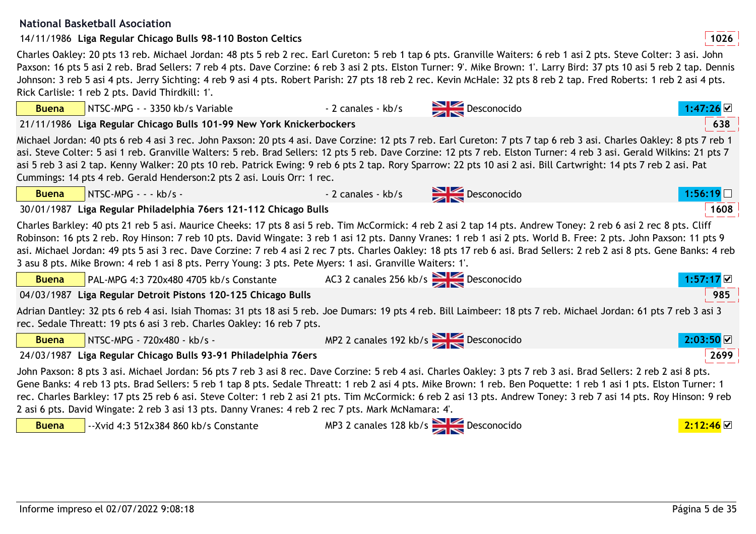**National Basketball Asociation**

14/11/1986 **Liga Regular Chicago Bulls 98-110 Boston Celtics** **1026**

Charles Oakley: 20 pts 13 reb. Michael Jordan: 48 pts 5 reb 2 rec. Earl Cureton: 5 reb 1 tap 6 pts. Granville Waiters: 6 reb 1 asi 2 pts. Steve Colter: 3 asi. John Paxson: 16 pts 5 asi 2 reb. Brad Sellers: 7 reb 4 pts. Dave Corzine: 6 reb 3 asi 2 pts. Elston Turner: 9'. Mike Brown: 1'. Larry Bird: 37 pts 10 asi 5 reb 2 tap. Dennis Johnson: 3 reb 5 asi 4 pts. Jerry Sichting: 4 reb 9 asi 4 pts. Robert Parish: 27 pts 18 reb 2 rec. Kevin McHale: 32 pts 8 reb 2 tap. Fred Roberts: 1 reb 2 asi 4 pts. Rick Carlisle: 1 reb 2 pts. David Thirdkill: 1'.

| Buena | NTSC-MPG - - 3350 kb/s Variable | - 2 canales - kb/s | Desconocido | 1:47:26 ☑ |
|---|---|---|---|---|

21/11/1986 **Liga Regular Chicago Bulls 101-99 New York Knickerbockers** **638**

Michael Jordan: 40 pts 6 reb 4 asi 3 rec. John Paxson: 20 pts 4 asi. Dave Corzine: 12 pts 7 reb. Earl Cureton: 7 pts 7 tap 6 reb 3 asi. Charles Oakley: 8 pts 7 reb 1 asi. Steve Colter: 5 asi 1 reb. Granville Walters: 5 reb. Brad Sellers: 12 pts 5 reb. Dave Corzine: 12 pts 7 reb. Elston Turner: 4 reb 3 asi. Gerald Wilkins: 21 pts 7 asi 5 reb 3 asi 2 tap. Kenny Walker: 20 pts 10 reb. Patrick Ewing: 9 reb 6 pts 2 tap. Rory Sparrow: 22 pts 10 asi 2 asi. Bill Cartwright: 14 pts 7 reb 2 asi. Pat Cummings: 14 pts 4 reb. Gerald Henderson:2 pts 2 asi. Louis Orr: 1 rec.

| Buena | NTSC-MPG - - - kb/s - | - 2 canales - kb/s | Desconocido | 1:56:19 ☐ |
|---|---|---|---|---|

30/01/1987 **Liga Regular Philadelphia 76ers 121-112 Chicago Bulls** **1608**

Charles Barkley: 40 pts 21 reb 5 asi. Maurice Cheeks: 17 pts 8 asi 5 reb. Tim McCormick: 4 reb 2 asi 2 tap 14 pts. Andrew Toney: 2 reb 6 asi 2 rec 8 pts. Cliff Robinson: 16 pts 2 reb. Roy Hinson: 7 reb 10 pts. David Wingate: 3 reb 1 asi 12 pts. Danny Vranes: 1 reb 1 asi 2 pts. World B. Free: 2 pts. John Paxson: 11 pts 9 asi. Michael Jordan: 49 pts 5 asi 3 rec. Dave Corzine: 7 reb 4 asi 2 rec 7 pts. Charles Oakley: 18 pts 17 reb 6 asi. Brad Sellers: 2 reb 2 asi 8 pts. Gene Banks: 4 reb 3 asu 8 pts. Mike Brown: 4 reb 1 asi 8 pts. Perry Young: 3 pts. Pete Myers: 1 asi. Granville Waiters: 1'.

| Buena | PAL-MPG 4:3 720x480 4705 kb/s Constante | AC3 2 canales 256 kb/s | Desconocido | 1:57:17 ☑ |
|---|---|---|---|---|

04/03/1987 **Liga Regular Detroit Pistons 120-125 Chicago Bulls** **985**

Adrian Dantley: 32 pts 6 reb 4 asi. Isiah Thomas: 31 pts 18 asi 5 reb. Joe Dumars: 19 pts 4 reb. Bill Laimbeer: 18 pts 7 reb. Michael Jordan: 61 pts 7 reb 3 asi 3 rec. Sedale Threatt: 19 pts 6 asi 3 reb. Charles Oakley: 16 reb 7 pts.

| Buena | NTSC-MPG - 720x480 - kb/s - | MP2 2 canales 192 kb/s | Desconocido | 2:03:50 ☑ |
|---|---|---|---|---|

24/03/1987 **Liga Regular Chicago Bulls 93-91 Philadelphia 76ers** **2699**

John Paxson: 8 pts 3 asi. Michael Jordan: 56 pts 7 reb 3 asi 8 rec. Dave Corzine: 5 reb 4 asi. Charles Oakley: 3 pts 7 reb 3 asi. Brad Sellers: 2 reb 2 asi 8 pts. Gene Banks: 4 reb 13 pts. Brad Sellers: 5 reb 1 tap 8 pts. Sedale Threatt: 1 reb 2 asi 4 pts. Mike Brown: 1 reb. Ben Poquette: 1 reb 1 asi 1 pts. Elston Turner: 1 rec. Charles Barkley: 17 pts 25 reb 6 asi. Steve Colter: 1 reb 2 asi 21 pts. Tim McCormick: 6 reb 2 asi 13 pts. Andrew Toney: 3 reb 7 asi 14 pts. Roy Hinson: 9 reb 2 asi 6 pts. David Wingate: 2 reb 3 asi 13 pts. Danny Vranes: 4 reb 2 rec 7 pts. Mark McNamara: 4'.

| Buena | --Xvid 4:3 512x384 860 kb/s Constante | MP3 2 canales 128 kb/s | Desconocido | 2:12:46 ☑ |
|---|---|---|---|---|

Informe impreso el 02/07/2022 9:08:18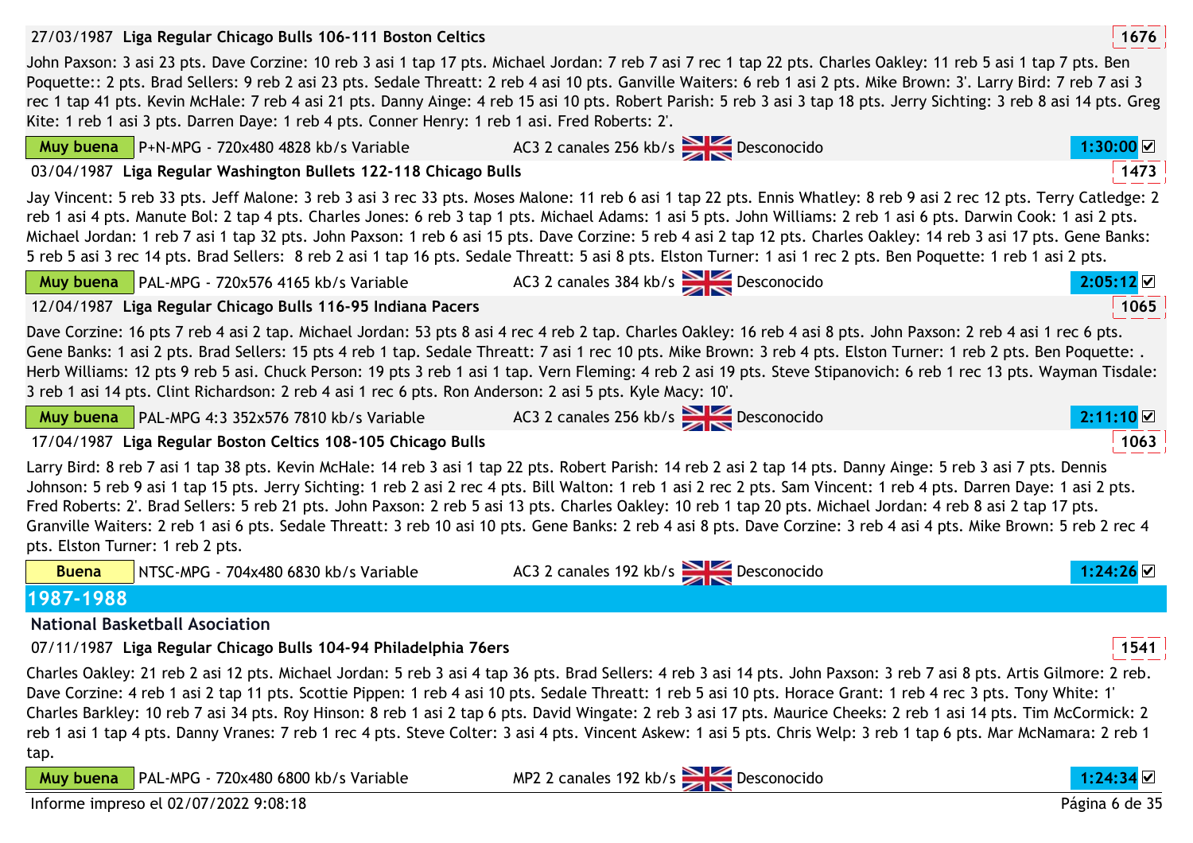27/03/1987 **Liga Regular Chicago Bulls 106-111 Boston Celtics** **1676**

John Paxson: 3 asi 23 pts. Dave Corzine: 10 reb 3 asi 1 tap 17 pts. Michael Jordan: 7 reb 7 asi 7 rec 1 tap 22 pts. Charles Oakley: 11 reb 5 asi 1 tap 7 pts. Ben Poquette:: 2 pts. Brad Sellers: 9 reb 2 asi 23 pts. Sedale Threatt: 2 reb 4 asi 10 pts. Ganville Waiters: 6 reb 1 asi 2 pts. Mike Brown: 3'. Larry Bird: 7 reb 7 asi 3 rec 1 tap 41 pts. Kevin McHale: 7 reb 4 asi 21 pts. Danny Ainge: 4 reb 15 asi 10 pts. Robert Parish: 5 reb 3 asi 3 tap 18 pts. Jerry Sichting: 3 reb 8 asi 14 pts. Greg Kite: 1 reb 1 asi 3 pts. Darren Daye: 1 reb 4 pts. Conner Henry: 1 reb 1 asi. Fred Roberts: 2'.

Muy buena | P+N-MPG - 720x480 4828 kb/s Variable | AC3 2 canales 256 kb/s | Desconocido | 1:30:00 ☑

03/04/1987 **Liga Regular Washington Bullets 122-118 Chicago Bulls** **1473**

Jay Vincent: 5 reb 33 pts. Jeff Malone: 3 reb 3 asi 3 rec 33 pts. Moses Malone: 11 reb 6 asi 1 tap 22 pts. Ennis Whatley: 8 reb 9 asi 2 rec 12 pts. Terry Catledge: 2 reb 1 asi 4 pts. Manute Bol: 2 tap 4 pts. Charles Jones: 6 reb 3 tap 1 pts. Michael Adams: 1 asi 5 pts. John Williams: 2 reb 1 asi 6 pts. Darwin Cook: 1 asi 2 pts. Michael Jordan: 1 reb 7 asi 1 tap 32 pts. John Paxson: 1 reb 6 asi 15 pts. Dave Corzine: 5 reb 4 asi 2 tap 12 pts. Charles Oakley: 14 reb 3 asi 17 pts. Gene Banks: 5 reb 5 asi 3 rec 14 pts. Brad Sellers: 8 reb 2 asi 1 tap 16 pts. Sedale Threatt: 5 asi 8 pts. Elston Turner: 1 asi 1 rec 2 pts. Ben Poquette: 1 reb 1 asi 2 pts.

Muy buena | PAL-MPG - 720x576 4165 kb/s Variable | AC3 2 canales 384 kb/s | Desconocido | 2:05:12 ☑

12/04/1987 **Liga Regular Chicago Bulls 116-95 Indiana Pacers** **1065**

Dave Corzine: 16 pts 7 reb 4 asi 2 tap. Michael Jordan: 53 pts 8 asi 4 rec 4 reb 2 tap. Charles Oakley: 16 reb 4 asi 8 pts. John Paxson: 2 reb 4 asi 1 rec 6 pts. Gene Banks: 1 asi 2 pts. Brad Sellers: 15 pts 4 reb 1 tap. Sedale Threatt: 7 asi 1 rec 10 pts. Mike Brown: 3 reb 4 pts. Elston Turner: 1 reb 2 pts. Ben Poquette: . Herb Williams: 12 pts 9 reb 5 asi. Chuck Person: 19 pts 3 reb 1 asi 1 tap. Vern Fleming: 4 reb 2 asi 19 pts. Steve Stipanovich: 6 reb 1 rec 13 pts. Wayman Tisdale: 3 reb 1 asi 14 pts. Clint Richardson: 2 reb 4 asi 1 rec 6 pts. Ron Anderson: 2 asi 5 pts. Kyle Macy: 10'.

Muy buena | PAL-MPG 4:3 352x576 7810 kb/s Variable | AC3 2 canales 256 kb/s | Desconocido | 2:11:10 ☑

17/04/1987 **Liga Regular Boston Celtics 108-105 Chicago Bulls** **1063**

Larry Bird: 8 reb 7 asi 1 tap 38 pts. Kevin McHale: 14 reb 3 asi 1 tap 22 pts. Robert Parish: 14 reb 2 asi 2 tap 14 pts. Danny Ainge: 5 reb 3 asi 7 pts. Dennis Johnson: 5 reb 9 asi 1 tap 15 pts. Jerry Sichting: 1 reb 2 asi 2 rec 4 pts. Bill Walton: 1 reb 1 asi 2 rec 2 pts. Sam Vincent: 1 reb 4 pts. Darren Daye: 1 asi 2 pts. Fred Roberts: 2'. Brad Sellers: 5 reb 21 pts. John Paxson: 2 reb 5 asi 13 pts. Charles Oakley: 10 reb 1 tap 20 pts. Michael Jordan: 4 reb 8 asi 2 tap 17 pts. Granville Waiters: 2 reb 1 asi 6 pts. Sedale Threatt: 3 reb 10 asi 10 pts. Gene Banks: 2 reb 4 asi 8 pts. Dave Corzine: 3 reb 4 asi 4 pts. Mike Brown: 5 reb 2 rec 4 pts. Elston Turner: 1 reb 2 pts.

Buena | NTSC-MPG - 704x480 6830 kb/s Variable | AC3 2 canales 192 kb/s | Desconocido | 1:24:26 ☑

## 1987-1988

### National Basketball Asociation

07/11/1987 **Liga Regular Chicago Bulls 104-94 Philadelphia 76ers** **1541**

Charles Oakley: 21 reb 2 asi 12 pts. Michael Jordan: 5 reb 3 asi 4 tap 36 pts. Brad Sellers: 4 reb 3 asi 14 pts. John Paxson: 3 reb 7 asi 8 pts. Artis Gilmore: 2 reb. Dave Corzine: 4 reb 1 asi 2 tap 11 pts. Scottie Pippen: 1 reb 4 asi 10 pts. Sedale Threatt: 1 reb 5 asi 10 pts. Horace Grant: 1 reb 4 rec 3 pts. Tony White: 1' Charles Barkley: 10 reb 7 asi 34 pts. Roy Hinson: 8 reb 1 asi 2 tap 6 pts. David Wingate: 2 reb 3 asi 17 pts. Maurice Cheeks: 2 reb 1 asi 14 pts. Tim McCormick: 2 reb 1 asi 1 tap 4 pts. Danny Vranes: 7 reb 1 rec 4 pts. Steve Colter: 3 asi 4 pts. Vincent Askew: 1 asi 5 pts. Chris Welp: 3 reb 1 tap 6 pts. Mar McNamara: 2 reb 1 tap.

Muy buena | PAL-MPG - 720x480 6800 kb/s Variable | MP2 2 canales 192 kb/s | Desconocido | 1:24:34 ☑

Informe impreso el 02/07/2022 9:08:18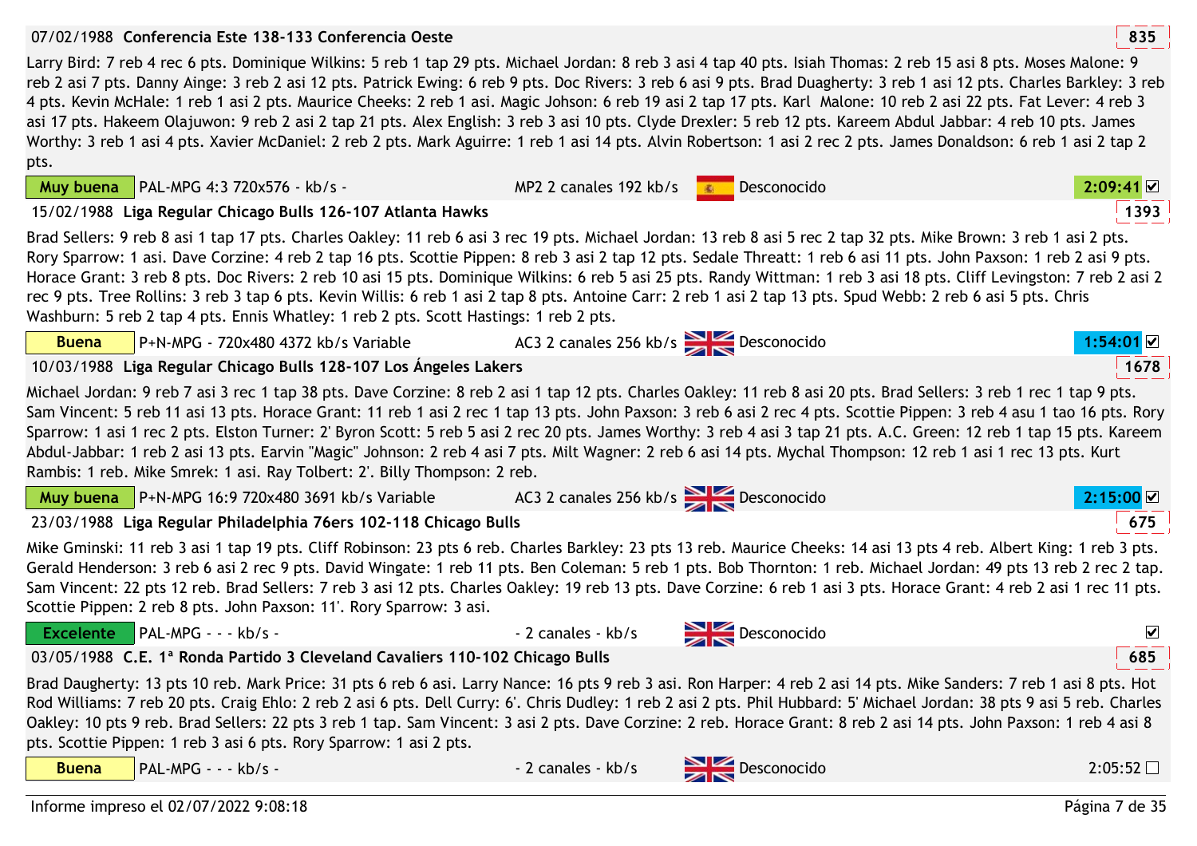07/02/1988 **Conferencia Este 138-133 Conferencia Oeste** 835

Larry Bird: 7 reb 4 rec 6 pts. Dominique Wilkins: 5 reb 1 tap 29 pts. Michael Jordan: 8 reb 3 asi 4 tap 40 pts. Isiah Thomas: 2 reb 15 asi 8 pts. Moses Malone: 9 reb 2 asi 7 pts. Danny Ainge: 3 reb 2 asi 12 pts. Patrick Ewing: 6 reb 9 pts. Doc Rivers: 3 reb 6 asi 9 pts. Brad Duagherty: 3 reb 1 asi 12 pts. Charles Barkley: 3 reb 4 pts. Kevin McHale: 1 reb 1 asi 2 pts. Maurice Cheeks: 2 reb 1 asi. Magic Johson: 6 reb 19 asi 2 tap 17 pts. Karl  Malone: 10 reb 2 asi 22 pts. Fat Lever: 4 reb 3 asi 17 pts. Hakeem Olajuwon: 9 reb 2 asi 2 tap 21 pts. Alex English: 3 reb 3 asi 10 pts. Clyde Drexler: 5 reb 12 pts. Kareem Abdul Jabbar: 4 reb 10 pts. James Worthy: 3 reb 1 asi 4 pts. Xavier McDaniel: 2 reb 2 pts. Mark Aguirre: 1 reb 1 asi 14 pts. Alvin Robertson: 1 asi 2 rec 2 pts. James Donaldson: 6 reb 1 asi 2 tap 2 pts.

Muy buena | PAL-MPG 4:3 720x576 - kb/s - | MP2 2 canales 192 kb/s | Desconocido | 2:09:41 ☑

15/02/1988 **Liga Regular Chicago Bulls 126-107 Atlanta Hawks** 1393

Brad Sellers: 9 reb 8 asi 1 tap 17 pts. Charles Oakley: 11 reb 6 asi 3 rec 19 pts. Michael Jordan: 13 reb 8 asi 5 rec 2 tap 32 pts. Mike Brown: 3 reb 1 asi 2 pts. Rory Sparrow: 1 asi. Dave Corzine: 4 reb 2 tap 16 pts. Scottie Pippen: 8 reb 3 asi 2 tap 12 pts. Sedale Threatt: 1 reb 6 asi 11 pts. John Paxson: 1 reb 2 asi 9 pts. Horace Grant: 3 reb 8 pts. Doc Rivers: 2 reb 10 asi 15 pts. Dominique Wilkins: 6 reb 5 asi 25 pts. Randy Wittman: 1 reb 3 asi 18 pts. Cliff Levingston: 7 reb 2 asi 2 rec 9 pts. Tree Rollins: 3 reb 3 tap 6 pts. Kevin Willis: 6 reb 1 asi 2 tap 8 pts. Antoine Carr: 2 reb 1 asi 2 tap 13 pts. Spud Webb: 2 reb 6 asi 5 pts. Chris Washburn: 5 reb 2 tap 4 pts. Ennis Whatley: 1 reb 2 pts. Scott Hastings: 1 reb 2 pts.

Buena | P+N-MPG - 720x480 4372 kb/s Variable | AC3 2 canales 256 kb/s | Desconocido | 1:54:01 ☑

10/03/1988 **Liga Regular Chicago Bulls 128-107 Los Ángeles Lakers** 1678

Michael Jordan: 9 reb 7 asi 3 rec 1 tap 38 pts. Dave Corzine: 8 reb 2 asi 1 tap 12 pts. Charles Oakley: 11 reb 8 asi 20 pts. Brad Sellers: 3 reb 1 rec 1 tap 9 pts. Sam Vincent: 5 reb 11 asi 13 pts. Horace Grant: 11 reb 1 asi 2 rec 1 tap 13 pts. John Paxson: 3 reb 6 asi 2 rec 4 pts. Scottie Pippen: 3 reb 4 asu 1 tao 16 pts. Rory Sparrow: 1 asi 1 rec 2 pts. Elston Turner: 2' Byron Scott: 5 reb 5 asi 2 rec 20 pts. James Worthy: 3 reb 4 asi 3 tap 21 pts. A.C. Green: 12 reb 1 tap 15 pts. Kareem Abdul-Jabbar: 1 reb 2 asi 13 pts. Earvin "Magic" Johnson: 2 reb 4 asi 7 pts. Milt Wagner: 2 reb 6 asi 14 pts. Mychal Thompson: 12 reb 1 asi 1 rec 13 pts. Kurt Rambis: 1 reb. Mike Smrek: 1 asi. Ray Tolbert: 2'. Billy Thompson: 2 reb.

Muy buena | P+N-MPG 16:9 720x480 3691 kb/s Variable | AC3 2 canales 256 kb/s | Desconocido | 2:15:00 ☑

23/03/1988 **Liga Regular Philadelphia 76ers 102-118 Chicago Bulls** 675

Mike Gminski: 11 reb 3 asi 1 tap 19 pts. Cliff Robinson: 23 pts 6 reb. Charles Barkley: 23 pts 13 reb. Maurice Cheeks: 14 asi 13 pts 4 reb. Albert King: 1 reb 3 pts. Gerald Henderson: 3 reb 6 asi 2 rec 9 pts. David Wingate: 1 reb 11 pts. Ben Coleman: 5 reb 1 pts. Bob Thornton: 1 reb. Michael Jordan: 49 pts 13 reb 2 rec 2 tap. Sam Vincent: 22 pts 12 reb. Brad Sellers: 7 reb 3 asi 12 pts. Charles Oakley: 19 reb 13 pts. Dave Corzine: 6 reb 1 asi 3 pts. Horace Grant: 4 reb 2 asi 1 rec 11 pts. Scottie Pippen: 2 reb 8 pts. John Paxson: 11'. Rory Sparrow: 3 asi.

Excelente | PAL-MPG - - - kb/s - | - 2 canales - kb/s | Desconocido | ☑

03/05/1988 **C.E. 1ª Ronda Partido 3 Cleveland Cavaliers 110-102 Chicago Bulls** 685

Brad Daugherty: 13 pts 10 reb. Mark Price: 31 pts 6 reb 6 asi. Larry Nance: 16 pts 9 reb 3 asi. Ron Harper: 4 reb 2 asi 14 pts. Mike Sanders: 7 reb 1 asi 8 pts. Hot Rod Williams: 7 reb 20 pts. Craig Ehlo: 2 reb 2 asi 6 pts. Dell Curry: 6'. Chris Dudley: 1 reb 2 asi 2 pts. Phil Hubbard: 5' Michael Jordan: 38 pts 9 asi 5 reb. Charles Oakley: 10 pts 9 reb. Brad Sellers: 22 pts 3 reb 1 tap. Sam Vincent: 3 asi 2 pts. Dave Corzine: 2 reb. Horace Grant: 8 reb 2 asi 14 pts. John Paxson: 1 reb 4 asi 8 pts. Scottie Pippen: 1 reb 3 asi 6 pts. Rory Sparrow: 1 asi 2 pts.

Buena | PAL-MPG - - - kb/s - | - 2 canales - kb/s | Desconocido | 2:05:52 ☐

Informe impreso el 02/07/2022 9:08:18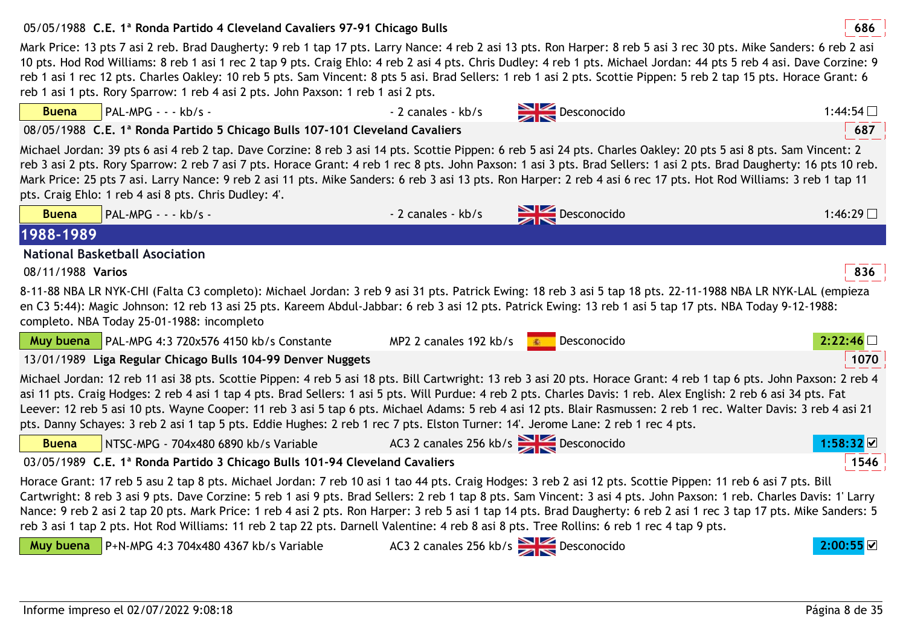05/05/1988 **C.E. 1ª Ronda Partido 4 Cleveland Cavaliers 97-91 Chicago Bulls** 686

Mark Price: 13 pts 7 asi 2 reb. Brad Daugherty: 9 reb 1 tap 17 pts. Larry Nance: 4 reb 2 asi 13 pts. Ron Harper: 8 reb 5 asi 3 rec 30 pts. Mike Sanders: 6 reb 2 asi 10 pts. Hod Rod Williams: 8 reb 1 asi 1 rec 2 tap 9 pts. Craig Ehlo: 4 reb 2 asi 4 pts. Chris Dudley: 4 reb 1 pts. Michael Jordan: 44 pts 5 reb 4 asi. Dave Corzine: 9 reb 1 asi 1 rec 12 pts. Charles Oakley: 10 reb 5 pts. Sam Vincent: 8 pts 5 asi. Brad Sellers: 1 reb 1 asi 2 pts. Scottie Pippen: 5 reb 2 tap 15 pts. Horace Grant: 6 reb 1 asi 1 pts. Rory Sparrow: 1 reb 4 asi 2 pts. John Paxson: 1 reb 1 asi 2 pts.

| Buena | PAL-MPG - - - kb/s - | - 2 canales - kb/s | Desconocido | 1:44:54 ☐ |
|---|---|---|---|---|

08/05/1988 **C.E. 1ª Ronda Partido 5 Chicago Bulls 107-101 Cleveland Cavaliers** 687

Michael Jordan: 39 pts 6 asi 4 reb 2 tap. Dave Corzine: 8 reb 3 asi 14 pts. Scottie Pippen: 6 reb 5 asi 24 pts. Charles Oakley: 20 pts 5 asi 8 pts. Sam Vincent: 2 reb 3 asi 2 pts. Rory Sparrow: 2 reb 7 asi 7 pts. Horace Grant: 4 reb 1 rec 8 pts. John Paxson: 1 asi 3 pts. Brad Sellers: 1 asi 2 pts. Brad Daugherty: 16 pts 10 reb. Mark Price: 25 pts 7 asi. Larry Nance: 9 reb 2 asi 11 pts. Mike Sanders: 6 reb 3 asi 13 pts. Ron Harper: 2 reb 4 asi 6 rec 17 pts. Hot Rod Williams: 3 reb 1 tap 11 pts. Craig Ehlo: 1 reb 4 asi 8 pts. Chris Dudley: 4'.

| Buena | PAL-MPG - - - kb/s - | - 2 canales - kb/s | Desconocido | 1:46:29 ☐ |
|---|---|---|---|---|

## 1988-1989

### National Basketball Asociation

08/11/1988 **Varios** 836

8-11-88 NBA LR NYK-CHI (Falta C3 completo): Michael Jordan: 3 reb 9 asi 31 pts. Patrick Ewing: 18 reb 3 asi 5 tap 18 pts. 22-11-1988 NBA LR NYK-LAL (empieza en C3 5:44): Magic Johnson: 12 reb 13 asi 25 pts. Kareem Abdul-Jabbar: 6 reb 3 asi 12 pts. Patrick Ewing: 13 reb 1 asi 5 tap 17 pts. NBA Today 9-12-1988: completo. NBA Today 25-01-1988: incompleto

| Muy buena | PAL-MPG 4:3 720x576 4150 kb/s Constante | MP2 2 canales 192 kb/s | Desconocido | 2:22:46 ☐ |
|---|---|---|---|---|

13/01/1989 **Liga Regular Chicago Bulls 104-99 Denver Nuggets** 1070

Michael Jordan: 12 reb 11 asi 38 pts. Scottie Pippen: 4 reb 5 asi 18 pts. Bill Cartwright: 13 reb 3 asi 20 pts. Horace Grant: 4 reb 1 tap 6 pts. John Paxson: 2 reb 4 asi 11 pts. Craig Hodges: 2 reb 4 asi 1 tap 4 pts. Brad Sellers: 1 asi 5 pts. Will Purdue: 4 reb 2 pts. Charles Davis: 1 reb. Alex English: 2 reb 6 asi 34 pts. Fat Leever: 12 reb 5 asi 10 pts. Wayne Cooper: 11 reb 3 asi 5 tap 6 pts. Michael Adams: 5 reb 4 asi 12 pts. Blair Rasmussen: 2 reb 1 rec. Walter Davis: 3 reb 4 asi 21 pts. Danny Schayes: 3 reb 2 asi 1 tap 5 pts. Eddie Hughes: 2 reb 1 rec 7 pts. Elston Turner: 14'. Jerome Lane: 2 reb 1 rec 4 pts.

| Buena | NTSC-MPG - 704x480 6890 kb/s Variable | AC3 2 canales 256 kb/s | Desconocido | 1:58:32 ☑ |
|---|---|---|---|---|

03/05/1989 **C.E. 1ª Ronda Partido 3 Chicago Bulls 101-94 Cleveland Cavaliers** 1546

Horace Grant: 17 reb 5 asu 2 tap 8 pts. Michael Jordan: 7 reb 10 asi 1 tao 44 pts. Craig Hodges: 3 reb 2 asi 12 pts. Scottie Pippen: 11 reb 6 asi 7 pts. Bill Cartwright: 8 reb 3 asi 9 pts. Dave Corzine: 5 reb 1 asi 9 pts. Brad Sellers: 2 reb 1 tap 8 pts. Sam Vincent: 3 asi 4 pts. John Paxson: 1 reb. Charles Davis: 1' Larry Nance: 9 reb 2 asi 2 tap 20 pts. Mark Price: 1 reb 4 asi 2 pts. Ron Harper: 3 reb 5 asi 1 tap 14 pts. Brad Daugherty: 6 reb 2 asi 1 rec 3 tap 17 pts. Mike Sanders: 5 reb 3 asi 1 tap 2 pts. Hot Rod Williams: 11 reb 2 tap 22 pts. Darnell Valentine: 4 reb 8 asi 8 pts. Tree Rollins: 6 reb 1 rec 4 tap 9 pts.

| Muy buena | P+N-MPG 4:3 704x480 4367 kb/s Variable | AC3 2 canales 256 kb/s | Desconocido | 2:00:55 ☑ |
|---|---|---|---|---|

Informe impreso el 02/07/2022 9:08:18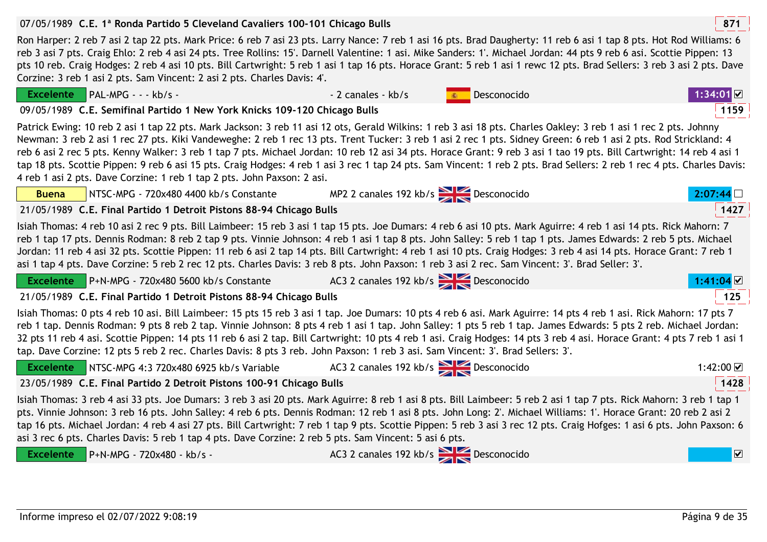**07/05/1989 C.E. 1ª Ronda Partido 5 Cleveland Cavaliers 100-101 Chicago Bulls** — 871

Ron Harper: 2 reb 7 asi 2 tap 22 pts. Mark Price: 6 reb 7 asi 23 pts. Larry Nance: 7 reb 1 asi 16 pts. Brad Daugherty: 11 reb 6 asi 1 tap 8 pts. Hot Rod Williams: 6 reb 3 asi 7 pts. Craig Ehlo: 2 reb 4 asi 24 pts. Tree Rollins: 15'. Darnell Valentine: 1 asi. Mike Sanders: 1'. Michael Jordan: 44 pts 9 reb 6 asi. Scottie Pippen: 13 pts 10 reb. Craig Hodges: 2 reb 4 asi 10 pts. Bill Cartwright: 5 reb 1 asi 1 tap 16 pts. Horace Grant: 5 reb 1 asi 1 rewc 12 pts. Brad Sellers: 3 reb 3 asi 2 pts. Dave Corzine: 3 reb 1 asi 2 pts. Sam Vincent: 2 asi 2 pts. Charles Davis: 4'.

| Excelente | PAL-MPG - - - kb/s - | - 2 canales - kb/s | Desconocido | 1:34:01 ☑ |
|---|---|---|---|---|

**09/05/1989 C.E. Semifinal Partido 1 New York Knicks 109-120 Chicago Bulls** — 1159

Patrick Ewing: 10 reb 2 asi 1 tap 22 pts. Mark Jackson: 3 reb 11 asi 12 ots, Gerald Wilkins: 1 reb 3 asi 18 pts. Charles Oakley: 3 reb 1 asi 1 rec 2 pts. Johnny Newman: 3 reb 2 asi 1 rec 27 pts. Kiki Vandeweghe: 2 reb 1 rec 13 pts. Trent Tucker: 3 reb 1 asi 2 rec 1 pts. Sidney Green: 6 reb 1 asi 2 pts. Rod Strickland: 4 reb 6 asi 2 rec 5 pts. Kenny Walker: 3 reb 1 tap 7 pts. Michael Jordan: 10 reb 12 asi 34 pts. Horace Grant: 9 reb 3 asi 1 tao 19 pts. Bill Cartwright: 14 reb 4 asi 1 tap 18 pts. Scottie Pippen: 9 reb 6 asi 15 pts. Craig Hodges: 4 reb 1 asi 3 rec 1 tap 24 pts. Sam Vincent: 1 reb 2 pts. Brad Sellers: 2 reb 1 rec 4 pts. Charles Davis: 4 reb 1 asi 2 pts. Dave Corzine: 1 reb 1 tap 2 pts. John Paxson: 2 asi.

| Buena | NTSC-MPG - 720x480 4400 kb/s Constante | MP2 2 canales 192 kb/s | Desconocido | 2:07:44 ☐ |
|---|---|---|---|---|

**21/05/1989 C.E. Final Partido 1 Detroit Pistons 88-94 Chicago Bulls** — 1427

Isiah Thomas: 4 reb 10 asi 2 rec 9 pts. Bill Laimbeer: 15 reb 3 asi 1 tap 15 pts. Joe Dumars: 4 reb 6 asi 10 pts. Mark Aguirre: 4 reb 1 asi 14 pts. Rick Mahorn: 7 reb 1 tap 17 pts. Dennis Rodman: 8 reb 2 tap 9 pts. Vinnie Johnson: 4 reb 1 asi 1 tap 8 pts. John Salley: 5 reb 1 tap 1 pts. James Edwards: 2 reb 5 pts. Michael Jordan: 11 reb 4 asi 32 pts. Scottie Pippen: 11 reb 6 asi 2 tap 14 pts. Bill Cartwright: 4 reb 1 asi 10 pts. Craig Hodges: 3 reb 4 asi 14 pts. Horace Grant: 7 reb 1 asi 1 tap 4 pts. Dave Corzine: 5 reb 2 rec 12 pts. Charles Davis: 3 reb 8 pts. John Paxson: 1 reb 3 asi 2 rec. Sam Vincent: 3'. Brad Seller: 3'.

| Excelente | P+N-MPG - 720x480 5600 kb/s Constante | AC3 2 canales 192 kb/s | Desconocido | 1:41:04 ☑ |
|---|---|---|---|---|

**21/05/1989 C.E. Final Partido 1 Detroit Pistons 88-94 Chicago Bulls** — 125

Isiah Thomas: 0 pts 4 reb 10 asi. Bill Laimbeer: 15 pts 15 reb 3 asi 1 tap. Joe Dumars: 10 pts 4 reb 6 asi. Mark Aguirre: 14 pts 4 reb 1 asi. Rick Mahorn: 17 pts 7 reb 1 tap. Dennis Rodman: 9 pts 8 reb 2 tap. Vinnie Johnson: 8 pts 4 reb 1 asi 1 tap. John Salley: 1 pts 5 reb 1 tap. James Edwards: 5 pts 2 reb. Michael Jordan: 32 pts 11 reb 4 asi. Scottie Pippen: 14 pts 11 reb 6 asi 2 tap. Bill Cartwright: 10 pts 4 reb 1 asi. Craig Hodges: 14 pts 3 reb 4 asi. Horace Grant: 4 pts 7 reb 1 asi 1 tap. Dave Corzine: 12 pts 5 reb 2 rec. Charles Davis: 8 pts 3 reb. John Paxson: 1 reb 3 asi. Sam Vincent: 3'. Brad Sellers: 3'.

| Excelente | NTSC-MPG 4:3 720x480 6925 kb/s Variable | AC3 2 canales 192 kb/s | Desconocido | 1:42:00 ☑ |
|---|---|---|---|---|

**23/05/1989 C.E. Final Partido 2 Detroit Pistons 100-91 Chicago Bulls** — 1428

Isiah Thomas: 3 reb 4 asi 33 pts. Joe Dumars: 3 reb 3 asi 20 pts. Mark Aguirre: 8 reb 1 asi 8 pts. Bill Laimbeer: 5 reb 2 asi 1 tap 7 pts. Rick Mahorn: 3 reb 1 tap 1 pts. Vinnie Johnson: 3 reb 16 pts. John Salley: 4 reb 6 pts. Dennis Rodman: 12 reb 1 asi 8 pts. John Long: 2'. Michael Williams: 1'. Horace Grant: 20 reb 2 asi 2 tap 16 pts. Michael Jordan: 4 reb 4 asi 27 pts. Bill Cartwright: 7 reb 1 tap 9 pts. Scottie Pippen: 5 reb 3 asi 3 rec 12 pts. Craig Hofges: 1 asi 6 pts. John Paxson: 6 asi 3 rec 6 pts. Charles Davis: 5 reb 1 tap 4 pts. Dave Corzine: 2 reb 5 pts. Sam Vincent: 5 asi 6 pts.

| Excelente | P+N-MPG - 720x480 - kb/s - | AC3 2 canales 192 kb/s | Desconocido | ☑ |
|---|---|---|---|---|

Informe impreso el 02/07/2022 9:08:19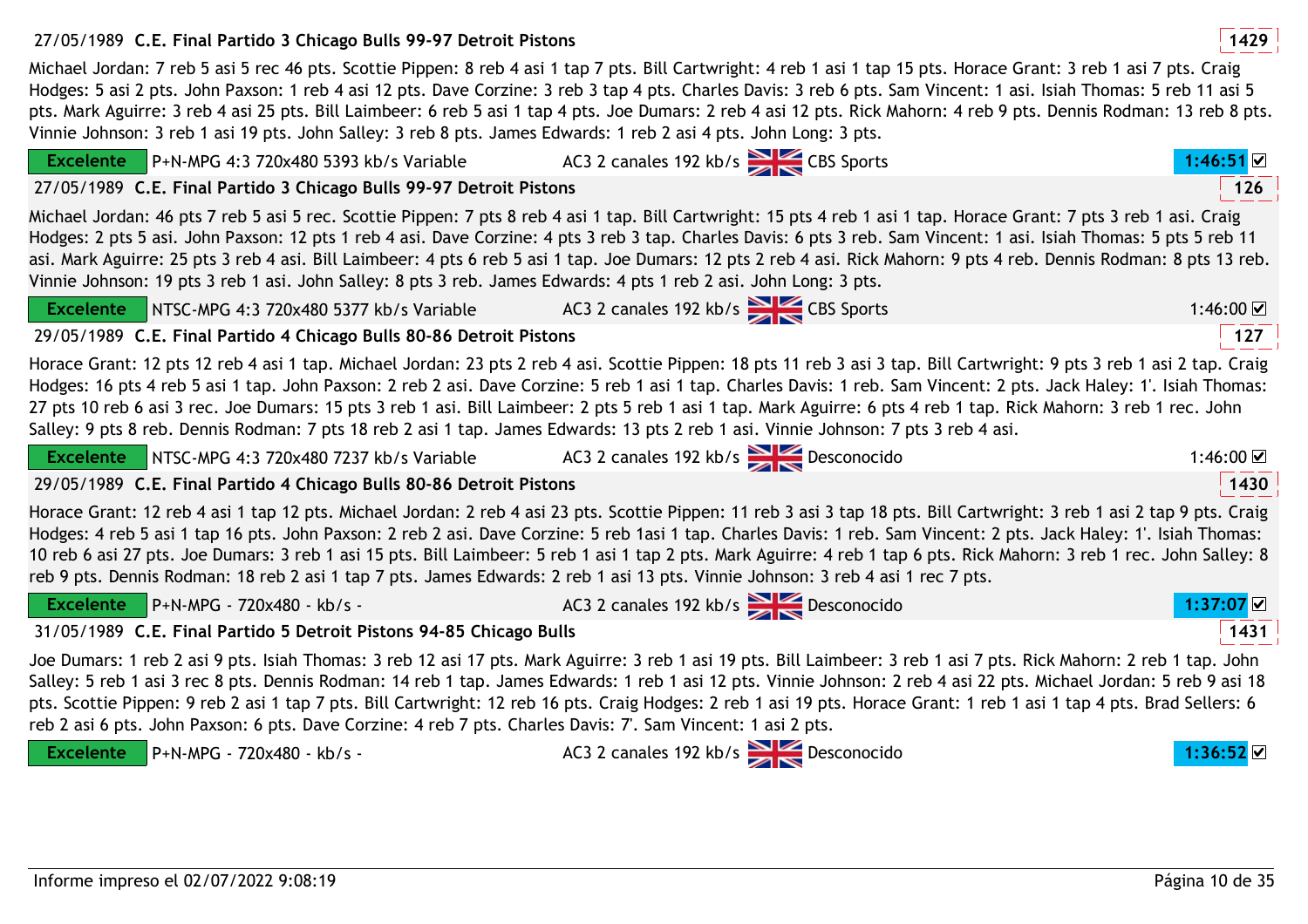27/05/1989 **C.E. Final Partido 3 Chicago Bulls 99-97 Detroit Pistons** **1429**

Michael Jordan: 7 reb 5 asi 5 rec 46 pts. Scottie Pippen: 8 reb 4 asi 1 tap 7 pts. Bill Cartwright: 4 reb 1 asi 1 tap 15 pts. Horace Grant: 3 reb 1 asi 7 pts. Craig Hodges: 5 asi 2 pts. John Paxson: 1 reb 4 asi 12 pts. Dave Corzine: 3 reb 3 tap 4 pts. Charles Davis: 3 reb 6 pts. Sam Vincent: 1 asi. Isiah Thomas: 5 reb 11 asi 5 pts. Mark Aguirre: 3 reb 4 asi 25 pts. Bill Laimbeer: 6 reb 5 asi 1 tap 4 pts. Joe Dumars: 2 reb 4 asi 12 pts. Rick Mahorn: 4 reb 9 pts. Dennis Rodman: 13 reb 8 pts. Vinnie Johnson: 3 reb 1 asi 19 pts. John Salley: 3 reb 8 pts. James Edwards: 1 reb 2 asi 4 pts. John Long: 3 pts.

**Excelente** P+N-MPG 4:3 720x480 5393 kb/s Variable | AC3 2 canales 192 kb/s | CBS Sports | **1:46:51** ☑

27/05/1989 **C.E. Final Partido 3 Chicago Bulls 99-97 Detroit Pistons** **126**

Michael Jordan: 46 pts 7 reb 5 asi 5 rec. Scottie Pippen: 7 pts 8 reb 4 asi 1 tap. Bill Cartwright: 15 pts 4 reb 1 asi 1 tap. Horace Grant: 7 pts 3 reb 1 asi. Craig Hodges: 2 pts 5 asi. John Paxson: 12 pts 1 reb 4 asi. Dave Corzine: 4 pts 3 reb 3 tap. Charles Davis: 6 pts 3 reb. Sam Vincent: 1 asi. Isiah Thomas: 5 pts 5 reb 11 asi. Mark Aguirre: 25 pts 3 reb 4 asi. Bill Laimbeer: 4 pts 6 reb 5 asi 1 tap. Joe Dumars: 12 pts 2 reb 4 asi. Rick Mahorn: 9 pts 4 reb. Dennis Rodman: 8 pts 13 reb. Vinnie Johnson: 19 pts 3 reb 1 asi. John Salley: 8 pts 3 reb. James Edwards: 4 pts 1 reb 2 asi. John Long: 3 pts.

**Excelente** NTSC-MPG 4:3 720x480 5377 kb/s Variable | AC3 2 canales 192 kb/s | CBS Sports | 1:46:00 ☑

29/05/1989 **C.E. Final Partido 4 Chicago Bulls 80-86 Detroit Pistons** **127**

Horace Grant: 12 pts 12 reb 4 asi 1 tap. Michael Jordan: 23 pts 2 reb 4 asi. Scottie Pippen: 18 pts 11 reb 3 asi 3 tap. Bill Cartwright: 9 pts 3 reb 1 asi 2 tap. Craig Hodges: 16 pts 4 reb 5 asi 1 tap. John Paxson: 2 reb 2 asi. Dave Corzine: 5 reb 1 asi 1 tap. Charles Davis: 1 reb. Sam Vincent: 2 pts. Jack Haley: 1'. Isiah Thomas: 27 pts 10 reb 6 asi 3 rec. Joe Dumars: 15 pts 3 reb 1 asi. Bill Laimbeer: 2 pts 5 reb 1 asi 1 tap. Mark Aguirre: 6 pts 4 reb 1 tap. Rick Mahorn: 3 reb 1 rec. John Salley: 9 pts 8 reb. Dennis Rodman: 7 pts 18 reb 2 asi 1 tap. James Edwards: 13 pts 2 reb 1 asi. Vinnie Johnson: 7 pts 3 reb 4 asi.

**Excelente** NTSC-MPG 4:3 720x480 7237 kb/s Variable | AC3 2 canales 192 kb/s | Desconocido | 1:46:00 ☑

29/05/1989 **C.E. Final Partido 4 Chicago Bulls 80-86 Detroit Pistons** **1430**

Horace Grant: 12 reb 4 asi 1 tap 12 pts. Michael Jordan: 2 reb 4 asi 23 pts. Scottie Pippen: 11 reb 3 asi 3 tap 18 pts. Bill Cartwright: 3 reb 1 asi 2 tap 9 pts. Craig Hodges: 4 reb 5 asi 1 tap 16 pts. John Paxson: 2 reb 2 asi. Dave Corzine: 5 reb 1asi 1 tap. Charles Davis: 1 reb. Sam Vincent: 2 pts. Jack Haley: 1'. Isiah Thomas: 10 reb 6 asi 27 pts. Joe Dumars: 3 reb 1 asi 15 pts. Bill Laimbeer: 5 reb 1 asi 1 tap 2 pts. Mark Aguirre: 4 reb 1 tap 6 pts. Rick Mahorn: 3 reb 1 rec. John Salley: 8 reb 9 pts. Dennis Rodman: 18 reb 2 asi 1 tap 7 pts. James Edwards: 2 reb 1 asi 13 pts. Vinnie Johnson: 3 reb 4 asi 1 rec 7 pts.

**Excelente** P+N-MPG - 720x480 - kb/s - | AC3 2 canales 192 kb/s | Desconocido | **1:37:07** ☑

31/05/1989 **C.E. Final Partido 5 Detroit Pistons 94-85 Chicago Bulls** **1431**

Joe Dumars: 1 reb 2 asi 9 pts. Isiah Thomas: 3 reb 12 asi 17 pts. Mark Aguirre: 3 reb 1 asi 19 pts. Bill Laimbeer: 3 reb 1 asi 7 pts. Rick Mahorn: 2 reb 1 tap. John Salley: 5 reb 1 asi 3 rec 8 pts. Dennis Rodman: 14 reb 1 tap. James Edwards: 1 reb 1 asi 12 pts. Vinnie Johnson: 2 reb 4 asi 22 pts. Michael Jordan: 5 reb 9 asi 18 pts. Scottie Pippen: 9 reb 2 asi 1 tap 7 pts. Bill Cartwright: 12 reb 16 pts. Craig Hodges: 2 reb 1 asi 19 pts. Horace Grant: 1 reb 1 asi 1 tap 4 pts. Brad Sellers: 6 reb 2 asi 6 pts. John Paxson: 6 pts. Dave Corzine: 4 reb 7 pts. Charles Davis: 7'. Sam Vincent: 1 asi 2 pts.

**Excelente** P+N-MPG - 720x480 - kb/s - | AC3 2 canales 192 kb/s | Desconocido | **1:36:52** ☑

Informe impreso el 02/07/2022 9:08:19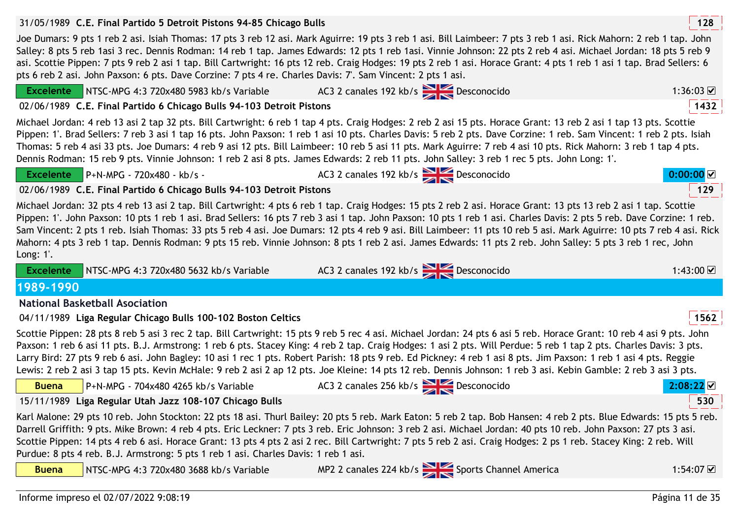31/05/1989 **C.E. Final Partido 5 Detroit Pistons 94-85 Chicago Bulls** 128

Joe Dumars: 9 pts 1 reb 2 asi. Isiah Thomas: 17 pts 3 reb 12 asi. Mark Aguirre: 19 pts 3 reb 1 asi. Bill Laimbeer: 7 pts 3 reb 1 asi. Rick Mahorn: 2 reb 1 tap. John Salley: 8 pts 5 reb 1asi 3 rec. Dennis Rodman: 14 reb 1 tap. James Edwards: 12 pts 1 reb 1asi. Vinnie Johnson: 22 pts 2 reb 4 asi. Michael Jordan: 18 pts 5 reb 9 asi. Scottie Pippen: 7 pts 9 reb 2 asi 1 tap. Bill Cartwright: 16 pts 12 reb. Craig Hodges: 19 pts 2 reb 1 asi. Horace Grant: 4 pts 1 reb 1 asi 1 tap. Brad Sellers: 6 pts 6 reb 2 asi. John Paxson: 6 pts. Dave Corzine: 7 pts 4 re. Charles Davis: 7'. Sam Vincent: 2 pts 1 asi.

Excelente | NTSC-MPG 4:3 720x480 5983 kb/s Variable | AC3 2 canales 192 kb/s | Desconocido | 1:36:03 ☑

02/06/1989 **C.E. Final Partido 6 Chicago Bulls 94-103 Detroit Pistons** 1432

Michael Jordan: 4 reb 13 asi 2 tap 32 pts. Bill Cartwright: 6 reb 1 tap 4 pts. Craig Hodges: 2 reb 2 asi 15 pts. Horace Grant: 13 reb 2 asi 1 tap 13 pts. Scottie Pippen: 1'. Brad Sellers: 7 reb 3 asi 1 tap 16 pts. John Paxson: 1 reb 1 asi 10 pts. Charles Davis: 5 reb 2 pts. Dave Corzine: 1 reb. Sam Vincent: 1 reb 2 pts. Isiah Thomas: 5 reb 4 asi 33 pts. Joe Dumars: 4 reb 9 asi 12 pts. Bill Laimbeer: 10 reb 5 asi 11 pts. Mark Aguirre: 7 reb 4 asi 10 pts. Rick Mahorn: 3 reb 1 tap 4 pts. Dennis Rodman: 15 reb 9 pts. Vinnie Johnson: 1 reb 2 asi 8 pts. James Edwards: 2 reb 11 pts. John Salley: 3 reb 1 rec 5 pts. John Long: 1'.

Excelente | P+N-MPG - 720x480 - kb/s - | AC3 2 canales 192 kb/s | Desconocido | 0:00:00 ☑

02/06/1989 **C.E. Final Partido 6 Chicago Bulls 94-103 Detroit Pistons** 129

Michael Jordan: 32 pts 4 reb 13 asi 2 tap. Bill Cartwright: 4 pts 6 reb 1 tap. Craig Hodges: 15 pts 2 reb 2 asi. Horace Grant: 13 pts 13 reb 2 asi 1 tap. Scottie Pippen: 1'. John Paxson: 10 pts 1 reb 1 asi. Brad Sellers: 16 pts 7 reb 3 asi 1 tap. John Paxson: 10 pts 1 reb 1 asi. Charles Davis: 2 pts 5 reb. Dave Corzine: 1 reb. Sam Vincent: 2 pts 1 reb. Isiah Thomas: 33 pts 5 reb 4 asi. Joe Dumars: 12 pts 4 reb 9 asi. Bill Laimbeer: 11 pts 10 reb 5 asi. Mark Aguirre: 10 pts 7 reb 4 asi. Rick Mahorn: 4 pts 3 reb 1 tap. Dennis Rodman: 9 pts 15 reb. Vinnie Johnson: 8 pts 1 reb 2 asi. James Edwards: 11 pts 2 reb. John Salley: 5 pts 3 reb 1 rec, John Long: 1'.

Excelente | NTSC-MPG 4:3 720x480 5632 kb/s Variable | AC3 2 canales 192 kb/s | Desconocido | 1:43:00 ☑

## 1989-1990

### National Basketball Asociation

04/11/1989 **Liga Regular Chicago Bulls 100-102 Boston Celtics** 1562

Scottie Pippen: 28 pts 8 reb 5 asi 3 rec 2 tap. Bill Cartwright: 15 pts 9 reb 5 rec 4 asi. Michael Jordan: 24 pts 6 asi 5 reb. Horace Grant: 10 reb 4 asi 9 pts. John Paxson: 1 reb 6 asi 11 pts. B.J. Armstrong: 1 reb 6 pts. Stacey King: 4 reb 2 tap. Craig Hodges: 1 asi 2 pts. Will Perdue: 5 reb 1 tap 2 pts. Charles Davis: 3 pts. Larry Bird: 27 pts 9 reb 6 asi. John Bagley: 10 asi 1 rec 1 pts. Robert Parish: 18 pts 9 reb. Ed Pickney: 4 reb 1 asi 8 pts. Jim Paxson: 1 reb 1 asi 4 pts. Reggie Lewis: 2 reb 2 asi 3 tap 15 pts. Kevin McHale: 9 reb 2 asi 2 ap 12 pts. Joe Kleine: 14 pts 12 reb. Dennis Johnson: 1 reb 3 asi. Kebin Gamble: 2 reb 3 asi 3 pts.

Buena | P+N-MPG - 704x480 4265 kb/s Variable | AC3 2 canales 256 kb/s | Desconocido | 2:08:22 ☑

15/11/1989 **Liga Regular Utah Jazz 108-107 Chicago Bulls** 530

Karl Malone: 29 pts 10 reb. John Stockton: 22 pts 18 asi. Thurl Bailey: 20 pts 5 reb. Mark Eaton: 5 reb 2 tap. Bob Hansen: 4 reb 2 pts. Blue Edwards: 15 pts 5 reb. Darrell Griffith: 9 pts. Mike Brown: 4 reb 4 pts. Eric Leckner: 7 pts 3 reb. Eric Johnson: 3 reb 2 asi. Michael Jordan: 40 pts 10 reb. John Paxson: 27 pts 3 asi. Scottie Pippen: 14 pts 4 reb 6 asi. Horace Grant: 13 pts 4 pts 2 asi 2 rec. Bill Cartwright: 7 pts 5 reb 2 asi. Craig Hodges: 2 ps 1 reb. Stacey King: 2 reb. Will Purdue: 8 pts 4 reb. B.J. Armstrong: 5 pts 1 reb 1 asi. Charles Davis: 1 reb 1 asi.

Buena | NTSC-MPG 4:3 720x480 3688 kb/s Variable | MP2 2 canales 224 kb/s | Sports Channel America | 1:54:07 ☑

Informe impreso el 02/07/2022 9:08:19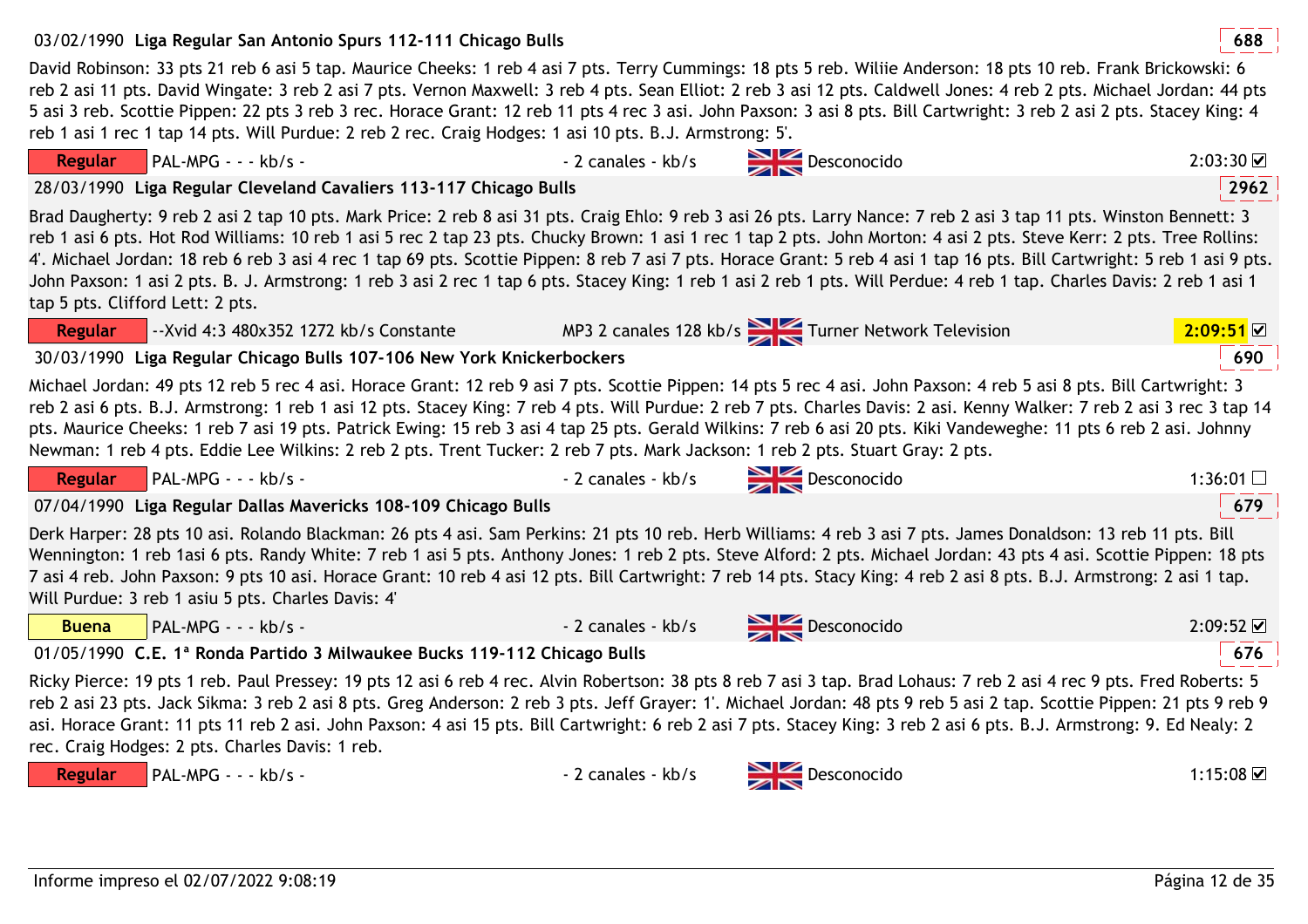**03/02/1990 Liga Regular San Antonio Spurs 112-111 Chicago Bulls** — 688

David Robinson: 33 pts 21 reb 6 asi 5 tap. Maurice Cheeks: 1 reb 4 asi 7 pts. Terry Cummings: 18 pts 5 reb. Wiliie Anderson: 18 pts 10 reb. Frank Brickowski: 6 reb 2 asi 11 pts. David Wingate: 3 reb 2 asi 7 pts. Vernon Maxwell: 3 reb 4 pts. Sean Elliot: 2 reb 3 asi 12 pts. Caldwell Jones: 4 reb 2 pts. Michael Jordan: 44 pts 5 asi 3 reb. Scottie Pippen: 22 pts 3 reb 3 rec. Horace Grant: 12 reb 11 pts 4 rec 3 asi. John Paxson: 3 asi 8 pts. Bill Cartwright: 3 reb 2 asi 2 pts. Stacey King: 4 reb 1 asi 1 rec 1 tap 14 pts. Will Purdue: 2 reb 2 rec. Craig Hodges: 1 asi 10 pts. B.J. Armstrong: 5'.

| Regular | PAL-MPG - - - kb/s - | - 2 canales - kb/s | Desconocido | 2:03:30 ☑ |
|---|---|---|---|---|

**28/03/1990 Liga Regular Cleveland Cavaliers 113-117 Chicago Bulls** — 2962

Brad Daugherty: 9 reb 2 asi 2 tap 10 pts. Mark Price: 2 reb 8 asi 31 pts. Craig Ehlo: 9 reb 3 asi 26 pts. Larry Nance: 7 reb 2 asi 3 tap 11 pts. Winston Bennett: 3 reb 1 asi 6 pts. Hot Rod Williams: 10 reb 1 asi 5 rec 2 tap 23 pts. Chucky Brown: 1 asi 1 rec 1 tap 2 pts. John Morton: 4 asi 2 pts. Steve Kerr: 2 pts. Tree Rollins: 4'. Michael Jordan: 18 reb 6 reb 3 asi 4 rec 1 tap 69 pts. Scottie Pippen: 8 reb 7 asi 7 pts. Horace Grant: 5 reb 4 asi 1 tap 16 pts. Bill Cartwright: 5 reb 1 asi 9 pts. John Paxson: 1 asi 2 pts. B. J. Armstrong: 1 reb 3 asi 2 rec 1 tap 6 pts. Stacey King: 1 reb 1 asi 2 reb 1 pts. Will Perdue: 4 reb 1 tap. Charles Davis: 2 reb 1 asi 1 tap 5 pts. Clifford Lett: 2 pts.

| Regular | --Xvid 4:3 480x352 1272 kb/s Constante | MP3 2 canales 128 kb/s | Turner Network Television | 2:09:51 ☑ |
|---|---|---|---|---|

**30/03/1990 Liga Regular Chicago Bulls 107-106 New York Knickerbockers** — 690

Michael Jordan: 49 pts 12 reb 5 rec 4 asi. Horace Grant: 12 reb 9 asi 7 pts. Scottie Pippen: 14 pts 5 rec 4 asi. John Paxson: 4 reb 5 asi 8 pts. Bill Cartwright: 3 reb 2 asi 6 pts. B.J. Armstrong: 1 reb 1 asi 12 pts. Stacey King: 7 reb 4 pts. Will Purdue: 2 reb 7 pts. Charles Davis: 2 asi. Kenny Walker: 7 reb 2 asi 3 rec 3 tap 14 pts. Maurice Cheeks: 1 reb 7 asi 19 pts. Patrick Ewing: 15 reb 3 asi 4 tap 25 pts. Gerald Wilkins: 7 reb 6 asi 20 pts. Kiki Vandeweghe: 11 pts 6 reb 2 asi. Johnny Newman: 1 reb 4 pts. Eddie Lee Wilkins: 2 reb 2 pts. Trent Tucker: 2 reb 7 pts. Mark Jackson: 1 reb 2 pts. Stuart Gray: 2 pts.

| Regular | PAL-MPG - - - kb/s - | - 2 canales - kb/s | Desconocido | 1:36:01 ☐ |
|---|---|---|---|---|

**07/04/1990 Liga Regular Dallas Mavericks 108-109 Chicago Bulls** — 679

Derk Harper: 28 pts 10 asi. Rolando Blackman: 26 pts 4 asi. Sam Perkins: 21 pts 10 reb. Herb Williams: 4 reb 3 asi 7 pts. James Donaldson: 13 reb 11 pts. Bill Wennington: 1 reb 1asi 6 pts. Randy White: 7 reb 1 asi 5 pts. Anthony Jones: 1 reb 2 pts. Steve Alford: 2 pts. Michael Jordan: 43 pts 4 asi. Scottie Pippen: 18 pts 7 asi 4 reb. John Paxson: 9 pts 10 asi. Horace Grant: 10 reb 4 asi 12 pts. Bill Cartwright: 7 reb 14 pts. Stacy King: 4 reb 2 asi 8 pts. B.J. Armstrong: 2 asi 1 tap. Will Purdue: 3 reb 1 asiu 5 pts. Charles Davis: 4'

| Buena | PAL-MPG - - - kb/s - | - 2 canales - kb/s | Desconocido | 2:09:52 ☑ |
|---|---|---|---|---|

**01/05/1990 C.E. 1ª Ronda Partido 3 Milwaukee Bucks 119-112 Chicago Bulls** — 676

Ricky Pierce: 19 pts 1 reb. Paul Pressey: 19 pts 12 asi 6 reb 4 rec. Alvin Robertson: 38 pts 8 reb 7 asi 3 tap. Brad Lohaus: 7 reb 2 asi 4 rec 9 pts. Fred Roberts: 5 reb 2 asi 23 pts. Jack Sikma: 3 reb 2 asi 8 pts. Greg Anderson: 2 reb 3 pts. Jeff Grayer: 1'. Michael Jordan: 48 pts 9 reb 5 asi 2 tap. Scottie Pippen: 21 pts 9 reb 9 asi. Horace Grant: 11 pts 11 reb 2 asi. John Paxson: 4 asi 15 pts. Bill Cartwright: 6 reb 2 asi 7 pts. Stacey King: 3 reb 2 asi 6 pts. B.J. Armstrong: 9. Ed Nealy: 2 rec. Craig Hodges: 2 pts. Charles Davis: 1 reb.

| Regular | PAL-MPG - - - kb/s - | - 2 canales - kb/s | Desconocido | 1:15:08 ☑ |
|---|---|---|---|---|

Informe impreso el 02/07/2022 9:08:19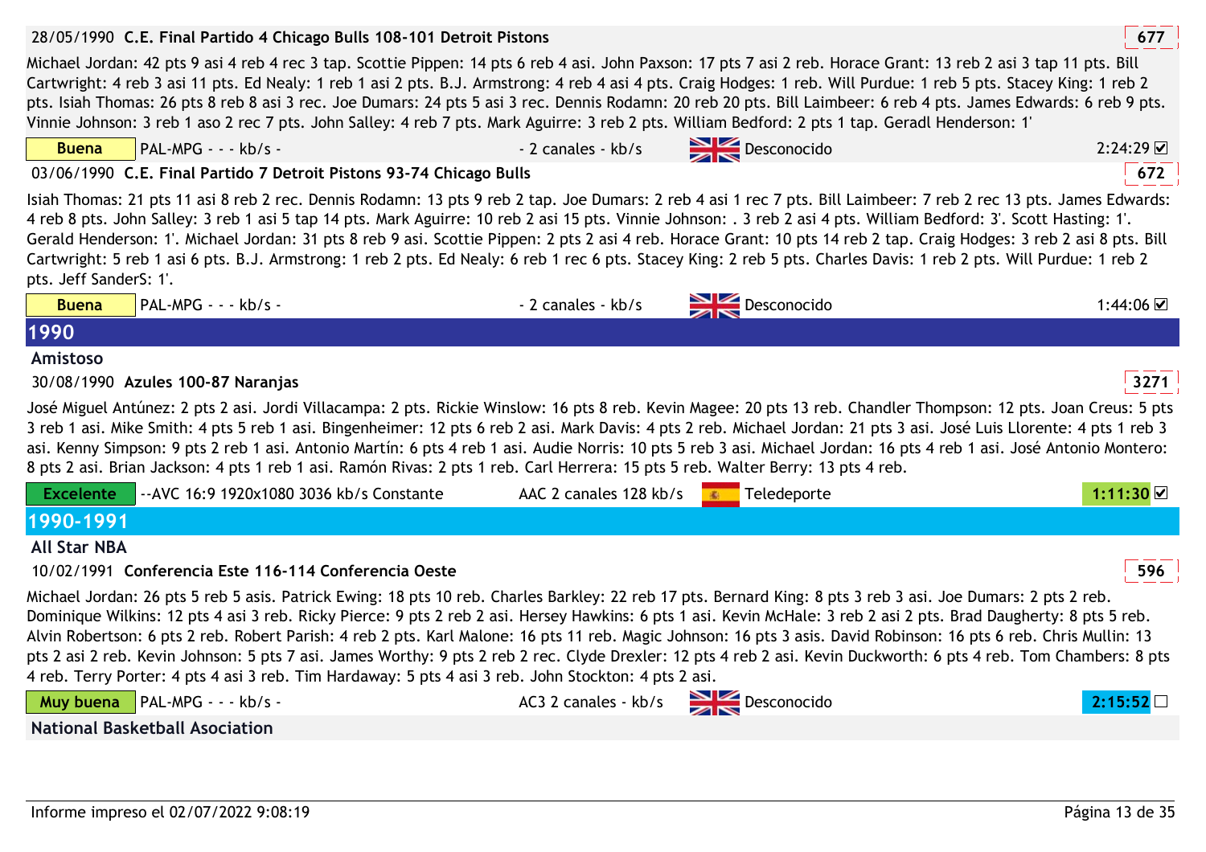28/05/1990 **C.E. Final Partido 4 Chicago Bulls 108-101 Detroit Pistons** 677

Michael Jordan: 42 pts 9 asi 4 reb 4 rec 3 tap. Scottie Pippen: 14 pts 6 reb 4 asi. John Paxson: 17 pts 7 asi 2 reb. Horace Grant: 13 reb 2 asi 3 tap 11 pts. Bill Cartwright: 4 reb 3 asi 11 pts. Ed Nealy: 1 reb 1 asi 2 pts. B.J. Armstrong: 4 reb 4 asi 4 pts. Craig Hodges: 1 reb. Will Purdue: 1 reb 5 pts. Stacey King: 1 reb 2 pts. Isiah Thomas: 26 pts 8 reb 8 asi 3 rec. Joe Dumars: 24 pts 5 asi 3 rec. Dennis Rodamn: 20 reb 20 pts. Bill Laimbeer: 6 reb 4 pts. James Edwards: 6 reb 9 pts. Vinnie Johnson: 3 reb 1 aso 2 rec 7 pts. John Salley: 4 reb 7 pts. Mark Aguirre: 3 reb 2 pts. William Bedford: 2 pts 1 tap. Geradl Henderson: 1'

Buena | PAL-MPG - - - kb/s - | - 2 canales - kb/s | Desconocido | 2:24:29 ☑

03/06/1990 **C.E. Final Partido 7 Detroit Pistons 93-74 Chicago Bulls** 672

Isiah Thomas: 21 pts 11 asi 8 reb 2 rec. Dennis Rodamn: 13 pts 9 reb 2 tap. Joe Dumars: 2 reb 4 asi 1 rec 7 pts. Bill Laimbeer: 7 reb 2 rec 13 pts. James Edwards: 4 reb 8 pts. John Salley: 3 reb 1 asi 5 tap 14 pts. Mark Aguirre: 10 reb 2 asi 15 pts. Vinnie Johnson: . 3 reb 2 asi 4 pts. William Bedford: 3'. Scott Hasting: 1'. Gerald Henderson: 1'. Michael Jordan: 31 pts 8 reb 9 asi. Scottie Pippen: 2 pts 2 asi 4 reb. Horace Grant: 10 pts 14 reb 2 tap. Craig Hodges: 3 reb 2 asi 8 pts. Bill Cartwright: 5 reb 1 asi 6 pts. B.J. Armstrong: 1 reb 2 pts. Ed Nealy: 6 reb 1 rec 6 pts. Stacey King: 2 reb 5 pts. Charles Davis: 1 reb 2 pts. Will Purdue: 1 reb 2 pts. Jeff SanderS: 1'.

Buena | PAL-MPG - - - kb/s - | - 2 canales - kb/s | Desconocido | 1:44:06 ☑

# 1990

## Amistoso

30/08/1990 **Azules 100-87 Naranjas** 3271

José Miguel Antúnez: 2 pts 2 asi. Jordi Villacampa: 2 pts. Rickie Winslow: 16 pts 8 reb. Kevin Magee: 20 pts 13 reb. Chandler Thompson: 12 pts. Joan Creus: 5 pts 3 reb 1 asi. Mike Smith: 4 pts 5 reb 1 asi. Bingenheimer: 12 pts 6 reb 2 asi. Mark Davis: 4 pts 2 reb. Michael Jordan: 21 pts 3 asi. José Luis Llorente: 4 pts 1 reb 3 asi. Kenny Simpson: 9 pts 2 reb 1 asi. Antonio Martín: 6 pts 4 reb 1 asi. Audie Norris: 10 pts 5 reb 3 asi. Michael Jordan: 16 pts 4 reb 1 asi. José Antonio Montero: 8 pts 2 asi. Brian Jackson: 4 pts 1 reb 1 asi. Ramón Rivas: 2 pts 1 reb. Carl Herrera: 15 pts 5 reb. Walter Berry: 13 pts 4 reb.

Excelente | --AVC 16:9 1920x1080 3036 kb/s Constante | AAC 2 canales 128 kb/s | Teledeporte | 1:11:30 ☑

# 1990-1991

## All Star NBA

10/02/1991 **Conferencia Este 116-114 Conferencia Oeste** 596

Michael Jordan: 26 pts 5 reb 5 asis. Patrick Ewing: 18 pts 10 reb. Charles Barkley: 22 reb 17 pts. Bernard King: 8 pts 3 reb 3 asi. Joe Dumars: 2 pts 2 reb. Dominique Wilkins: 12 pts 4 asi 3 reb. Ricky Pierce: 9 pts 2 reb 2 asi. Hersey Hawkins: 6 pts 1 asi. Kevin McHale: 3 reb 2 asi 2 pts. Brad Daugherty: 8 pts 5 reb. Alvin Robertson: 6 pts 2 reb. Robert Parish: 4 reb 2 pts. Karl Malone: 16 pts 11 reb. Magic Johnson: 16 pts 3 asis. David Robinson: 16 pts 6 reb. Chris Mullin: 13 pts 2 asi 2 reb. Kevin Johnson: 5 pts 7 asi. James Worthy: 9 pts 2 reb 2 rec. Clyde Drexler: 12 pts 4 reb 2 asi. Kevin Duckworth: 6 pts 4 reb. Tom Chambers: 8 pts 4 reb. Terry Porter: 4 pts 4 asi 3 reb. Tim Hardaway: 5 pts 4 asi 3 reb. John Stockton: 4 pts 2 asi.

Muy buena | PAL-MPG - - - kb/s - | AC3 2 canales - kb/s | Desconocido | 2:15:52 ☐

## National Basketball Asociation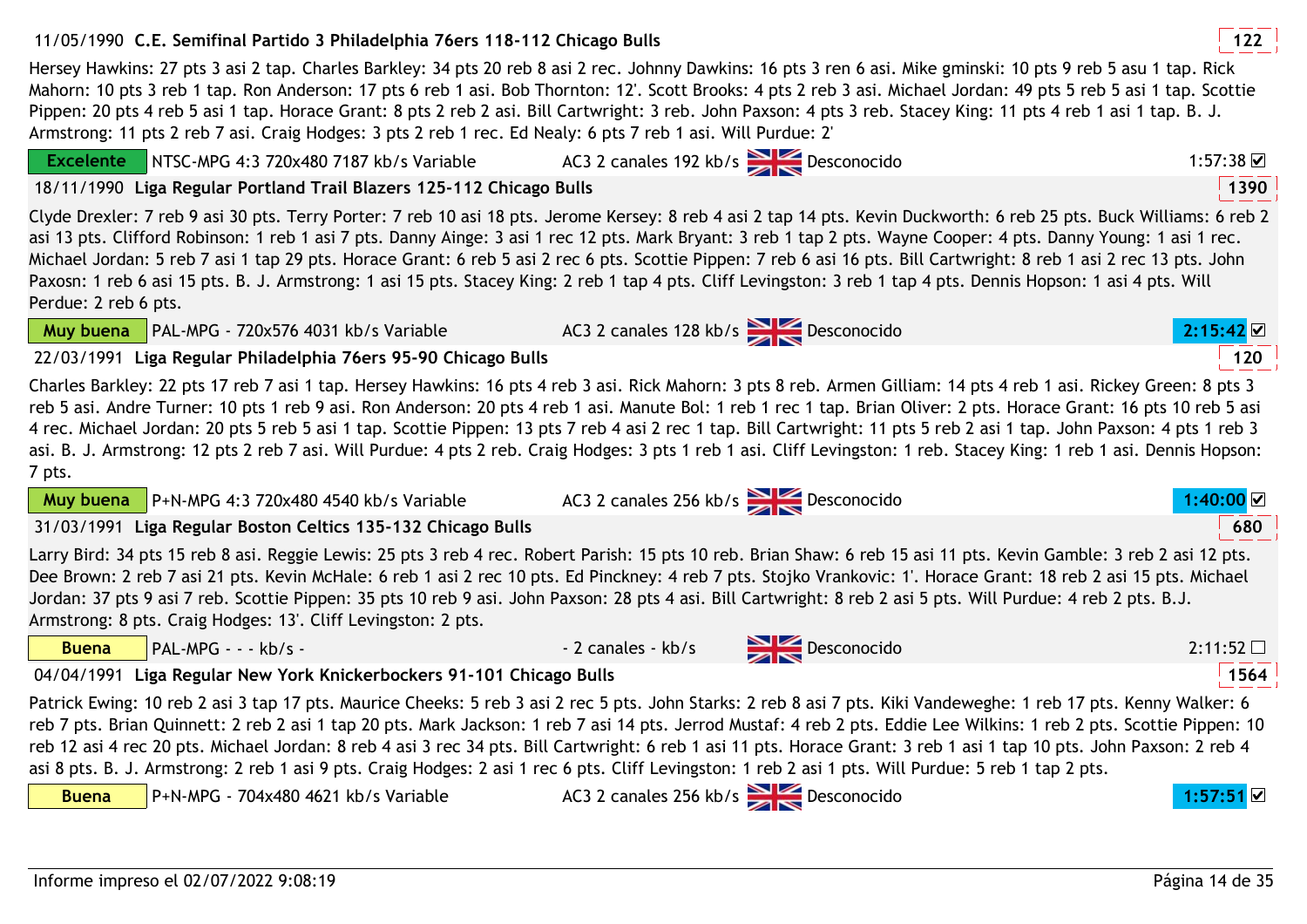**11/05/1990 C.E. Semifinal Partido 3 Philadelphia 76ers 118-112 Chicago Bulls** 122

Hersey Hawkins: 27 pts 3 asi 2 tap. Charles Barkley: 34 pts 20 reb 8 asi 2 rec. Johnny Dawkins: 16 pts 3 ren 6 asi. Mike gminski: 10 pts 9 reb 5 asu 1 tap. Rick Mahorn: 10 pts 3 reb 1 tap. Ron Anderson: 17 pts 6 reb 1 asi. Bob Thornton: 12'. Scott Brooks: 4 pts 2 reb 3 asi. Michael Jordan: 49 pts 5 reb 5 asi 1 tap. Scottie Pippen: 20 pts 4 reb 5 asi 1 tap. Horace Grant: 8 pts 2 reb 2 asi. Bill Cartwright: 3 reb. John Paxson: 4 pts 3 reb. Stacey King: 11 pts 4 reb 1 asi 1 tap. B. J. Armstrong: 11 pts 2 reb 7 asi. Craig Hodges: 3 pts 2 reb 1 rec. Ed Nealy: 6 pts 7 reb 1 asi. Will Purdue: 2'

| Excelente | NTSC-MPG 4:3 720x480 7187 kb/s Variable | AC3 2 canales 192 kb/s | Desconocido | 1:57:38 ☑ |
|---|---|---|---|---|

**18/11/1990 Liga Regular Portland Trail Blazers 125-112 Chicago Bulls** 1390

Clyde Drexler: 7 reb 9 asi 30 pts. Terry Porter: 7 reb 10 asi 18 pts. Jerome Kersey: 8 reb 4 asi 2 tap 14 pts. Kevin Duckworth: 6 reb 25 pts. Buck Williams: 6 reb 2 asi 13 pts. Clifford Robinson: 1 reb 1 asi 7 pts. Danny Ainge: 3 asi 1 rec 12 pts. Mark Bryant: 3 reb 1 tap 2 pts. Wayne Cooper: 4 pts. Danny Young: 1 asi 1 rec. Michael Jordan: 5 reb 7 asi 1 tap 29 pts. Horace Grant: 6 reb 5 asi 2 rec 6 pts. Scottie Pippen: 7 reb 6 asi 16 pts. Bill Cartwright: 8 reb 1 asi 2 rec 13 pts. John Paxosn: 1 reb 6 asi 15 pts. B. J. Armstrong: 1 asi 15 pts. Stacey King: 2 reb 1 tap 4 pts. Cliff Levingston: 3 reb 1 tap 4 pts. Dennis Hopson: 1 asi 4 pts. Will Perdue: 2 reb 6 pts.

| Muy buena | PAL-MPG - 720x576 4031 kb/s Variable | AC3 2 canales 128 kb/s | Desconocido | 2:15:42 ☑ |
|---|---|---|---|---|

**22/03/1991 Liga Regular Philadelphia 76ers 95-90 Chicago Bulls** 120

Charles Barkley: 22 pts 17 reb 7 asi 1 tap. Hersey Hawkins: 16 pts 4 reb 3 asi. Rick Mahorn: 3 pts 8 reb. Armen Gilliam: 14 pts 4 reb 1 asi. Rickey Green: 8 pts 3 reb 5 asi. Andre Turner: 10 pts 1 reb 9 asi. Ron Anderson: 20 pts 4 reb 1 asi. Manute Bol: 1 reb 1 rec 1 tap. Brian Oliver: 2 pts. Horace Grant: 16 pts 10 reb 5 asi 4 rec. Michael Jordan: 20 pts 5 reb 5 asi 1 tap. Scottie Pippen: 13 pts 7 reb 4 asi 2 rec 1 tap. Bill Cartwright: 11 pts 5 reb 2 asi 1 tap. John Paxson: 4 pts 1 reb 3 asi. B. J. Armstrong: 12 pts 2 reb 7 asi. Will Purdue: 4 pts 2 reb. Craig Hodges: 3 pts 1 reb 1 asi. Cliff Levingston: 1 reb. Stacey King: 1 reb 1 asi. Dennis Hopson: 7 pts.

| Muy buena | P+N-MPG 4:3 720x480 4540 kb/s Variable | AC3 2 canales 256 kb/s | Desconocido | 1:40:00 ☑ |
|---|---|---|---|---|

**31/03/1991 Liga Regular Boston Celtics 135-132 Chicago Bulls** 680

Larry Bird: 34 pts 15 reb 8 asi. Reggie Lewis: 25 pts 3 reb 4 rec. Robert Parish: 15 pts 10 reb. Brian Shaw: 6 reb 15 asi 11 pts. Kevin Gamble: 3 reb 2 asi 12 pts. Dee Brown: 2 reb 7 asi 21 pts. Kevin McHale: 6 reb 1 asi 2 rec 10 pts. Ed Pinckney: 4 reb 7 pts. Stojko Vrankovic: 1'. Horace Grant: 18 reb 2 asi 15 pts. Michael Jordan: 37 pts 9 asi 7 reb. Scottie Pippen: 35 pts 10 reb 9 asi. John Paxson: 28 pts 4 asi. Bill Cartwright: 8 reb 2 asi 5 pts. Will Purdue: 4 reb 2 pts. B.J. Armstrong: 8 pts. Craig Hodges: 13'. Cliff Levingston: 2 pts.

| Buena | PAL-MPG - - - kb/s - | - 2 canales - kb/s | Desconocido | 2:11:52 ☐ |
|---|---|---|---|---|

**04/04/1991 Liga Regular New York Knickerbockers 91-101 Chicago Bulls** 1564

Patrick Ewing: 10 reb 2 asi 3 tap 17 pts. Maurice Cheeks: 5 reb 3 asi 2 rec 5 pts. John Starks: 2 reb 8 asi 7 pts. Kiki Vandeweghe: 1 reb 17 pts. Kenny Walker: 6 reb 7 pts. Brian Quinnett: 2 reb 2 asi 1 tap 20 pts. Mark Jackson: 1 reb 7 asi 14 pts. Jerrod Mustaf: 4 reb 2 pts. Eddie Lee Wilkins: 1 reb 2 pts. Scottie Pippen: 10 reb 12 asi 4 rec 20 pts. Michael Jordan: 8 reb 4 asi 3 rec 34 pts. Bill Cartwright: 6 reb 1 asi 11 pts. Horace Grant: 3 reb 1 asi 1 tap 10 pts. John Paxson: 2 reb 4 asi 8 pts. B. J. Armstrong: 2 reb 1 asi 9 pts. Craig Hodges: 2 asi 1 rec 6 pts. Cliff Levingston: 1 reb 2 asi 1 pts. Will Purdue: 5 reb 1 tap 2 pts.

| Buena | P+N-MPG - 704x480 4621 kb/s Variable | AC3 2 canales 256 kb/s | Desconocido | 1:57:51 ☑ |
|---|---|---|---|---|

Informe impreso el 02/07/2022 9:08:19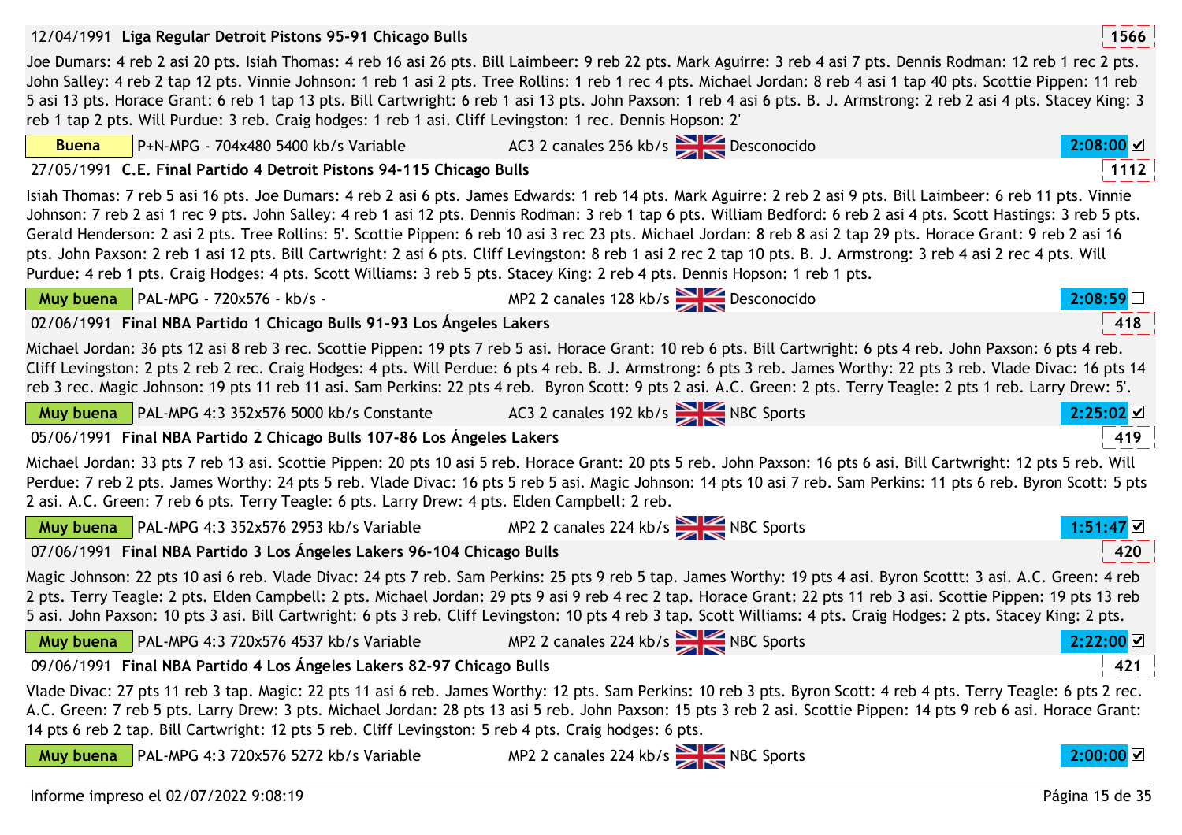**12/04/1991 Liga Regular Detroit Pistons 95-91 Chicago Bulls** **1566**

Joe Dumars: 4 reb 2 asi 20 pts. Isiah Thomas: 4 reb 16 asi 26 pts. Bill Laimbeer: 9 reb 22 pts. Mark Aguirre: 3 reb 4 asi 7 pts. Dennis Rodman: 12 reb 1 rec 2 pts. John Salley: 4 reb 2 tap 12 pts. Vinnie Johnson: 1 reb 1 asi 2 pts. Tree Rollins: 1 reb 1 rec 4 pts. Michael Jordan: 8 reb 4 asi 1 tap 40 pts. Scottie Pippen: 11 reb 5 asi 13 pts. Horace Grant: 6 reb 1 tap 13 pts. Bill Cartwright: 6 reb 1 asi 13 pts. John Paxson: 1 reb 4 asi 6 pts. B. J. Armstrong: 2 reb 2 asi 4 pts. Stacey King: 3 reb 1 tap 2 pts. Will Purdue: 3 reb. Craig hodges: 1 reb 1 asi. Cliff Levingston: 1 rec. Dennis Hopson: 2'

Buena | P+N-MPG - 704x480 5400 kb/s Variable | AC3 2 canales 256 kb/s | Desconocido | 2:08:00 ☑

**27/05/1991 C.E. Final Partido 4 Detroit Pistons 94-115 Chicago Bulls** **1112**

Isiah Thomas: 7 reb 5 asi 16 pts. Joe Dumars: 4 reb 2 asi 6 pts. James Edwards: 1 reb 14 pts. Mark Aguirre: 2 reb 2 asi 9 pts. Bill Laimbeer: 6 reb 11 pts. Vinnie Johnson: 7 reb 2 asi 1 rec 9 pts. John Salley: 4 reb 1 asi 12 pts. Dennis Rodman: 3 reb 1 tap 6 pts. William Bedford: 6 reb 2 asi 4 pts. Scott Hastings: 3 reb 5 pts. Gerald Henderson: 2 asi 2 pts. Tree Rollins: 5'. Scottie Pippen: 6 reb 10 asi 3 rec 23 pts. Michael Jordan: 8 reb 8 asi 2 tap 29 pts. Horace Grant: 9 reb 2 asi 16 pts. John Paxson: 2 reb 1 asi 12 pts. Bill Cartwright: 2 asi 6 pts. Cliff Levingston: 8 reb 1 asi 2 rec 2 tap 10 pts. B. J. Armstrong: 3 reb 4 asi 2 rec 4 pts. Will Purdue: 4 reb 1 pts. Craig Hodges: 4 pts. Scott Williams: 3 reb 5 pts. Stacey King: 2 reb 4 pts. Dennis Hopson: 1 reb 1 pts.

Muy buena | PAL-MPG - 720x576 - kb/s - | MP2 2 canales 128 kb/s | Desconocido | 2:08:59 ☐

**02/06/1991 Final NBA Partido 1 Chicago Bulls 91-93 Los Ángeles Lakers** **418**

Michael Jordan: 36 pts 12 asi 8 reb 3 rec. Scottie Pippen: 19 pts 7 reb 5 asi. Horace Grant: 10 reb 6 pts. Bill Cartwright: 6 pts 4 reb. John Paxson: 6 pts 4 reb. Cliff Levingston: 2 pts 2 reb 2 rec. Craig Hodges: 4 pts. Will Perdue: 6 pts 4 reb. B. J. Armstrong: 6 pts 3 reb. James Worthy: 22 pts 3 reb. Vlade Divac: 16 pts 14 reb 3 rec. Magic Johnson: 19 pts 11 reb 11 asi. Sam Perkins: 22 pts 4 reb. Byron Scott: 9 pts 2 asi. A.C. Green: 2 pts. Terry Teagle: 2 pts 1 reb. Larry Drew: 5'.

Muy buena | PAL-MPG 4:3 352x576 5000 kb/s Constante | AC3 2 canales 192 kb/s | NBC Sports | 2:25:02 ☑

**05/06/1991 Final NBA Partido 2 Chicago Bulls 107-86 Los Ángeles Lakers** **419**

Michael Jordan: 33 pts 7 reb 13 asi. Scottie Pippen: 20 pts 10 asi 5 reb. Horace Grant: 20 pts 5 reb. John Paxson: 16 pts 6 asi. Bill Cartwright: 12 pts 5 reb. Will Perdue: 7 reb 2 pts. James Worthy: 24 pts 5 reb. Vlade Divac: 16 pts 5 reb 5 asi. Magic Johnson: 14 pts 10 asi 7 reb. Sam Perkins: 11 pts 6 reb. Byron Scott: 5 pts 2 asi. A.C. Green: 7 reb 6 pts. Terry Teagle: 6 pts. Larry Drew: 4 pts. Elden Campbell: 2 reb.

Muy buena | PAL-MPG 4:3 352x576 2953 kb/s Variable | MP2 2 canales 224 kb/s | NBC Sports | 1:51:47 ☑

**07/06/1991 Final NBA Partido 3 Los Ángeles Lakers 96-104 Chicago Bulls** **420**

Magic Johnson: 22 pts 10 asi 6 reb. Vlade Divac: 24 pts 7 reb. Sam Perkins: 25 pts 9 reb 5 tap. James Worthy: 19 pts 4 asi. Byron Scottt: 3 asi. A.C. Green: 4 reb 2 pts. Terry Teagle: 2 pts. Elden Campbell: 2 pts. Michael Jordan: 29 pts 9 asi 9 reb 4 rec 2 tap. Horace Grant: 22 pts 11 reb 3 asi. Scottie Pippen: 19 pts 13 reb 5 asi. John Paxson: 10 pts 3 asi. Bill Cartwright: 6 pts 3 reb. Cliff Levingston: 10 pts 4 reb 3 tap. Scott Williams: 4 pts. Craig Hodges: 2 pts. Stacey King: 2 pts.

Muy buena | PAL-MPG 4:3 720x576 4537 kb/s Variable | MP2 2 canales 224 kb/s | NBC Sports | 2:22:00 ☑

**09/06/1991 Final NBA Partido 4 Los Ángeles Lakers 82-97 Chicago Bulls** **421**

Vlade Divac: 27 pts 11 reb 3 tap. Magic: 22 pts 11 asi 6 reb. James Worthy: 12 pts. Sam Perkins: 10 reb 3 pts. Byron Scott: 4 reb 4 pts. Terry Teagle: 6 pts 2 rec. A.C. Green: 7 reb 5 pts. Larry Drew: 3 pts. Michael Jordan: 28 pts 13 asi 5 reb. John Paxson: 15 pts 3 reb 2 asi. Scottie Pippen: 14 pts 9 reb 6 asi. Horace Grant: 14 pts 6 reb 2 tap. Bill Cartwright: 12 pts 5 reb. Cliff Levingston: 5 reb 4 pts. Craig hodges: 6 pts.

Muy buena | PAL-MPG 4:3 720x576 5272 kb/s Variable | MP2 2 canales 224 kb/s | NBC Sports | 2:00:00 ☑

Informe impreso el 02/07/2022 9:08:19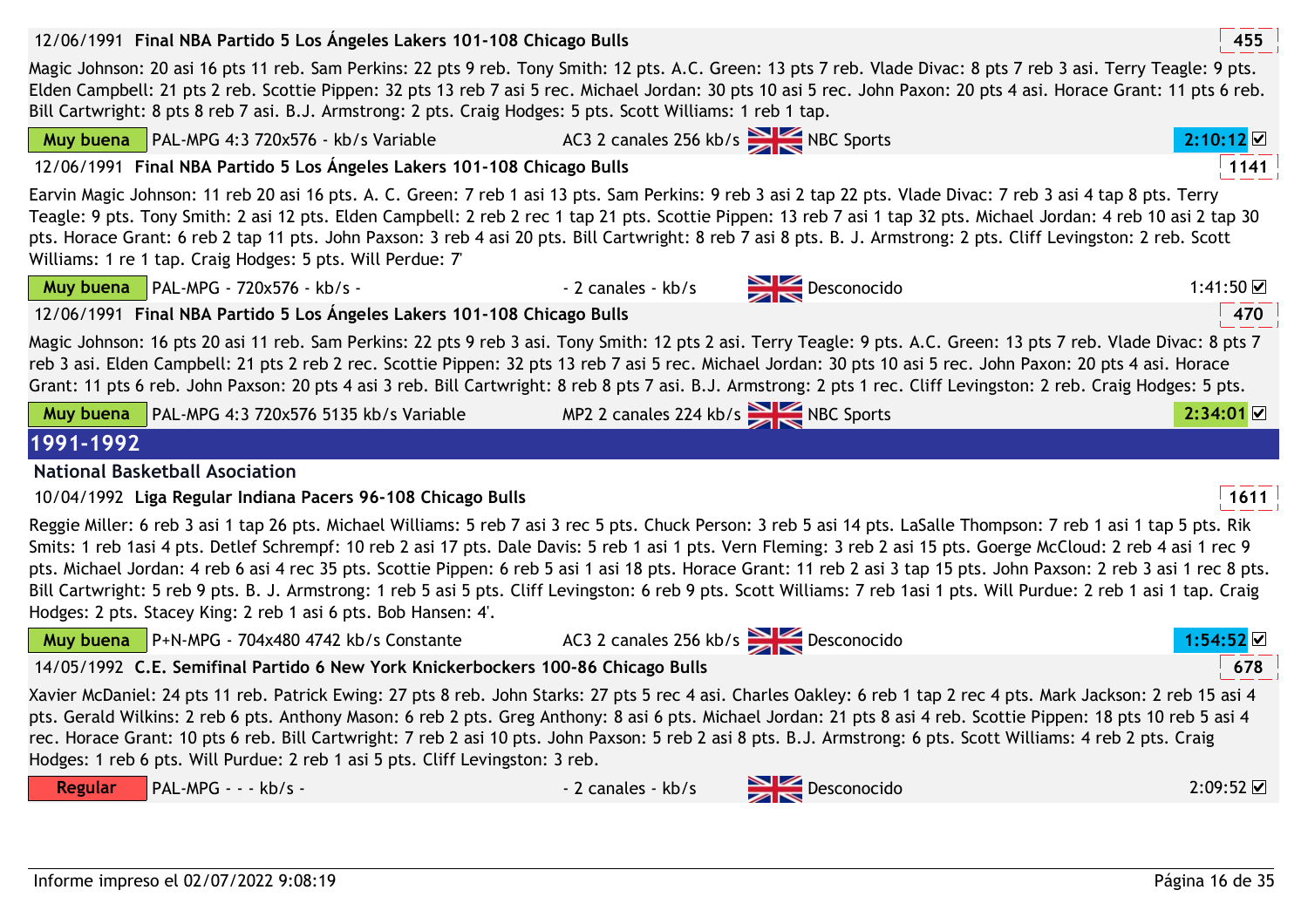12/06/1991 **Final NBA Partido 5 Los Ángeles Lakers 101-108 Chicago Bulls** 455

Magic Johnson: 20 asi 16 pts 11 reb. Sam Perkins: 22 pts 9 reb. Tony Smith: 12 pts. A.C. Green: 13 pts 7 reb. Vlade Divac: 8 pts 7 reb 3 asi. Terry Teagle: 9 pts. Elden Campbell: 21 pts 2 reb. Scottie Pippen: 32 pts 13 reb 7 asi 5 rec. Michael Jordan: 30 pts 10 asi 5 rec. John Paxon: 20 pts 4 asi. Horace Grant: 11 pts 6 reb. Bill Cartwright: 8 pts 8 reb 7 asi. B.J. Armstrong: 2 pts. Craig Hodges: 5 pts. Scott Williams: 1 reb 1 tap.

| Muy buena | PAL-MPG 4:3 720x576 - kb/s Variable | AC3 2 canales 256 kb/s | NBC Sports | 2:10:12 ☑ |
|---|---|---|---|---|

12/06/1991 **Final NBA Partido 5 Los Ángeles Lakers 101-108 Chicago Bulls** 1141

Earvin Magic Johnson: 11 reb 20 asi 16 pts. A. C. Green: 7 reb 1 asi 13 pts. Sam Perkins: 9 reb 3 asi 2 tap 22 pts. Vlade Divac: 7 reb 3 asi 4 tap 8 pts. Terry Teagle: 9 pts. Tony Smith: 2 asi 12 pts. Elden Campbell: 2 reb 2 rec 1 tap 21 pts. Scottie Pippen: 13 reb 7 asi 1 tap 32 pts. Michael Jordan: 4 reb 10 asi 2 tap 30 pts. Horace Grant: 6 reb 2 tap 11 pts. John Paxson: 3 reb 4 asi 20 pts. Bill Cartwright: 8 reb 7 asi 8 pts. B. J. Armstrong: 2 pts. Cliff Levingston: 2 reb. Scott Williams: 1 re 1 tap. Craig Hodges: 5 pts. Will Perdue: 7'

| Muy buena | PAL-MPG - 720x576 - kb/s - | - 2 canales - kb/s | Desconocido | 1:41:50 ☑ |
|---|---|---|---|---|

12/06/1991 **Final NBA Partido 5 Los Ángeles Lakers 101-108 Chicago Bulls** 470

Magic Johnson: 16 pts 20 asi 11 reb. Sam Perkins: 22 pts 9 reb 3 asi. Tony Smith: 12 pts 2 asi. Terry Teagle: 9 pts. A.C. Green: 13 pts 7 reb. Vlade Divac: 8 pts 7 reb 3 asi. Elden Campbell: 21 pts 2 reb 2 rec. Scottie Pippen: 32 pts 13 reb 7 asi 5 rec. Michael Jordan: 30 pts 10 asi 5 rec. John Paxon: 20 pts 4 asi. Horace Grant: 11 pts 6 reb. John Paxon: 20 pts 4 asi 3 reb. Bill Cartwright: 8 reb 8 pts 7 asi. B.J. Armstrong: 2 pts 1 rec. Cliff Levingston: 2 reb. Craig Hodges: 5 pts.

| Muy buena | PAL-MPG 4:3 720x576 5135 kb/s Variable | MP2 2 canales 224 kb/s | NBC Sports | 2:34:01 ☑ |
|---|---|---|---|---|

## 1991-1992

### National Basketball Asociation

10/04/1992 **Liga Regular Indiana Pacers 96-108 Chicago Bulls** 1611

Reggie Miller: 6 reb 3 asi 1 tap 26 pts. Michael Williams: 5 reb 7 asi 3 rec 5 pts. Chuck Person: 3 reb 5 asi 14 pts. LaSalle Thompson: 7 reb 1 asi 1 tap 5 pts. Rik Smits: 1 reb 1asi 4 pts. Detlef Schrempf: 10 reb 2 asi 17 pts. Dale Davis: 5 reb 1 asi 1 pts. Vern Fleming: 3 reb 2 asi 15 pts. Goerge McCloud: 2 reb 4 asi 1 rec 9 pts. Michael Jordan: 4 reb 6 asi 4 rec 35 pts. Scottie Pippen: 6 reb 5 asi 1 asi 18 pts. Horace Grant: 11 reb 2 asi 3 tap 15 pts. John Paxson: 2 reb 3 asi 1 rec 8 pts. Bill Cartwright: 5 reb 9 pts. B. J. Armstrong: 1 reb 5 asi 5 pts. Cliff Levingston: 6 reb 9 pts. Scott Williams: 7 reb 1asi 1 pts. Will Purdue: 2 reb 1 asi 1 tap. Craig Hodges: 2 pts. Stacey King: 2 reb 1 asi 6 pts. Bob Hansen: 4'.

| Muy buena | P+N-MPG - 704x480 4742 kb/s Constante | AC3 2 canales 256 kb/s | Desconocido | 1:54:52 ☑ |
|---|---|---|---|---|

14/05/1992 **C.E. Semifinal Partido 6 New York Knickerbockers 100-86 Chicago Bulls** 678

Xavier McDaniel: 24 pts 11 reb. Patrick Ewing: 27 pts 8 reb. John Starks: 27 pts 5 rec 4 asi. Charles Oakley: 6 reb 1 tap 2 rec 4 pts. Mark Jackson: 2 reb 15 asi 4 pts. Gerald Wilkins: 2 reb 6 pts. Anthony Mason: 6 reb 2 pts. Greg Anthony: 8 asi 6 pts. Michael Jordan: 21 pts 8 asi 4 reb. Scottie Pippen: 18 pts 10 reb 5 asi 4 rec. Horace Grant: 10 pts 6 reb. Bill Cartwright: 7 reb 2 asi 10 pts. John Paxson: 5 reb 2 asi 8 pts. B.J. Armstrong: 6 pts. Scott Williams: 4 reb 2 pts. Craig Hodges: 1 reb 6 pts. Will Purdue: 2 reb 1 asi 5 pts. Cliff Levingston: 3 reb.

| Regular | PAL-MPG - - - kb/s - | - 2 canales - kb/s | Desconocido | 2:09:52 ☑ |
|---|---|---|---|---|

Informe impreso el 02/07/2022 9:08:19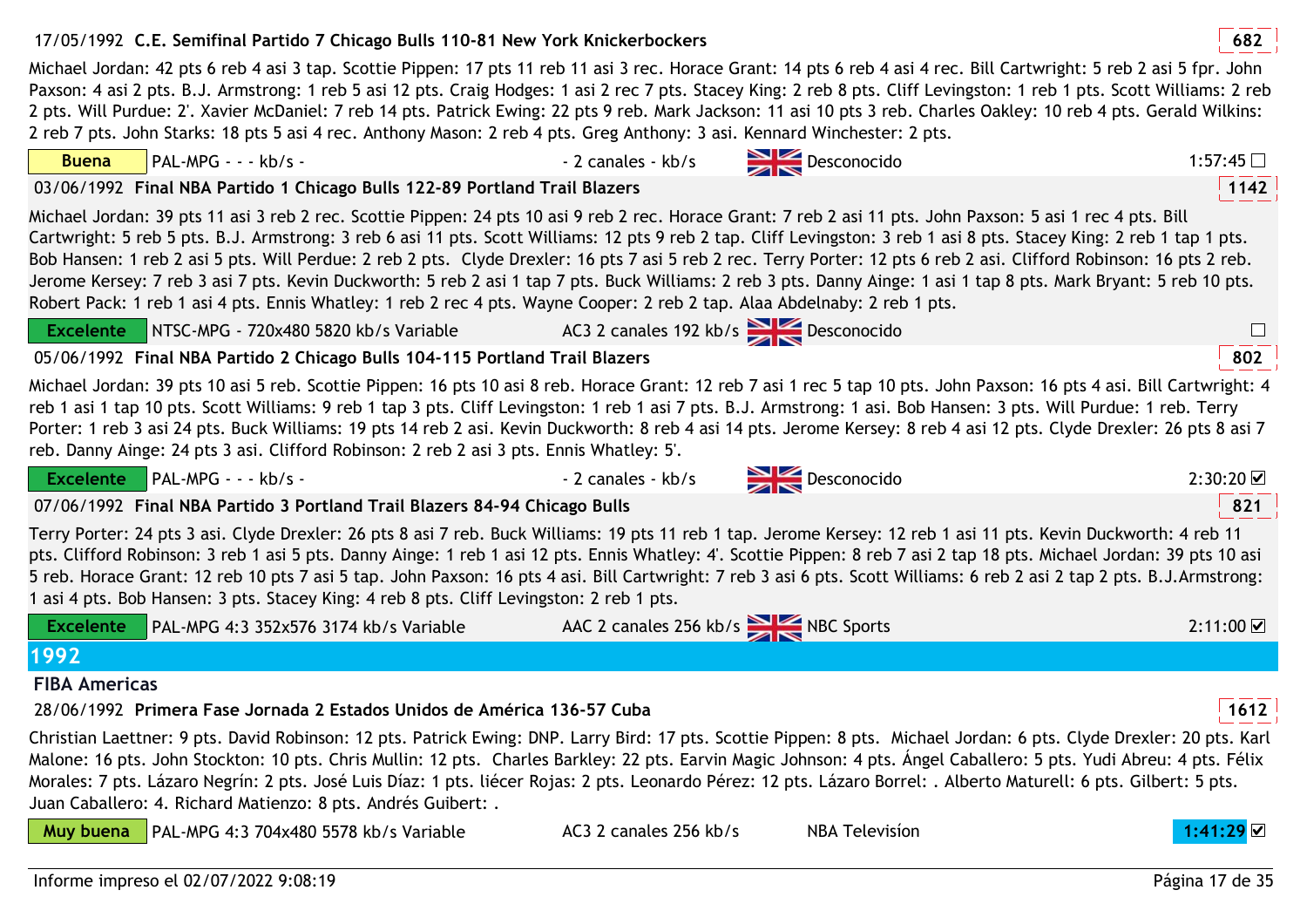17/05/1992 **C.E. Semifinal Partido 7 Chicago Bulls 110-81 New York Knickerbockers** 682

Michael Jordan: 42 pts 6 reb 4 asi 3 tap. Scottie Pippen: 17 pts 11 reb 11 asi 3 rec. Horace Grant: 14 pts 6 reb 4 asi 4 rec. Bill Cartwright: 5 reb 2 asi 5 fpr. John Paxson: 4 asi 2 pts. B.J. Armstrong: 1 reb 5 asi 12 pts. Craig Hodges: 1 asi 2 rec 7 pts. Stacey King: 2 reb 8 pts. Cliff Levingston: 1 reb 1 pts. Scott Williams: 2 reb 2 pts. Will Purdue: 2'. Xavier McDaniel: 7 reb 14 pts. Patrick Ewing: 22 pts 9 reb. Mark Jackson: 11 asi 10 pts 3 reb. Charles Oakley: 10 reb 4 pts. Gerald Wilkins: 2 reb 7 pts. John Starks: 18 pts 5 asi 4 rec. Anthony Mason: 2 reb 4 pts. Greg Anthony: 3 asi. Kennard Winchester: 2 pts.

| Buena | PAL-MPG - - - kb/s - | - 2 canales - kb/s | Desconocido | 1:57:45 ☐ |
|---|---|---|---|---|

03/06/1992 **Final NBA Partido 1 Chicago Bulls 122-89 Portland Trail Blazers** 1142

Michael Jordan: 39 pts 11 asi 3 reb 2 rec. Scottie Pippen: 24 pts 10 asi 9 reb 2 rec. Horace Grant: 7 reb 2 asi 11 pts. John Paxson: 5 asi 1 rec 4 pts. Bill Cartwright: 5 reb 5 pts. B.J. Armstrong: 3 reb 6 asi 11 pts. Scott Williams: 12 pts 9 reb 2 tap. Cliff Levingston: 3 reb 1 asi 8 pts. Stacey King: 2 reb 1 tap 1 pts. Bob Hansen: 1 reb 2 asi 5 pts. Will Perdue: 2 reb 2 pts. Clyde Drexler: 16 pts 7 asi 5 reb 2 rec. Terry Porter: 12 pts 6 reb 2 asi. Clifford Robinson: 16 pts 2 reb. Jerome Kersey: 7 reb 3 asi 7 pts. Kevin Duckworth: 5 reb 2 asi 1 tap 7 pts. Buck Williams: 2 reb 3 pts. Danny Ainge: 1 asi 1 tap 8 pts. Mark Bryant: 5 reb 10 pts. Robert Pack: 1 reb 1 asi 4 pts. Ennis Whatley: 1 reb 2 rec 4 pts. Wayne Cooper: 2 reb 2 tap. Alaa Abdelnaby: 2 reb 1 pts.

| Excelente | NTSC-MPG - 720x480 5820 kb/s Variable | AC3 2 canales 192 kb/s | Desconocido | ☐ |
|---|---|---|---|---|

05/06/1992 **Final NBA Partido 2 Chicago Bulls 104-115 Portland Trail Blazers** 802

Michael Jordan: 39 pts 10 asi 5 reb. Scottie Pippen: 16 pts 10 asi 8 reb. Horace Grant: 12 reb 7 asi 1 rec 5 tap 10 pts. John Paxson: 16 pts 4 asi. Bill Cartwright: 4 reb 1 asi 1 tap 10 pts. Scott Williams: 9 reb 1 tap 3 pts. Cliff Levingston: 1 reb 1 asi 7 pts. B.J. Armstrong: 1 asi. Bob Hansen: 3 pts. Will Purdue: 1 reb. Terry Porter: 1 reb 3 asi 24 pts. Buck Williams: 19 pts 14 reb 2 asi. Kevin Duckworth: 8 reb 4 asi 14 pts. Jerome Kersey: 8 reb 4 asi 12 pts. Clyde Drexler: 26 pts 8 asi 7 reb. Danny Ainge: 24 pts 3 asi. Clifford Robinson: 2 reb 2 asi 3 pts. Ennis Whatley: 5'.

| Excelente | PAL-MPG - - - kb/s - | - 2 canales - kb/s | Desconocido | 2:30:20 ☑ |
|---|---|---|---|---|

07/06/1992 **Final NBA Partido 3 Portland Trail Blazers 84-94 Chicago Bulls** 821

Terry Porter: 24 pts 3 asi. Clyde Drexler: 26 pts 8 asi 7 reb. Buck Williams: 19 pts 11 reb 1 tap. Jerome Kersey: 12 reb 1 asi 11 pts. Kevin Duckworth: 4 reb 11 pts. Clifford Robinson: 3 reb 1 asi 5 pts. Danny Ainge: 1 reb 1 asi 12 pts. Ennis Whatley: 4'. Scottie Pippen: 8 reb 7 asi 2 tap 18 pts. Michael Jordan: 39 pts 10 asi 5 reb. Horace Grant: 12 reb 10 pts 7 asi 5 tap. John Paxson: 16 pts 4 asi. Bill Cartwright: 7 reb 3 asi 6 pts. Scott Williams: 6 reb 2 asi 2 tap 2 pts. B.J.Armstrong: 1 asi 4 pts. Bob Hansen: 3 pts. Stacey King: 4 reb 8 pts. Cliff Levingston: 2 reb 1 pts.

| Excelente | PAL-MPG 4:3 352x576 3174 kb/s Variable | AAC 2 canales 256 kb/s | NBC Sports | 2:11:00 ☑ |
|---|---|---|---|---|

# 1992

## FIBA Americas

28/06/1992 **Primera Fase Jornada 2 Estados Unidos de América 136-57 Cuba** 1612

Christian Laettner: 9 pts. David Robinson: 12 pts. Patrick Ewing: DNP. Larry Bird: 17 pts. Scottie Pippen: 8 pts. Michael Jordan: 6 pts. Clyde Drexler: 20 pts. Karl Malone: 16 pts. John Stockton: 10 pts. Chris Mullin: 12 pts. Charles Barkley: 22 pts. Earvin Magic Johnson: 4 pts. Ángel Caballero: 5 pts. Yudi Abreu: 4 pts. Félix Morales: 7 pts. Lázaro Negrín: 2 pts. José Luis Díaz: 1 pts. liécer Rojas: 2 pts. Leonardo Pérez: 12 pts. Lázaro Borrel: . Alberto Maturell: 6 pts. Gilbert: 5 pts. Juan Caballero: 4. Richard Matienzo: 8 pts. Andrés Guibert: .

| Muy buena | PAL-MPG 4:3 704x480 5578 kb/s Variable | AC3 2 canales 256 kb/s | NBA Televisíon | 1:41:29 ☑ |
|---|---|---|---|---|

Informe impreso el 02/07/2022 9:08:19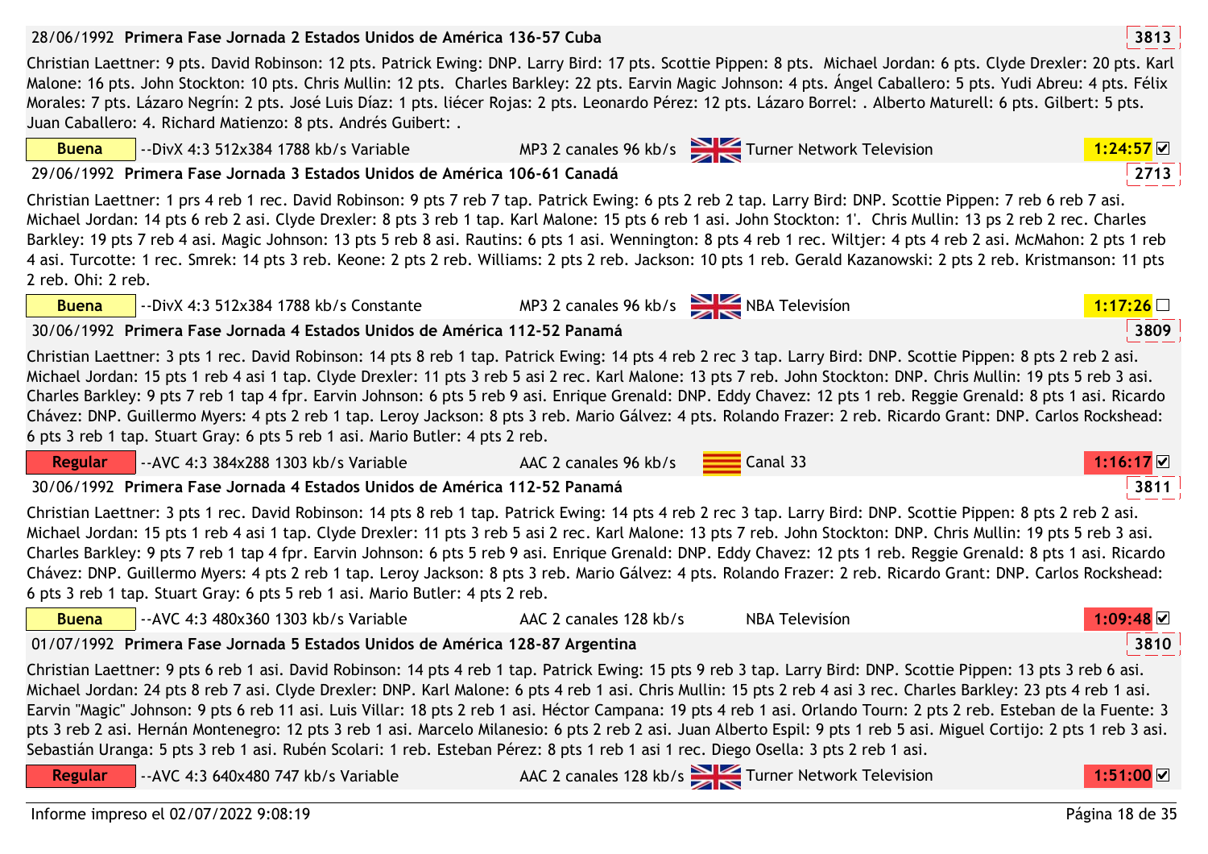**28/06/1992 Primera Fase Jornada 2 Estados Unidos de América 136-57 Cuba** 3813

Christian Laettner: 9 pts. David Robinson: 12 pts. Patrick Ewing: DNP. Larry Bird: 17 pts. Scottie Pippen: 8 pts. Michael Jordan: 6 pts. Clyde Drexler: 20 pts. Karl Malone: 16 pts. John Stockton: 10 pts. Chris Mullin: 12 pts. Charles Barkley: 22 pts. Earvin Magic Johnson: 4 pts. Ángel Caballero: 5 pts. Yudi Abreu: 4 pts. Félix Morales: 7 pts. Lázaro Negrín: 2 pts. José Luis Díaz: 1 pts. liécer Rojas: 2 pts. Leonardo Pérez: 12 pts. Lázaro Borrel: . Alberto Maturell: 6 pts. Gilbert: 5 pts. Juan Caballero: 4. Richard Matienzo: 8 pts. Andrés Guibert: .

Buena | --DivX 4:3 512x384 1788 kb/s Variable | MP3 2 canales 96 kb/s | Turner Network Television | 1:24:57 ☑

**29/06/1992 Primera Fase Jornada 3 Estados Unidos de América 106-61 Canadá** 2713

Christian Laettner: 1 prs 4 reb 1 rec. David Robinson: 9 pts 7 reb 7 tap. Patrick Ewing: 6 pts 2 reb 2 tap. Larry Bird: DNP. Scottie Pippen: 7 reb 6 reb 7 asi. Michael Jordan: 14 pts 6 reb 2 asi. Clyde Drexler: 8 pts 3 reb 1 tap. Karl Malone: 15 pts 6 reb 1 asi. John Stockton: 1'. Chris Mullin: 13 ps 2 reb 2 rec. Charles Barkley: 19 pts 7 reb 4 asi. Magic Johnson: 13 pts 5 reb 8 asi. Rautins: 6 pts 1 asi. Wennington: 8 pts 4 reb 1 rec. Wiltjer: 4 pts 4 reb 2 asi. McMahon: 2 pts 1 reb 4 asi. Turcotte: 1 rec. Smrek: 14 pts 3 reb. Keone: 2 pts 2 reb. Williams: 2 pts 2 reb. Jackson: 10 pts 1 reb. Gerald Kazanowski: 2 pts 2 reb. Kristmanson: 11 pts 2 reb. Ohi: 2 reb.

Buena | --DivX 4:3 512x384 1788 kb/s Constante | MP3 2 canales 96 kb/s | NBA Televisíon | 1:17:26 ☐

**30/06/1992 Primera Fase Jornada 4 Estados Unidos de América 112-52 Panamá** 3809

Christian Laettner: 3 pts 1 rec. David Robinson: 14 pts 8 reb 1 tap. Patrick Ewing: 14 pts 4 reb 2 rec 3 tap. Larry Bird: DNP. Scottie Pippen: 8 pts 2 reb 2 asi. Michael Jordan: 15 pts 1 reb 4 asi 1 tap. Clyde Drexler: 11 pts 3 reb 5 asi 2 rec. Karl Malone: 13 pts 7 reb. John Stockton: DNP. Chris Mullin: 19 pts 5 reb 3 asi. Charles Barkley: 9 pts 7 reb 1 tap 4 fpr. Earvin Johnson: 6 pts 5 reb 9 asi. Enrique Grenald: DNP. Eddy Chavez: 12 pts 1 reb. Reggie Grenald: 8 pts 1 asi. Ricardo Chávez: DNP. Guillermo Myers: 4 pts 2 reb 1 tap. Leroy Jackson: 8 pts 3 reb. Mario Gálvez: 4 pts. Rolando Frazer: 2 reb. Ricardo Grant: DNP. Carlos Rockshead: 6 pts 3 reb 1 tap. Stuart Gray: 6 pts 5 reb 1 asi. Mario Butler: 4 pts 2 reb.

Regular | --AVC 4:3 384x288 1303 kb/s Variable | AAC 2 canales 96 kb/s | Canal 33 | 1:16:17 ☑

**30/06/1992 Primera Fase Jornada 4 Estados Unidos de América 112-52 Panamá** 3811

Christian Laettner: 3 pts 1 rec. David Robinson: 14 pts 8 reb 1 tap. Patrick Ewing: 14 pts 4 reb 2 rec 3 tap. Larry Bird: DNP. Scottie Pippen: 8 pts 2 reb 2 asi. Michael Jordan: 15 pts 1 reb 4 asi 1 tap. Clyde Drexler: 11 pts 3 reb 5 asi 2 rec. Karl Malone: 13 pts 7 reb. John Stockton: DNP. Chris Mullin: 19 pts 5 reb 3 asi. Charles Barkley: 9 pts 7 reb 1 tap 4 fpr. Earvin Johnson: 6 pts 5 reb 9 asi. Enrique Grenald: DNP. Eddy Chavez: 12 pts 1 reb. Reggie Grenald: 8 pts 1 asi. Ricardo Chávez: DNP. Guillermo Myers: 4 pts 2 reb 1 tap. Leroy Jackson: 8 pts 3 reb. Mario Gálvez: 4 pts. Rolando Frazer: 2 reb. Ricardo Grant: DNP. Carlos Rockshead: 6 pts 3 reb 1 tap. Stuart Gray: 6 pts 5 reb 1 asi. Mario Butler: 4 pts 2 reb.

Buena | --AVC 4:3 480x360 1303 kb/s Variable | AAC 2 canales 128 kb/s | NBA Televisíon | 1:09:48 ☑

**01/07/1992 Primera Fase Jornada 5 Estados Unidos de América 128-87 Argentina** 3810

Christian Laettner: 9 pts 6 reb 1 asi. David Robinson: 14 pts 4 reb 1 tap. Patrick Ewing: 15 pts 9 reb 3 tap. Larry Bird: DNP. Scottie Pippen: 13 pts 3 reb 6 asi. Michael Jordan: 24 pts 8 reb 7 asi. Clyde Drexler: DNP. Karl Malone: 6 pts 4 reb 1 asi. Chris Mullin: 15 pts 2 reb 4 asi 3 rec. Charles Barkley: 23 pts 4 reb 1 asi. Earvin "Magic" Johnson: 9 pts 6 reb 11 asi. Luis Villar: 18 pts 2 reb 1 asi. Héctor Campana: 19 pts 4 reb 1 asi. Orlando Tourn: 2 pts 2 reb. Esteban de la Fuente: 3 pts 3 reb 2 asi. Hernán Montenegro: 12 pts 3 reb 1 asi. Marcelo Milanesio: 6 pts 2 reb 2 asi. Juan Alberto Espil: 9 pts 1 reb 5 asi. Miguel Cortijo: 2 pts 1 reb 3 asi. Sebastián Uranga: 5 pts 3 reb 1 asi. Rubén Scolari: 1 reb. Esteban Pérez: 8 pts 1 reb 1 asi 1 rec. Diego Osella: 3 pts 2 reb 1 asi.

Regular | --AVC 4:3 640x480 747 kb/s Variable | AAC 2 canales 128 kb/s | Turner Network Television | 1:51:00 ☑

Informe impreso el 02/07/2022 9:08:19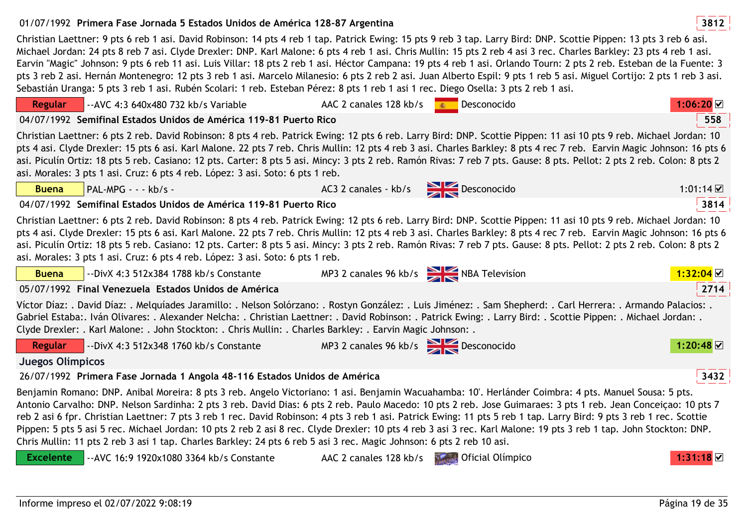01/07/1992 **Primera Fase Jornada 5 Estados Unidos de América 128-87 Argentina** 3812

Christian Laettner: 9 pts 6 reb 1 asi. David Robinson: 14 pts 4 reb 1 tap. Patrick Ewing: 15 pts 9 reb 3 tap. Larry Bird: DNP. Scottie Pippen: 13 pts 3 reb 6 asi. Michael Jordan: 24 pts 8 reb 7 asi. Clyde Drexler: DNP. Karl Malone: 6 pts 4 reb 1 asi. Chris Mullin: 15 pts 2 reb 4 asi 3 rec. Charles Barkley: 23 pts 4 reb 1 asi. Earvin "Magic" Johnson: 9 pts 6 reb 11 asi. Luis Villar: 18 pts 2 reb 1 asi. Héctor Campana: 19 pts 4 reb 1 asi. Orlando Tourn: 2 pts 2 reb. Esteban de la Fuente: 3 pts 3 reb 2 asi. Hernán Montenegro: 12 pts 3 reb 1 asi. Marcelo Milanesio: 6 pts 2 reb 2 asi. Juan Alberto Espil: 9 pts 1 reb 5 asi. Miguel Cortijo: 2 pts 1 reb 3 asi. Sebastián Uranga: 5 pts 3 reb 1 asi. Rubén Scolari: 1 reb. Esteban Pérez: 8 pts 1 reb 1 asi 1 rec. Diego Osella: 3 pts 2 reb 1 asi.

Regular | --AVC 4:3 640x480 732 kb/s Variable | AAC 2 canales 128 kb/s | Desconocido | 1:06:20 ☑

04/07/1992 **Semifinal Estados Unidos de América 119-81 Puerto Rico** 558

Christian Laettner: 6 pts 2 reb. David Robinson: 8 pts 4 reb. Patrick Ewing: 12 pts 6 reb. Larry Bird: DNP. Scottie Pippen: 11 asi 10 pts 9 reb. Michael Jordan: 10 pts 4 asi. Clyde Drexler: 15 pts 6 asi. Karl Malone. 22 pts 7 reb. Chris Mullin: 12 pts 4 reb 3 asi. Charles Barkley: 8 pts 4 rec 7 reb. Earvin Magic Johnson: 16 pts 6 asi. Piculín Ortiz: 18 pts 5 reb. Casiano: 12 pts. Carter: 8 pts 5 asi. Mincy: 3 pts 2 reb. Ramón Rivas: 7 reb 7 pts. Gause: 8 pts. Pellot: 2 pts 2 reb. Colon: 8 pts 2 asi. Morales: 3 pts 1 asi. Cruz: 6 pts 4 reb. López: 3 asi. Soto: 6 pts 1 reb.

Buena | PAL-MPG - - - kb/s - | AC3 2 canales - kb/s | Desconocido | 1:01:14 ☑

04/07/1992 **Semifinal Estados Unidos de América 119-81 Puerto Rico** 3814

Christian Laettner: 6 pts 2 reb. David Robinson: 8 pts 4 reb. Patrick Ewing: 12 pts 6 reb. Larry Bird: DNP. Scottie Pippen: 11 asi 10 pts 9 reb. Michael Jordan: 10 pts 4 asi. Clyde Drexler: 15 pts 6 asi. Karl Malone. 22 pts 7 reb. Chris Mullin: 12 pts 4 reb 3 asi. Charles Barkley: 8 pts 4 rec 7 reb. Earvin Magic Johnson: 16 pts 6 asi. Piculín Ortiz: 18 pts 5 reb. Casiano: 12 pts. Carter: 8 pts 5 asi. Mincy: 3 pts 2 reb. Ramón Rivas: 7 reb 7 pts. Gause: 8 pts. Pellot: 2 pts 2 reb. Colon: 8 pts 2 asi. Morales: 3 pts 1 asi. Cruz: 6 pts 4 reb. López: 3 asi. Soto: 6 pts 1 reb.

Buena | --DivX 4:3 512x384 1788 kb/s Constante | MP3 2 canales 96 kb/s | NBA Televisión | 1:32:04 ☑

05/07/1992 **Final Venezuela Estados Unidos de América** 2714

Víctor Díaz: . David Díaz: . Melquíades Jaramillo: . Nelson Solórzano: . Rostyn González: . Luis Jiménez: . Sam Shepherd: . Carl Herrera: . Armando Palacios: . Gabriel Estaba:. Iván Olivares: . Alexander Nelcha: . Christian Laettner: . David Robinson: . Patrick Ewing: . Larry Bird: . Scottie Pippen: . Michael Jordan: . Clyde Drexler: . Karl Malone: . John Stockton: . Chris Mullin: . Charles Barkley: . Earvin Magic Johnson: .

Regular | --DivX 4:3 512x348 1760 kb/s Constante | MP3 2 canales 96 kb/s | Desconocido | 1:20:48 ☑

## Juegos Olímpicos

26/07/1992 **Primera Fase Jornada 1 Angola 48-116 Estados Unidos de América** 3432

Benjamin Romano: DNP. Anibal Moreira: 8 pts 3 reb. Angelo Victoriano: 1 asi. Benjamin Wacuahamba: 10'. Herlánder Coimbra: 4 pts. Manuel Sousa: 5 pts. Antonio Carvalho: DNP. Nelson Sardinha: 2 pts 3 reb. David Dias: 6 pts 2 reb. Paulo Macedo: 10 pts 2 reb. Jose Guimaraes: 3 pts 1 reb. Jean Conceiçao: 10 pts 7 reb 2 asi 6 fpr. Christian Laettner: 7 pts 3 reb 1 rec. David Robinson: 4 pts 3 reb 1 asi. Patrick Ewing: 11 pts 5 reb 1 tap. Larry Bird: 9 pts 3 reb 1 rec. Scottie Pippen: 5 pts 5 asi 5 rec. Michael Jordan: 10 pts 2 reb 2 asi 8 rec. Clyde Drexler: 10 pts 4 reb 3 asi 3 rec. Karl Malone: 19 pts 3 reb 1 tap. John Stockton: DNP. Chris Mullin: 11 pts 2 reb 3 asi 1 tap. Charles Barkley: 24 pts 6 reb 5 asi 3 rec. Magic Johnson: 6 pts 2 reb 10 asi.

Excelente | --AVC 16:9 1920x1080 3364 kb/s Constante | AAC 2 canales 128 kb/s | Oficial Olímpico | 1:31:18 ☑

Informe impreso el 02/07/2022 9:08:19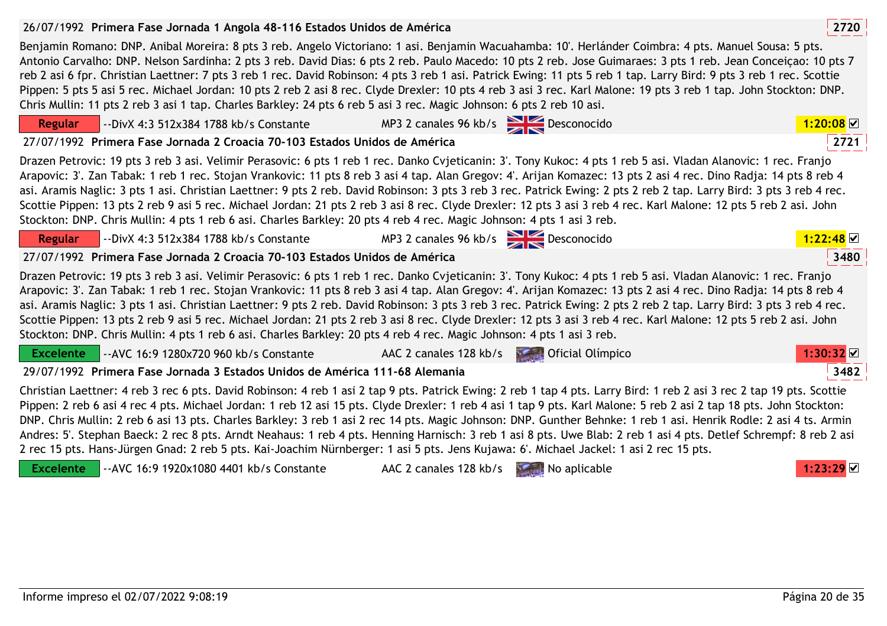26/07/1992 **Primera Fase Jornada 1 Angola 48-116 Estados Unidos de América** **2720**

Benjamin Romano: DNP. Anibal Moreira: 8 pts 3 reb. Angelo Victoriano: 1 asi. Benjamin Wacuahamba: 10'. Herlánder Coimbra: 4 pts. Manuel Sousa: 5 pts. Antonio Carvalho: DNP. Nelson Sardinha: 2 pts 3 reb. David Dias: 6 pts 2 reb. Paulo Macedo: 10 pts 2 reb. Jose Guimaraes: 3 pts 1 reb. Jean Conceiçao: 10 pts 7 reb 2 asi 6 fpr. Christian Laettner: 7 pts 3 reb 1 rec. David Robinson: 4 pts 3 reb 1 asi. Patrick Ewing: 11 pts 5 reb 1 tap. Larry Bird: 9 pts 3 reb 1 rec. Scottie Pippen: 5 pts 5 asi 5 rec. Michael Jordan: 10 pts 2 reb 2 asi 8 rec. Clyde Drexler: 10 pts 4 reb 3 asi 3 rec. Karl Malone: 19 pts 3 reb 1 tap. John Stockton: DNP. Chris Mullin: 11 pts 2 reb 3 asi 1 tap. Charles Barkley: 24 pts 6 reb 5 asi 3 rec. Magic Johnson: 6 pts 2 reb 10 asi.

**Regular** --DivX 4:3 512x384 1788 kb/s Constante MP3 2 canales 96 kb/s Desconocido **1:20:08** ☑

27/07/1992 **Primera Fase Jornada 2 Croacia 70-103 Estados Unidos de América** **2721**

Drazen Petrovic: 19 pts 3 reb 3 asi. Velimir Perasovic: 6 pts 1 reb 1 rec. Danko Cvjeticanin: 3'. Tony Kukoc: 4 pts 1 reb 5 asi. Vladan Alanovic: 1 rec. Franjo Arapovic: 3'. Zan Tabak: 1 reb 1 rec. Stojan Vrankovic: 11 pts 8 reb 3 asi 4 tap. Alan Gregov: 4'. Arijan Komazec: 13 pts 2 asi 4 rec. Dino Radja: 14 pts 8 reb 4 asi. Aramis Naglic: 3 pts 1 asi. Christian Laettner: 9 pts 2 reb. David Robinson: 3 pts 3 reb 3 rec. Patrick Ewing: 2 pts 2 reb 2 tap. Larry Bird: 3 pts 3 reb 4 rec. Scottie Pippen: 13 pts 2 reb 9 asi 5 rec. Michael Jordan: 21 pts 2 reb 3 asi 8 rec. Clyde Drexler: 12 pts 3 asi 3 reb 4 rec. Karl Malone: 12 pts 5 reb 2 asi. John Stockton: DNP. Chris Mullin: 4 pts 1 reb 6 asi. Charles Barkley: 20 pts 4 reb 4 rec. Magic Johnson: 4 pts 1 asi 3 reb.

**Regular** --DivX 4:3 512x384 1788 kb/s Constante MP3 2 canales 96 kb/s Desconocido **1:22:48** ☑

27/07/1992 **Primera Fase Jornada 2 Croacia 70-103 Estados Unidos de América** **3480**

Drazen Petrovic: 19 pts 3 reb 3 asi. Velimir Perasovic: 6 pts 1 reb 1 rec. Danko Cvjeticanin: 3'. Tony Kukoc: 4 pts 1 reb 5 asi. Vladan Alanovic: 1 rec. Franjo Arapovic: 3'. Zan Tabak: 1 reb 1 rec. Stojan Vrankovic: 11 pts 8 reb 3 asi 4 tap. Alan Gregov: 4'. Arijan Komazec: 13 pts 2 asi 4 rec. Dino Radja: 14 pts 8 reb 4 asi. Aramis Naglic: 3 pts 1 asi. Christian Laettner: 9 pts 2 reb. David Robinson: 3 pts 3 reb 3 rec. Patrick Ewing: 2 pts 2 reb 2 tap. Larry Bird: 3 pts 3 reb 4 rec. Scottie Pippen: 13 pts 2 reb 9 asi 5 rec. Michael Jordan: 21 pts 2 reb 3 asi 8 rec. Clyde Drexler: 12 pts 3 asi 3 reb 4 rec. Karl Malone: 12 pts 5 reb 2 asi. John Stockton: DNP. Chris Mullin: 4 pts 1 reb 6 asi. Charles Barkley: 20 pts 4 reb 4 rec. Magic Johnson: 4 pts 1 asi 3 reb.

**Excelente** --AVC 16:9 1280x720 960 kb/s Constante AAC 2 canales 128 kb/s Oficial Olímpico **1:30:32** ☑

29/07/1992 **Primera Fase Jornada 3 Estados Unidos de América 111-68 Alemania** **3482**

Christian Laettner: 4 reb 3 rec 6 pts. David Robinson: 4 reb 1 asi 2 tap 9 pts. Patrick Ewing: 2 reb 1 tap 4 pts. Larry Bird: 1 reb 2 asi 3 rec 2 tap 19 pts. Scottie Pippen: 2 reb 6 asi 4 rec 4 pts. Michael Jordan: 1 reb 12 asi 15 pts. Clyde Drexler: 1 reb 4 asi 1 tap 9 pts. Karl Malone: 5 reb 2 asi 2 tap 18 pts. John Stockton: DNP. Chris Mullin: 2 reb 6 asi 13 pts. Charles Barkley: 3 reb 1 asi 2 rec 14 pts. Magic Johnson: DNP. Gunther Behnke: 1 reb 1 asi. Henrik Rodle: 2 asi 4 ts. Armin Andres: 5'. Stephan Baeck: 2 rec 8 pts. Arndt Neahaus: 1 reb 4 pts. Henning Harnisch: 3 reb 1 asi 8 pts. Uwe Blab: 2 reb 1 asi 4 pts. Detlef Schrempf: 8 reb 2 asi 2 rec 15 pts. Hans-Jürgen Gnad: 2 reb 5 pts. Kai-Joachim Nürnberger: 1 asi 5 pts. Jens Kujawa: 6'. Michael Jackel: 1 asi 2 rec 15 pts.

**Excelente** --AVC 16:9 1920x1080 4401 kb/s Constante AAC 2 canales 128 kb/s No aplicable **1:23:29** ☑

Informe impreso el 02/07/2022 9:08:19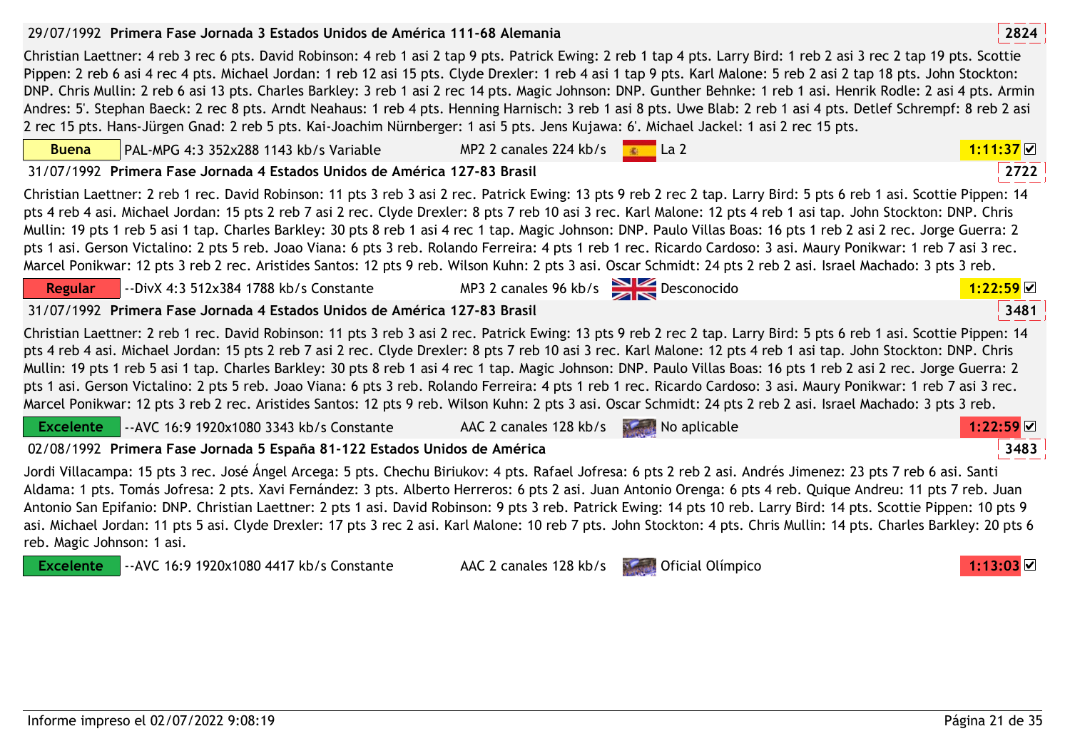**29/07/1992 Primera Fase Jornada 3 Estados Unidos de América 111-68 Alemania** **2824**

Christian Laettner: 4 reb 3 rec 6 pts. David Robinson: 4 reb 1 asi 2 tap 9 pts. Patrick Ewing: 2 reb 1 tap 4 pts. Larry Bird: 1 reb 2 asi 3 rec 2 tap 19 pts. Scottie Pippen: 2 reb 6 asi 4 rec 4 pts. Michael Jordan: 1 reb 12 asi 15 pts. Clyde Drexler: 1 reb 4 asi 1 tap 9 pts. Karl Malone: 5 reb 2 asi 2 tap 18 pts. John Stockton: DNP. Chris Mullin: 2 reb 6 asi 13 pts. Charles Barkley: 3 reb 1 asi 2 rec 14 pts. Magic Johnson: DNP. Gunther Behnke: 1 reb 1 asi. Henrik Rodle: 2 asi 4 pts. Armin Andres: 5'. Stephan Baeck: 2 rec 8 pts. Arndt Neahaus: 1 reb 4 pts. Henning Harnisch: 3 reb 1 asi 8 pts. Uwe Blab: 2 reb 1 asi 4 pts. Detlef Schrempf: 8 reb 2 asi 2 rec 15 pts. Hans-Jürgen Gnad: 2 reb 5 pts. Kai-Joachim Nürnberger: 1 asi 5 pts. Jens Kujawa: 6'. Michael Jackel: 1 asi 2 rec 15 pts.

Buena | PAL-MPG 4:3 352x288 1143 kb/s Variable | MP2 2 canales 224 kb/s | La 2 | 1:11:37 ☑

**31/07/1992 Primera Fase Jornada 4 Estados Unidos de América 127-83 Brasil** **2722**

Christian Laettner: 2 reb 1 rec. David Robinson: 11 pts 3 reb 3 asi 2 rec. Patrick Ewing: 13 pts 9 reb 2 rec 2 tap. Larry Bird: 5 pts 6 reb 1 asi. Scottie Pippen: 14 pts 4 reb 4 asi. Michael Jordan: 15 pts 2 reb 7 asi 2 rec. Clyde Drexler: 8 pts 7 reb 10 asi 3 rec. Karl Malone: 12 pts 4 reb 1 asi tap. John Stockton: DNP. Chris Mullin: 19 pts 1 reb 5 asi 1 tap. Charles Barkley: 30 pts 8 reb 1 asi 4 rec 1 tap. Magic Johnson: DNP. Paulo Villas Boas: 16 pts 1 reb 2 asi 2 rec. Jorge Guerra: 2 pts 1 asi. Gerson Victalino: 2 pts 5 reb. Joao Viana: 6 pts 3 reb. Rolando Ferreira: 4 pts 1 reb 1 rec. Ricardo Cardoso: 3 asi. Maury Ponikwar: 1 reb 7 asi 3 rec. Marcel Ponikwar: 12 pts 3 reb 2 rec. Aristides Santos: 12 pts 9 reb. Wilson Kuhn: 2 pts 3 asi. Oscar Schmidt: 24 pts 2 reb 2 asi. Israel Machado: 3 pts 3 reb.

Regular | --DivX 4:3 512x384 1788 kb/s Constante | MP3 2 canales 96 kb/s | Desconocido | 1:22:59 ☑

**31/07/1992 Primera Fase Jornada 4 Estados Unidos de América 127-83 Brasil** **3481**

Christian Laettner: 2 reb 1 rec. David Robinson: 11 pts 3 reb 3 asi 2 rec. Patrick Ewing: 13 pts 9 reb 2 rec 2 tap. Larry Bird: 5 pts 6 reb 1 asi. Scottie Pippen: 14 pts 4 reb 4 asi. Michael Jordan: 15 pts 2 reb 7 asi 2 rec. Clyde Drexler: 8 pts 7 reb 10 asi 3 rec. Karl Malone: 12 pts 4 reb 1 asi tap. John Stockton: DNP. Chris Mullin: 19 pts 1 reb 5 asi 1 tap. Charles Barkley: 30 pts 8 reb 1 asi 4 rec 1 tap. Magic Johnson: DNP. Paulo Villas Boas: 16 pts 1 reb 2 asi 2 rec. Jorge Guerra: 2 pts 1 asi. Gerson Victalino: 2 pts 5 reb. Joao Viana: 6 pts 3 reb. Rolando Ferreira: 4 pts 1 reb 1 rec. Ricardo Cardoso: 3 asi. Maury Ponikwar: 1 reb 7 asi 3 rec. Marcel Ponikwar: 12 pts 3 reb 2 rec. Aristides Santos: 12 pts 9 reb. Wilson Kuhn: 2 pts 3 asi. Oscar Schmidt: 24 pts 2 reb 2 asi. Israel Machado: 3 pts 3 reb.

Excelente | --AVC 16:9 1920x1080 3343 kb/s Constante | AAC 2 canales 128 kb/s | No aplicable | 1:22:59 ☑

**02/08/1992 Primera Fase Jornada 5 España 81-122 Estados Unidos de América** **3483**

Jordi Villacampa: 15 pts 3 rec. José Ángel Arcega: 5 pts. Chechu Biriukov: 4 pts. Rafael Jofresa: 6 pts 2 reb 2 asi. Andrés Jimenez: 23 pts 7 reb 6 asi. Santi Aldama: 1 pts. Tomás Jofresa: 2 pts. Xavi Fernández: 3 pts. Alberto Herreros: 6 pts 2 asi. Juan Antonio Orenga: 6 pts 4 reb. Quique Andreu: 11 pts 7 reb. Juan Antonio San Epifanio: DNP. Christian Laettner: 2 pts 1 asi. David Robinson: 9 pts 3 reb. Patrick Ewing: 14 pts 10 reb. Larry Bird: 14 pts. Scottie Pippen: 10 pts 9 asi. Michael Jordan: 11 pts 5 asi. Clyde Drexler: 17 pts 3 rec 2 asi. Karl Malone: 10 reb 7 pts. John Stockton: 4 pts. Chris Mullin: 14 pts. Charles Barkley: 20 pts 6 reb. Magic Johnson: 1 asi.

Excelente | --AVC 16:9 1920x1080 4417 kb/s Constante | AAC 2 canales 128 kb/s | Oficial Olímpico | 1:13:03 ☑

Informe impreso el 02/07/2022 9:08:19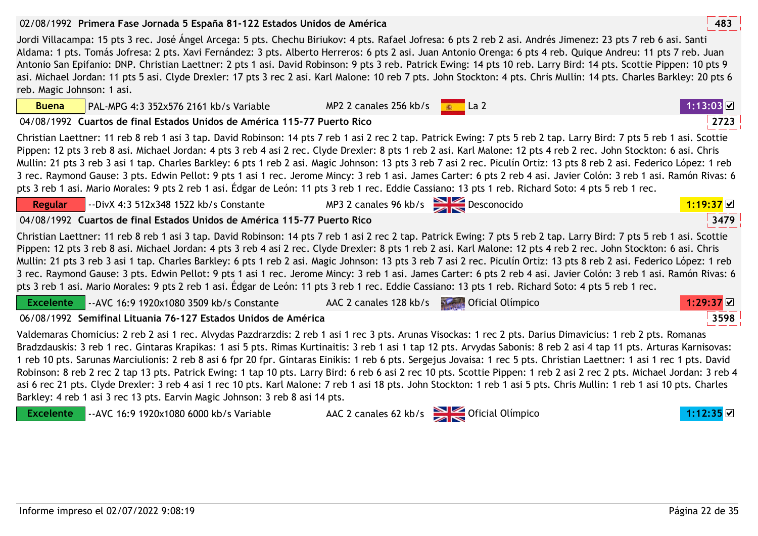**02/08/1992 Primera Fase Jornada 5 España 81-122 Estados Unidos de América** 483

Jordi Villacampa: 15 pts 3 rec. José Ángel Arcega: 5 pts. Chechu Biriukov: 4 pts. Rafael Jofresa: 6 pts 2 reb 2 asi. Andrés Jimenez: 23 pts 7 reb 6 asi. Santi Aldama: 1 pts. Tomás Jofresa: 2 pts. Xavi Fernández: 3 pts. Alberto Herreros: 6 pts 2 asi. Juan Antonio Orenga: 6 pts 4 reb. Quique Andreu: 11 pts 7 reb. Juan Antonio San Epifanio: DNP. Christian Laettner: 2 pts 1 asi. David Robinson: 9 pts 3 reb. Patrick Ewing: 14 pts 10 reb. Larry Bird: 14 pts. Scottie Pippen: 10 pts 9 asi. Michael Jordan: 11 pts 5 asi. Clyde Drexler: 17 pts 3 rec 2 asi. Karl Malone: 10 reb 7 pts. John Stockton: 4 pts. Chris Mullin: 14 pts. Charles Barkley: 20 pts 6 reb. Magic Johnson: 1 asi.

| Buena | PAL-MPG 4:3 352x576 2161 kb/s Variable | MP2 2 canales 256 kb/s | La 2 | 1:13:03 ☑ |
|---|---|---|---|---|

**04/08/1992 Cuartos de final Estados Unidos de América 115-77 Puerto Rico** 2723

Christian Laettner: 11 reb 8 reb 1 asi 3 tap. David Robinson: 14 pts 7 reb 1 asi 2 rec 2 tap. Patrick Ewing: 7 pts 5 reb 2 tap. Larry Bird: 7 pts 5 reb 1 asi. Scottie Pippen: 12 pts 3 reb 8 asi. Michael Jordan: 4 pts 3 reb 4 asi 2 rec. Clyde Drexler: 8 pts 1 reb 2 asi. Karl Malone: 12 pts 4 reb 2 rec. John Stockton: 6 asi. Chris Mullin: 21 pts 3 reb 3 asi 1 tap. Charles Barkley: 6 pts 1 reb 2 asi. Magic Johnson: 13 pts 3 reb 7 asi 2 rec. Piculín Ortiz: 13 pts 8 reb 2 asi. Federico López: 1 reb 3 rec. Raymond Gause: 3 pts. Edwin Pellot: 9 pts 1 asi 1 rec. Jerome Mincy: 3 reb 1 asi. James Carter: 6 pts 2 reb 4 asi. Javier Colón: 3 reb 1 asi. Ramón Rivas: 6 pts 3 reb 1 asi. Mario Morales: 9 pts 2 reb 1 asi. Édgar de León: 11 pts 3 reb 1 rec. Eddie Cassiano: 13 pts 1 reb. Richard Soto: 4 pts 5 reb 1 rec.

| Regular | --DivX 4:3 512x348 1522 kb/s Constante | MP3 2 canales 96 kb/s | Desconocido | 1:19:37 ☑ |
|---|---|---|---|---|

**04/08/1992 Cuartos de final Estados Unidos de América 115-77 Puerto Rico** 3479

Christian Laettner: 11 reb 8 reb 1 asi 3 tap. David Robinson: 14 pts 7 reb 1 asi 2 rec 2 tap. Patrick Ewing: 7 pts 5 reb 2 tap. Larry Bird: 7 pts 5 reb 1 asi. Scottie Pippen: 12 pts 3 reb 8 asi. Michael Jordan: 4 pts 3 reb 4 asi 2 rec. Clyde Drexler: 8 pts 1 reb 2 asi. Karl Malone: 12 pts 4 reb 2 rec. John Stockton: 6 asi. Chris Mullin: 21 pts 3 reb 3 asi 1 tap. Charles Barkley: 6 pts 1 reb 2 asi. Magic Johnson: 13 pts 3 reb 7 asi 2 rec. Piculín Ortiz: 13 pts 8 reb 2 asi. Federico López: 1 reb 3 rec. Raymond Gause: 3 pts. Edwin Pellot: 9 pts 1 asi 1 rec. Jerome Mincy: 3 reb 1 asi. James Carter: 6 pts 2 reb 4 asi. Javier Colón: 3 reb 1 asi. Ramón Rivas: 6 pts 3 reb 1 asi. Mario Morales: 9 pts 2 reb 1 asi. Édgar de León: 11 pts 3 reb 1 rec. Eddie Cassiano: 13 pts 1 reb. Richard Soto: 4 pts 5 reb 1 rec.

| Excelente | --AVC 16:9 1920x1080 3509 kb/s Constante | AAC 2 canales 128 kb/s | Oficial Olímpico | 1:29:37 ☑ |
|---|---|---|---|---|

**06/08/1992 Semifinal Lituania 76-127 Estados Unidos de América** 3598

Valdemaras Chomicius: 2 reb 2 asi 1 rec. Alvydas Pazdrarzdis: 2 reb 1 asi 1 rec 3 pts. Arunas Visockas: 1 rec 2 pts. Darius Dimavicius: 1 reb 2 pts. Romanas Bradzdauskis: 3 reb 1 rec. Gintaras Krapikas: 1 asi 5 pts. Rimas Kurtinaitis: 3 reb 1 asi 1 tap 12 pts. Arvydas Sabonis: 8 reb 2 asi 4 tap 11 pts. Arturas Karnisovas: 1 reb 10 pts. Sarunas Marciulionis: 2 reb 8 asi 6 fpr 20 fpr. Gintaras Einikis: 1 reb 6 pts. Sergejus Jovaisa: 1 rec 5 pts. Christian Laettner: 1 asi 1 rec 1 pts. David Robinson: 8 reb 2 rec 2 tap 13 pts. Patrick Ewing: 1 tap 10 pts. Larry Bird: 6 reb 6 asi 2 rec 10 pts. Scottie Pippen: 1 reb 2 asi 2 rec 2 pts. Michael Jordan: 3 reb 4 asi 6 rec 21 pts. Clyde Drexler: 3 reb 4 asi 1 rec 10 pts. Karl Malone: 7 reb 1 asi 18 pts. John Stockton: 1 reb 1 asi 5 pts. Chris Mullin: 1 reb 1 asi 10 pts. Charles Barkley: 4 reb 1 asi 3 rec 13 pts. Earvin Magic Johnson: 3 reb 8 asi 14 pts.

| Excelente | --AVC 16:9 1920x1080 6000 kb/s Variable | AAC 2 canales 62 kb/s | Oficial Olímpico | 1:12:35 ☑ |
|---|---|---|---|---|

Informe impreso el 02/07/2022 9:08:19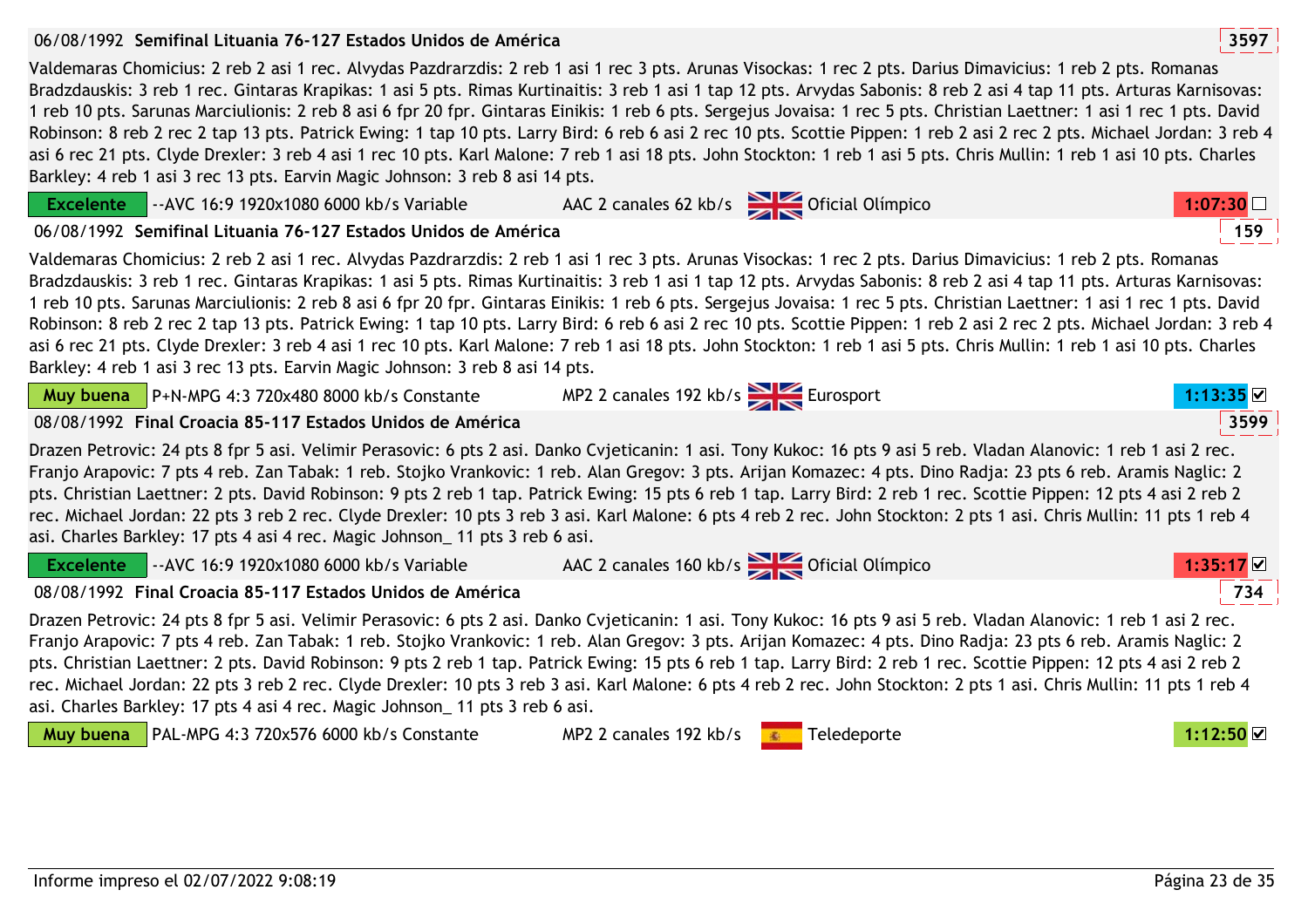**06/08/1992 Semifinal Lituania 76-127 Estados Unidos de América** 3597

Valdemaras Chomicius: 2 reb 2 asi 1 rec. Alvydas Pazdrarzdis: 2 reb 1 asi 1 rec 3 pts. Arunas Visockas: 1 rec 2 pts. Darius Dimavicius: 1 reb 2 pts. Romanas Bradzdauskis: 3 reb 1 rec. Gintaras Krapikas: 1 asi 5 pts. Rimas Kurtinaitis: 3 reb 1 asi 1 tap 12 pts. Arvydas Sabonis: 8 reb 2 asi 4 tap 11 pts. Arturas Karnisovas: 1 reb 10 pts. Sarunas Marciulionis: 2 reb 8 asi 6 fpr 20 fpr. Gintaras Einikis: 1 reb 6 pts. Sergejus Jovaisa: 1 rec 5 pts. Christian Laettner: 1 asi 1 rec 1 pts. David Robinson: 8 reb 2 rec 2 tap 13 pts. Patrick Ewing: 1 tap 10 pts. Larry Bird: 6 reb 6 asi 2 rec 10 pts. Scottie Pippen: 1 reb 2 asi 2 rec 2 pts. Michael Jordan: 3 reb 4 asi 6 rec 21 pts. Clyde Drexler: 3 reb 4 asi 1 rec 10 pts. Karl Malone: 7 reb 1 asi 18 pts. John Stockton: 1 reb 1 asi 5 pts. Chris Mullin: 1 reb 1 asi 10 pts. Charles Barkley: 4 reb 1 asi 3 rec 13 pts. Earvin Magic Johnson: 3 reb 8 asi 14 pts.

Excelente | --AVC 16:9 1920x1080 6000 kb/s Variable | AAC 2 canales 62 kb/s | Oficial Olímpico | 1:07:30 ☐

**06/08/1992 Semifinal Lituania 76-127 Estados Unidos de América** 159

Valdemaras Chomicius: 2 reb 2 asi 1 rec. Alvydas Pazdrarzdis: 2 reb 1 asi 1 rec 3 pts. Arunas Visockas: 1 rec 2 pts. Darius Dimavicius: 1 reb 2 pts. Romanas Bradzdauskis: 3 reb 1 rec. Gintaras Krapikas: 1 asi 5 pts. Rimas Kurtinaitis: 3 reb 1 asi 1 tap 12 pts. Arvydas Sabonis: 8 reb 2 asi 4 tap 11 pts. Arturas Karnisovas: 1 reb 10 pts. Sarunas Marciulionis: 2 reb 8 asi 6 fpr 20 fpr. Gintaras Einikis: 1 reb 6 pts. Sergejus Jovaisa: 1 rec 5 pts. Christian Laettner: 1 asi 1 rec 1 pts. David Robinson: 8 reb 2 rec 2 tap 13 pts. Patrick Ewing: 1 tap 10 pts. Larry Bird: 6 reb 6 asi 2 rec 10 pts. Scottie Pippen: 1 reb 2 asi 2 rec 2 pts. Michael Jordan: 3 reb 4 asi 6 rec 21 pts. Clyde Drexler: 3 reb 4 asi 1 rec 10 pts. Karl Malone: 7 reb 1 asi 18 pts. John Stockton: 1 reb 1 asi 5 pts. Chris Mullin: 1 reb 1 asi 10 pts. Charles Barkley: 4 reb 1 asi 3 rec 13 pts. Earvin Magic Johnson: 3 reb 8 asi 14 pts.

Muy buena | P+N-MPG 4:3 720x480 8000 kb/s Constante | MP2 2 canales 192 kb/s | Eurosport | 1:13:35 ☑

**08/08/1992 Final Croacia 85-117 Estados Unidos de América** 3599

Drazen Petrovic: 24 pts 8 fpr 5 asi. Velimir Perasovic: 6 pts 2 asi. Danko Cvjeticanin: 1 asi. Tony Kukoc: 16 pts 9 asi 5 reb. Vladan Alanovic: 1 reb 1 asi 2 rec. Franjo Arapovic: 7 pts 4 reb. Zan Tabak: 1 reb. Stojko Vrankovic: 1 reb. Alan Gregov: 3 pts. Arijan Komazec: 4 pts. Dino Radja: 23 pts 6 reb. Aramis Naglic: 2 pts. Christian Laettner: 2 pts. David Robinson: 9 pts 2 reb 1 tap. Patrick Ewing: 15 pts 6 reb 1 tap. Larry Bird: 2 reb 1 rec. Scottie Pippen: 12 pts 4 asi 2 reb 2 rec. Michael Jordan: 22 pts 3 reb 2 rec. Clyde Drexler: 10 pts 3 reb 3 asi. Karl Malone: 6 pts 4 reb 2 rec. John Stockton: 2 pts 1 asi. Chris Mullin: 11 pts 1 reb 4 asi. Charles Barkley: 17 pts 4 asi 4 rec. Magic Johnson_ 11 pts 3 reb 6 asi.

Excelente | --AVC 16:9 1920x1080 6000 kb/s Variable | AAC 2 canales 160 kb/s | Oficial Olímpico | 1:35:17 ☑

**08/08/1992 Final Croacia 85-117 Estados Unidos de América** 734

Drazen Petrovic: 24 pts 8 fpr 5 asi. Velimir Perasovic: 6 pts 2 asi. Danko Cvjeticanin: 1 asi. Tony Kukoc: 16 pts 9 asi 5 reb. Vladan Alanovic: 1 reb 1 asi 2 rec. Franjo Arapovic: 7 pts 4 reb. Zan Tabak: 1 reb. Stojko Vrankovic: 1 reb. Alan Gregov: 3 pts. Arijan Komazec: 4 pts. Dino Radja: 23 pts 6 reb. Aramis Naglic: 2 pts. Christian Laettner: 2 pts. David Robinson: 9 pts 2 reb 1 tap. Patrick Ewing: 15 pts 6 reb 1 tap. Larry Bird: 2 reb 1 rec. Scottie Pippen: 12 pts 4 asi 2 reb 2 rec. Michael Jordan: 22 pts 3 reb 2 rec. Clyde Drexler: 10 pts 3 reb 3 asi. Karl Malone: 6 pts 4 reb 2 rec. John Stockton: 2 pts 1 asi. Chris Mullin: 11 pts 1 reb 4 asi. Charles Barkley: 17 pts 4 asi 4 rec. Magic Johnson_ 11 pts 3 reb 6 asi.

Muy buena | PAL-MPG 4:3 720x576 6000 kb/s Constante | MP2 2 canales 192 kb/s | Teledeporte | 1:12:50 ☑

Informe impreso el 02/07/2022 9:08:19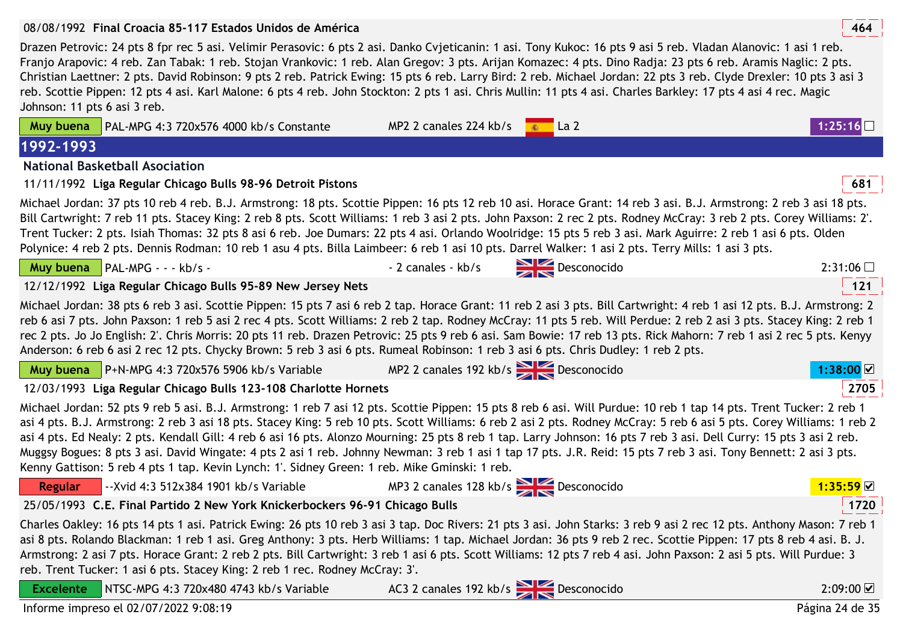**08/08/1992 Final Croacia 85-117 Estados Unidos de América** — 464

Drazen Petrovic: 24 pts 8 fpr rec 5 asi. Velimir Perasovic: 6 pts 2 asi. Danko Cvjeticanin: 1 asi. Tony Kukoc: 16 pts 9 asi 5 reb. Vladan Alanovic: 1 asi 1 reb. Franjo Arapovic: 4 reb. Zan Tabak: 1 reb. Stojan Vrankovic: 1 reb. Alan Gregov: 3 pts. Arijan Komazec: 4 pts. Dino Radja: 23 pts 6 reb. Aramis Naglic: 2 pts. Christian Laettner: 2 pts. David Robinson: 9 pts 2 reb. Patrick Ewing: 15 pts 6 reb. Larry Bird: 2 reb. Michael Jordan: 22 pts 3 reb. Clyde Drexler: 10 pts 3 asi 3 reb. Scottie Pippen: 12 pts 4 asi. Karl Malone: 6 pts 4 reb. John Stockton: 2 pts 1 asi. Chris Mullin: 11 pts 4 asi. Charles Barkley: 17 pts 4 asi 4 rec. Magic Johnson: 11 pts 6 asi 3 reb.

Muy buena | PAL-MPG 4:3 720x576 4000 kb/s Constante | MP2 2 canales 224 kb/s | La 2 | 1:25:16 ☐

## 1992-1993

### National Basketball Asociation

**11/11/1992 Liga Regular Chicago Bulls 98-96 Detroit Pistons** — 681

Michael Jordan: 37 pts 10 reb 4 reb. B.J. Armstrong: 18 pts. Scottie Pippen: 16 pts 12 reb 10 asi. Horace Grant: 14 reb 3 asi. B.J. Armstrong: 2 reb 3 asi 18 pts. Bill Cartwright: 7 reb 11 pts. Stacey King: 2 reb 8 pts. Scott Williams: 1 reb 3 asi 2 pts. John Paxson: 2 rec 2 pts. Rodney McCray: 3 reb 2 pts. Corey Williams: 2'. Trent Tucker: 2 pts. Isiah Thomas: 32 pts 8 asi 6 reb. Joe Dumars: 22 pts 4 asi. Orlando Woolridge: 15 pts 5 reb 3 asi. Mark Aguirre: 2 reb 1 asi 6 pts. Olden Polynice: 4 reb 2 pts. Dennis Rodman: 10 reb 1 asu 4 pts. Billa Laimbeer: 6 reb 1 asi 10 pts. Darrel Walker: 1 asi 2 pts. Terry Mills: 1 asi 3 pts.

Muy buena | PAL-MPG - - - kb/s - | - 2 canales - kb/s | Desconocido | 2:31:06 ☐

**12/12/1992 Liga Regular Chicago Bulls 95-89 New Jersey Nets** — 121

Michael Jordan: 38 pts 6 reb 3 asi. Scottie Pippen: 15 pts 7 asi 6 reb 2 tap. Horace Grant: 11 reb 2 asi 3 pts. Bill Cartwright: 4 reb 1 asi 12 pts. B.J. Armstrong: 2 reb 6 asi 7 pts. John Paxson: 1 reb 5 asi 2 rec 4 pts. Scott Williams: 2 reb 2 tap. Rodney McCray: 11 pts 5 reb. Will Perdue: 2 reb 2 asi 3 pts. Stacey King: 2 reb 1 rec 2 pts. Jo Jo English: 2'. Chris Morris: 20 pts 11 reb. Drazen Petrovic: 25 pts 9 reb 6 asi. Sam Bowie: 17 reb 13 pts. Rick Mahorn: 7 reb 1 asi 2 rec 5 pts. Kenyy Anderson: 6 reb 6 asi 2 rec 12 pts. Chycky Brown: 5 reb 3 asi 6 pts. Rumeal Robinson: 1 reb 3 asi 6 pts. Chris Dudley: 1 reb 2 pts.

Muy buena | P+N-MPG 4:3 720x576 5906 kb/s Variable | MP2 2 canales 192 kb/s | Desconocido | 1:38:00 ☑

**12/03/1993 Liga Regular Chicago Bulls 123-108 Charlotte Hornets** — 2705

Michael Jordan: 52 pts 9 reb 5 asi. B.J. Armstrong: 1 reb 7 asi 12 pts. Scottie Pippen: 15 pts 8 reb 6 asi. Will Purdue: 10 reb 1 tap 14 pts. Trent Tucker: 2 reb 1 asi 4 pts. B.J. Armstrong: 2 reb 3 asi 18 pts. Stacey King: 5 reb 10 pts. Scott Williams: 6 reb 2 asi 2 pts. Rodney McCray: 5 reb 6 asi 5 pts. Corey Williams: 1 reb 2 asi 4 pts. Ed Nealy: 2 pts. Kendall Gill: 4 reb 6 asi 16 pts. Alonzo Mourning: 25 pts 8 reb 1 tap. Larry Johnson: 16 pts 7 reb 3 asi. Dell Curry: 15 pts 3 asi 2 reb. Muggsy Bogues: 8 pts 3 asi. David Wingate: 4 pts 2 asi 1 reb. Johnny Newman: 3 reb 1 asi 1 tap 17 pts. J.R. Reid: 15 pts 7 reb 3 asi. Tony Bennett: 2 asi 3 pts. Kenny Gattison: 5 reb 4 pts 1 tap. Kevin Lynch: 1'. Sidney Green: 1 reb. Mike Gminski: 1 reb.

Regular | --Xvid 4:3 512x384 1901 kb/s Variable | MP3 2 canales 128 kb/s | Desconocido | 1:35:59 ☑

**25/05/1993 C.E. Final Partido 2 New York Knickerbockers 96-91 Chicago Bulls** — 1720

Charles Oakley: 16 pts 14 pts 1 asi. Patrick Ewing: 26 pts 10 reb 3 asi 3 tap. Doc Rivers: 21 pts 3 asi. John Starks: 3 reb 9 asi 2 rec 12 pts. Anthony Mason: 7 reb 1 asi 8 pts. Rolando Blackman: 1 reb 1 asi. Greg Anthony: 3 pts. Herb Williams: 1 tap. Michael Jordan: 36 pts 9 reb 2 rec. Scottie Pippen: 17 pts 8 reb 4 asi. B. J. Armstrong: 2 asi 7 pts. Horace Grant: 2 reb 2 pts. Bill Cartwright: 3 reb 1 asi 6 pts. Scott Williams: 12 pts 7 reb 4 asi. John Paxson: 2 asi 5 pts. Will Purdue: 3 reb. Trent Tucker: 1 asi 6 pts. Stacey King: 2 reb 1 rec. Rodney McCray: 3'.

Excelente | NTSC-MPG 4:3 720x480 4743 kb/s Variable | AC3 2 canales 192 kb/s | Desconocido | 2:09:00 ☑

Informe impreso el 02/07/2022 9:08:19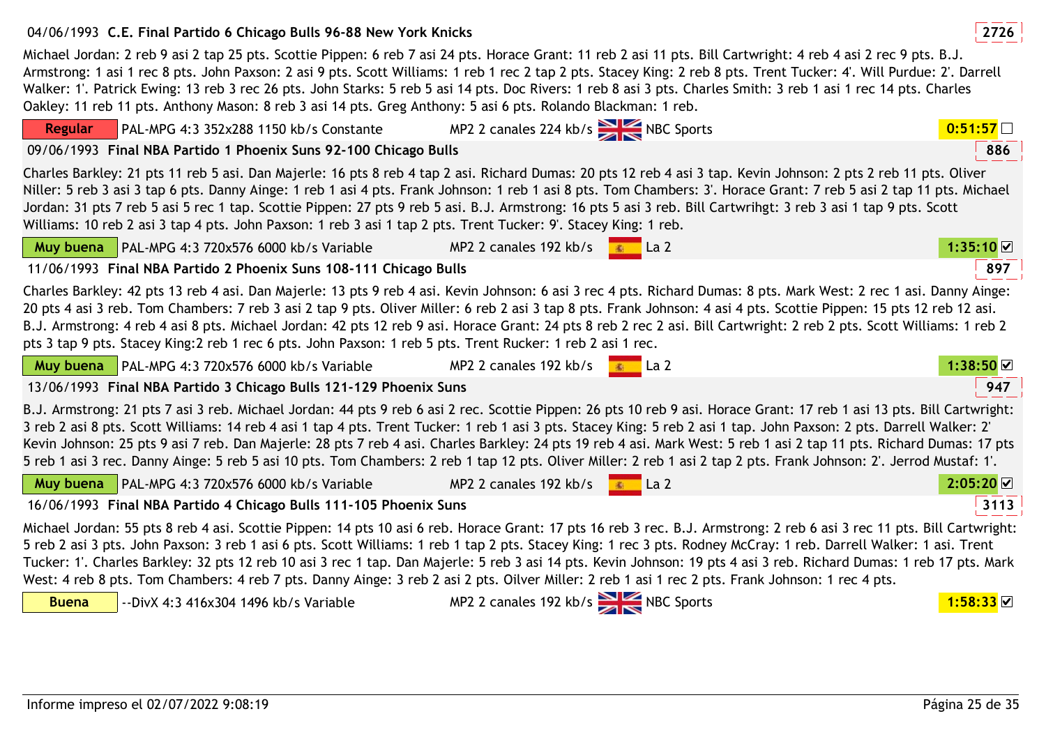04/06/1993 **C.E. Final Partido 6 Chicago Bulls 96-88 New York Knicks** 2726

Michael Jordan: 2 reb 9 asi 2 tap 25 pts. Scottie Pippen: 6 reb 7 asi 24 pts. Horace Grant: 11 reb 2 asi 11 pts. Bill Cartwright: 4 reb 4 asi 2 rec 9 pts. B.J. Armstrong: 1 asi 1 rec 8 pts. John Paxson: 2 asi 9 pts. Scott Williams: 1 reb 1 rec 2 tap 2 pts. Stacey King: 2 reb 8 pts. Trent Tucker: 4'. Will Purdue: 2'. Darrell Walker: 1'. Patrick Ewing: 13 reb 3 rec 26 pts. John Starks: 5 reb 5 asi 14 pts. Doc Rivers: 1 reb 8 asi 3 pts. Charles Smith: 3 reb 1 asi 1 rec 14 pts. Charles Oakley: 11 reb 11 pts. Anthony Mason: 8 reb 3 asi 14 pts. Greg Anthony: 5 asi 6 pts. Rolando Blackman: 1 reb.

**Regular** | PAL-MPG 4:3 352x288 1150 kb/s Constante | MP2 2 canales 224 kb/s | NBC Sports | 0:51:57 ☐

09/06/1993 **Final NBA Partido 1 Phoenix Suns 92-100 Chicago Bulls** 886

Charles Barkley: 21 pts 11 reb 5 asi. Dan Majerle: 16 pts 8 reb 4 tap 2 asi. Richard Dumas: 20 pts 12 reb 4 asi 3 tap. Kevin Johnson: 2 pts 2 reb 11 pts. Oliver Niller: 5 reb 3 asi 3 tap 6 pts. Danny Ainge: 1 reb 1 asi 4 pts. Frank Johnson: 1 reb 1 asi 8 pts. Tom Chambers: 3'. Horace Grant: 7 reb 5 asi 2 tap 11 pts. Michael Jordan: 31 pts 7 reb 5 asi 5 rec 1 tap. Scottie Pippen: 27 pts 9 reb 5 asi. B.J. Armstrong: 16 pts 5 asi 3 reb. Bill Cartwrihgt: 3 reb 3 asi 1 tap 9 pts. Scott Williams: 10 reb 2 asi 3 tap 4 pts. John Paxson: 1 reb 3 asi 1 tap 2 pts. Trent Tucker: 9'. Stacey King: 1 reb.

**Muy buena** | PAL-MPG 4:3 720x576 6000 kb/s Variable | MP2 2 canales 192 kb/s | La 2 | 1:35:10 ☑

11/06/1993 **Final NBA Partido 2 Phoenix Suns 108-111 Chicago Bulls** 897

Charles Barkley: 42 pts 13 reb 4 asi. Dan Majerle: 13 pts 9 reb 4 asi. Kevin Johnson: 6 asi 3 rec 4 pts. Richard Dumas: 8 pts. Mark West: 2 rec 1 asi. Danny Ainge: 20 pts 4 asi 3 reb. Tom Chambers: 7 reb 3 asi 2 tap 9 pts. Oliver Miller: 6 reb 2 asi 3 tap 8 pts. Frank Johnson: 4 asi 4 pts. Scottie Pippen: 15 pts 12 reb 12 asi. B.J. Armstrong: 4 reb 4 asi 8 pts. Michael Jordan: 42 pts 12 reb 9 asi. Horace Grant: 24 pts 8 reb 2 rec 2 asi. Bill Cartwright: 2 reb 2 pts. Scott Williams: 1 reb 2 pts 3 tap 9 pts. Stacey King:2 reb 1 rec 6 pts. John Paxson: 1 reb 5 pts. Trent Rucker: 1 reb 2 asi 1 rec.

**Muy buena** | PAL-MPG 4:3 720x576 6000 kb/s Variable | MP2 2 canales 192 kb/s | La 2 | 1:38:50 ☑

13/06/1993 **Final NBA Partido 3 Chicago Bulls 121-129 Phoenix Suns** 947

B.J. Armstrong: 21 pts 7 asi 3 reb. Michael Jordan: 44 pts 9 reb 6 asi 2 rec. Scottie Pippen: 26 pts 10 reb 9 asi. Horace Grant: 17 reb 1 asi 13 pts. Bill Cartwright: 3 reb 2 asi 8 pts. Scott Williams: 14 reb 4 asi 1 tap 4 pts. Trent Tucker: 1 reb 1 asi 3 pts. Stacey King: 5 reb 2 asi 1 tap. John Paxson: 2 pts. Darrell Walker: 2' Kevin Johnson: 25 pts 9 asi 7 reb. Dan Majerle: 28 pts 7 reb 4 asi. Charles Barkley: 24 pts 19 reb 4 asi. Mark West: 5 reb 1 asi 2 tap 11 pts. Richard Dumas: 17 pts 5 reb 1 asi 3 rec. Danny Ainge: 5 reb 5 asi 10 pts. Tom Chambers: 2 reb 1 tap 12 pts. Oliver Miller: 2 reb 1 asi 2 tap 2 pts. Frank Johnson: 2'. Jerrod Mustaf: 1'.

**Muy buena** | PAL-MPG 4:3 720x576 6000 kb/s Variable | MP2 2 canales 192 kb/s | La 2 | 2:05:20 ☑

16/06/1993 **Final NBA Partido 4 Chicago Bulls 111-105 Phoenix Suns** 3113

Michael Jordan: 55 pts 8 reb 4 asi. Scottie Pippen: 14 pts 10 asi 6 reb. Horace Grant: 17 pts 16 reb 3 rec. B.J. Armstrong: 2 reb 6 asi 3 rec 11 pts. Bill Cartwright: 5 reb 2 asi 3 pts. John Paxson: 3 reb 1 asi 6 pts. Scott Williams: 1 reb 1 tap 2 pts. Stacey King: 1 rec 3 pts. Rodney McCray: 1 reb. Darrell Walker: 1 asi. Trent Tucker: 1'. Charles Barkley: 32 pts 12 reb 10 asi 3 rec 1 tap. Dan Majerle: 5 reb 3 asi 14 pts. Kevin Johnson: 19 pts 4 asi 3 reb. Richard Dumas: 1 reb 17 pts. Mark West: 4 reb 8 pts. Tom Chambers: 4 reb 7 pts. Danny Ainge: 3 reb 2 asi 2 pts. Oilver Miller: 2 reb 1 asi 1 rec 2 pts. Frank Johnson: 1 rec 4 pts.

**Buena** | --DivX 4:3 416x304 1496 kb/s Variable | MP2 2 canales 192 kb/s | NBC Sports | 1:58:33 ☑

Informe impreso el 02/07/2022 9:08:19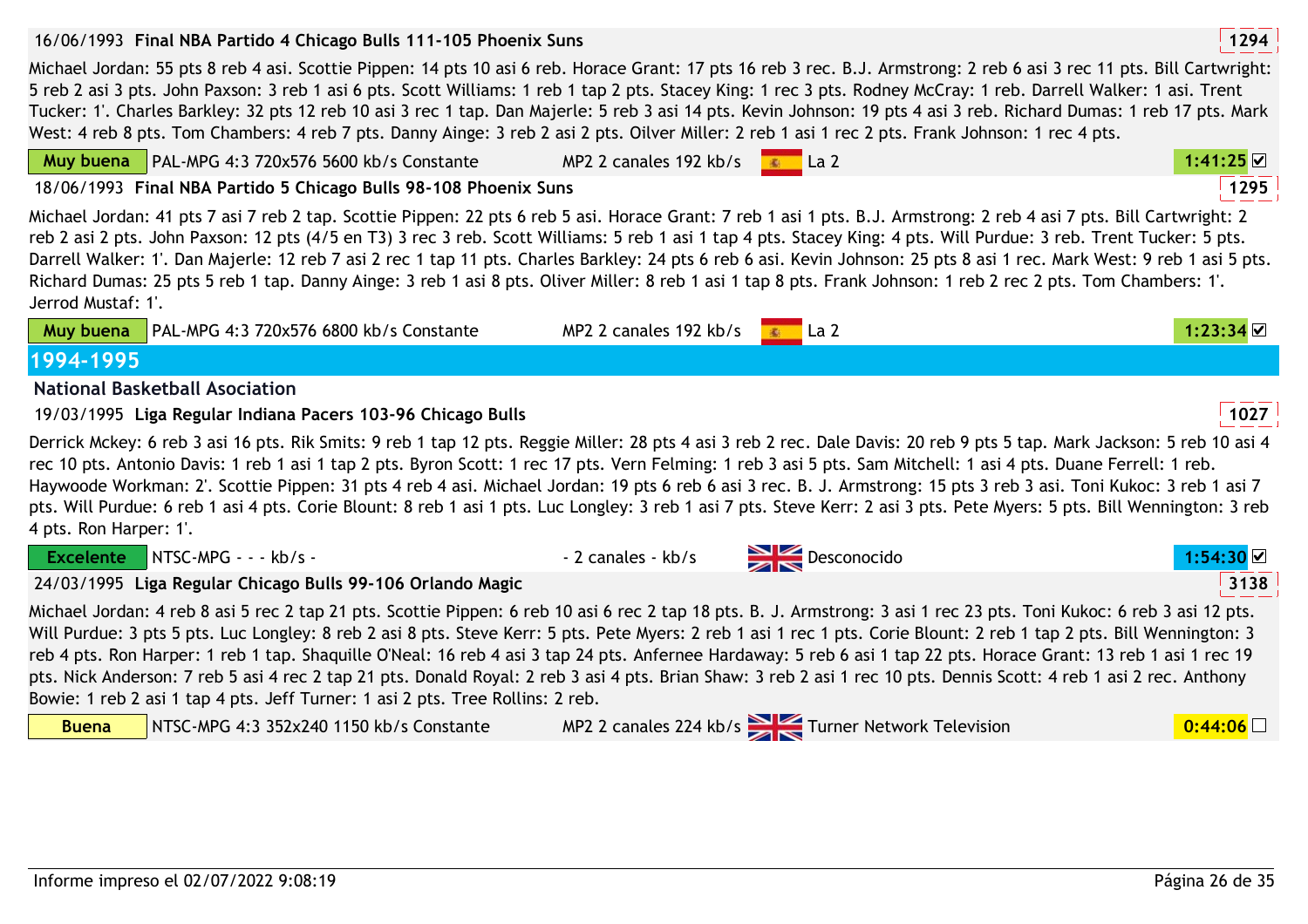16/06/1993 **Final NBA Partido 4 Chicago Bulls 111-105 Phoenix Suns** 1294

Michael Jordan: 55 pts 8 reb 4 asi. Scottie Pippen: 14 pts 10 asi 6 reb. Horace Grant: 17 pts 16 reb 3 rec. B.J. Armstrong: 2 reb 6 asi 3 rec 11 pts. Bill Cartwright: 5 reb 2 asi 3 pts. John Paxson: 3 reb 1 asi 6 pts. Scott Williams: 1 reb 1 tap 2 pts. Stacey King: 1 rec 3 pts. Rodney McCray: 1 reb. Darrell Walker: 1 asi. Trent Tucker: 1'. Charles Barkley: 32 pts 12 reb 10 asi 3 rec 1 tap. Dan Majerle: 5 reb 3 asi 14 pts. Kevin Johnson: 19 pts 4 asi 3 reb. Richard Dumas: 1 reb 17 pts. Mark West: 4 reb 8 pts. Tom Chambers: 4 reb 7 pts. Danny Ainge: 3 reb 2 asi 2 pts. Oilver Miller: 2 reb 1 asi 1 rec 2 pts. Frank Johnson: 1 rec 4 pts.

| Muy buena | PAL-MPG 4:3 720x576 5600 kb/s Constante | MP2 2 canales 192 kb/s | La 2 | 1:41:25 ☑ |
|---|---|---|---|---|

18/06/1993 **Final NBA Partido 5 Chicago Bulls 98-108 Phoenix Suns** 1295

Michael Jordan: 41 pts 7 asi 7 reb 2 tap. Scottie Pippen: 22 pts 6 reb 5 asi. Horace Grant: 7 reb 1 asi 1 pts. B.J. Armstrong: 2 reb 4 asi 7 pts. Bill Cartwright: 2 reb 2 asi 2 pts. John Paxson: 12 pts (4/5 en T3) 3 rec 3 reb. Scott Williams: 5 reb 1 asi 1 tap 4 pts. Stacey King: 4 pts. Will Purdue: 3 reb. Trent Tucker: 5 pts. Darrell Walker: 1'. Dan Majerle: 12 reb 7 asi 2 rec 1 tap 11 pts. Charles Barkley: 24 pts 6 reb 6 asi. Kevin Johnson: 25 pts 8 asi 1 rec. Mark West: 9 reb 1 asi 5 pts. Richard Dumas: 25 pts 5 reb 1 tap. Danny Ainge: 3 reb 1 asi 8 pts. Oliver Miller: 8 reb 1 asi 1 tap 8 pts. Frank Johnson: 1 reb 2 rec 2 pts. Tom Chambers: 1'. Jerrod Mustaf: 1'.

| Muy buena | PAL-MPG 4:3 720x576 6800 kb/s Constante | MP2 2 canales 192 kb/s | La 2 | 1:23:34 ☑ |
|---|---|---|---|---|

## 1994-1995

### National Basketball Asociation

19/03/1995 **Liga Regular Indiana Pacers 103-96 Chicago Bulls** 1027

Derrick Mckey: 6 reb 3 asi 16 pts. Rik Smits: 9 reb 1 tap 12 pts. Reggie Miller: 28 pts 4 asi 3 reb 2 rec. Dale Davis: 20 reb 9 pts 5 tap. Mark Jackson: 5 reb 10 asi 4 rec 10 pts. Antonio Davis: 1 reb 1 asi 1 tap 2 pts. Byron Scott: 1 rec 17 pts. Vern Felming: 1 reb 3 asi 5 pts. Sam Mitchell: 1 asi 4 pts. Duane Ferrell: 1 reb. Haywoode Workman: 2'. Scottie Pippen: 31 pts 4 reb 4 asi. Michael Jordan: 19 pts 6 reb 6 asi 3 rec. B. J. Armstrong: 15 pts 3 reb 3 asi. Toni Kukoc: 3 reb 1 asi 7 pts. Will Purdue: 6 reb 1 asi 4 pts. Corie Blount: 8 reb 1 asi 1 pts. Luc Longley: 3 reb 1 asi 7 pts. Steve Kerr: 2 asi 3 pts. Pete Myers: 5 pts. Bill Wennington: 3 reb 4 pts. Ron Harper: 1'.

| Excelente | NTSC-MPG - - - kb/s - | - 2 canales - kb/s | Desconocido | 1:54:30 ☑ |
|---|---|---|---|---|

24/03/1995 **Liga Regular Chicago Bulls 99-106 Orlando Magic** 3138

Michael Jordan: 4 reb 8 asi 5 rec 2 tap 21 pts. Scottie Pippen: 6 reb 10 asi 6 rec 2 tap 18 pts. B. J. Armstrong: 3 asi 1 rec 23 pts. Toni Kukoc: 6 reb 3 asi 12 pts. Will Purdue: 3 pts 5 pts. Luc Longley: 8 reb 2 asi 8 pts. Steve Kerr: 5 pts. Pete Myers: 2 reb 1 asi 1 rec 1 pts. Corie Blount: 2 reb 1 tap 2 pts. Bill Wennington: 3 reb 4 pts. Ron Harper: 1 reb 1 tap. Shaquille O'Neal: 16 reb 4 asi 3 tap 24 pts. Anfernee Hardaway: 5 reb 6 asi 1 tap 22 pts. Horace Grant: 13 reb 1 asi 1 rec 19 pts. Nick Anderson: 7 reb 5 asi 4 rec 2 tap 21 pts. Donald Royal: 2 reb 3 asi 4 pts. Brian Shaw: 3 reb 2 asi 1 rec 10 pts. Dennis Scott: 4 reb 1 asi 2 rec. Anthony Bowie: 1 reb 2 asi 1 tap 4 pts. Jeff Turner: 1 asi 2 pts. Tree Rollins: 2 reb.

| Buena | NTSC-MPG 4:3 352x240 1150 kb/s Constante | MP2 2 canales 224 kb/s | Turner Network Television | 0:44:06 ☐ |
|---|---|---|---|---|

Informe impreso el 02/07/2022 9:08:19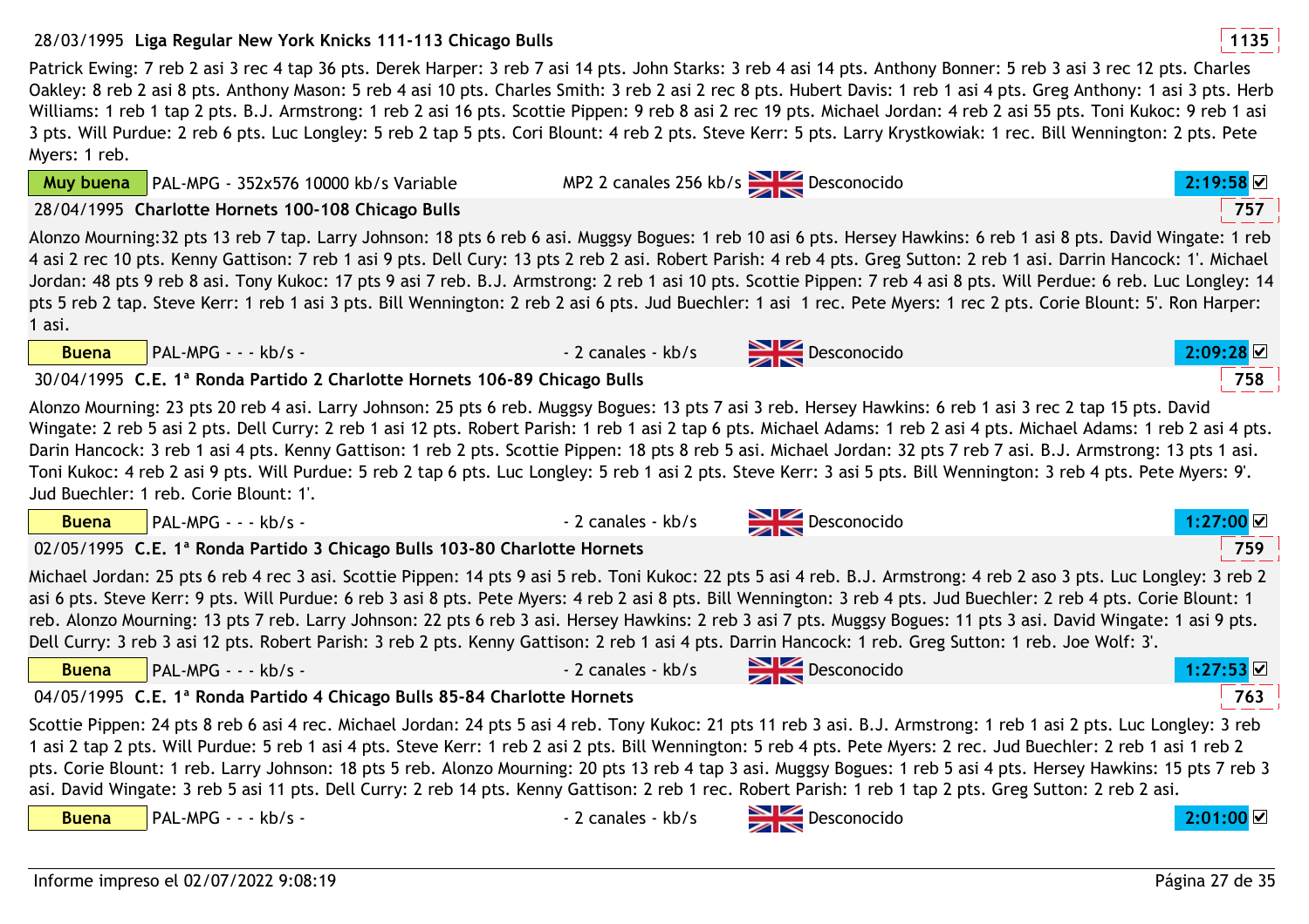28/03/1995 **Liga Regular New York Knicks 111-113 Chicago Bulls** 1135

Patrick Ewing: 7 reb 2 asi 3 rec 4 tap 36 pts. Derek Harper: 3 reb 7 asi 14 pts. John Starks: 3 reb 4 asi 14 pts. Anthony Bonner: 5 reb 3 asi 3 rec 12 pts. Charles Oakley: 8 reb 2 asi 8 pts. Anthony Mason: 5 reb 4 asi 10 pts. Charles Smith: 3 reb 2 asi 2 rec 8 pts. Hubert Davis: 1 reb 1 asi 4 pts. Greg Anthony: 1 asi 3 pts. Herb Williams: 1 reb 1 tap 2 pts. B.J. Armstrong: 1 reb 2 asi 16 pts. Scottie Pippen: 9 reb 8 asi 2 rec 19 pts. Michael Jordan: 4 reb 2 asi 55 pts. Toni Kukoc: 9 reb 1 asi 3 pts. Will Purdue: 2 reb 6 pts. Luc Longley: 5 reb 2 tap 5 pts. Cori Blount: 4 reb 2 pts. Steve Kerr: 5 pts. Larry Krystkowiak: 1 rec. Bill Wennington: 2 pts. Pete Myers: 1 reb.

| Muy buena | PAL-MPG - 352x576 10000 kb/s Variable | MP2 2 canales 256 kb/s | Desconocido | 2:19:58 ☑ |
|---|---|---|---|---|

28/04/1995 **Charlotte Hornets 100-108 Chicago Bulls** 757

Alonzo Mourning:32 pts 13 reb 7 tap. Larry Johnson: 18 pts 6 reb 6 asi. Muggsy Bogues: 1 reb 10 asi 6 pts. Hersey Hawkins: 6 reb 1 asi 8 pts. David Wingate: 1 reb 4 asi 2 rec 10 pts. Kenny Gattison: 7 reb 1 asi 9 pts. Dell Cury: 13 pts 2 reb 2 asi. Robert Parish: 4 reb 4 pts. Greg Sutton: 2 reb 1 asi. Darrin Hancock: 1'. Michael Jordan: 48 pts 9 reb 8 asi. Tony Kukoc: 17 pts 9 asi 7 reb. B.J. Armstrong: 2 reb 1 asi 10 pts. Scottie Pippen: 7 reb 4 asi 8 pts. Will Perdue: 6 reb. Luc Longley: 14 pts 5 reb 2 tap. Steve Kerr: 1 reb 1 asi 3 pts. Bill Wennington: 2 reb 2 asi 6 pts. Jud Buechler: 1 asi 1 rec. Pete Myers: 1 rec 2 pts. Corie Blount: 5'. Ron Harper: 1 asi.

| Buena | PAL-MPG - - - kb/s - | - 2 canales - kb/s | Desconocido | 2:09:28 ☑ |
|---|---|---|---|---|

30/04/1995 **C.E. 1ª Ronda Partido 2 Charlotte Hornets 106-89 Chicago Bulls** 758

Alonzo Mourning: 23 pts 20 reb 4 asi. Larry Johnson: 25 pts 6 reb. Muggsy Bogues: 13 pts 7 asi 3 reb. Hersey Hawkins: 6 reb 1 asi 3 rec 2 tap 15 pts. David Wingate: 2 reb 5 asi 2 pts. Dell Curry: 2 reb 1 asi 12 pts. Robert Parish: 1 reb 1 asi 2 tap 6 pts. Michael Adams: 1 reb 2 asi 4 pts. Michael Adams: 1 reb 2 asi 4 pts. Darin Hancock: 3 reb 1 asi 4 pts. Kenny Gattison: 1 reb 2 pts. Scottie Pippen: 18 pts 8 reb 5 asi. Michael Jordan: 32 pts 7 reb 7 asi. B.J. Armstrong: 13 pts 1 asi. Toni Kukoc: 4 reb 2 asi 9 pts. Will Purdue: 5 reb 2 tap 6 pts. Luc Longley: 5 reb 1 asi 2 pts. Steve Kerr: 3 asi 5 pts. Bill Wennington: 3 reb 4 pts. Pete Myers: 9'. Jud Buechler: 1 reb. Corie Blount: 1'.

| Buena | PAL-MPG - - - kb/s - | - 2 canales - kb/s | Desconocido | 1:27:00 ☑ |
|---|---|---|---|---|

02/05/1995 **C.E. 1ª Ronda Partido 3 Chicago Bulls 103-80 Charlotte Hornets** 759

Michael Jordan: 25 pts 6 reb 4 rec 3 asi. Scottie Pippen: 14 pts 9 asi 5 reb. Toni Kukoc: 22 pts 5 asi 4 reb. B.J. Armstrong: 4 reb 2 aso 3 pts. Luc Longley: 3 reb 2 asi 6 pts. Steve Kerr: 9 pts. Will Purdue: 6 reb 3 asi 8 pts. Pete Myers: 4 reb 2 asi 8 pts. Bill Wennington: 3 reb 4 pts. Jud Buechler: 2 reb 4 pts. Corie Blount: 1 reb. Alonzo Mourning: 13 pts 7 reb. Larry Johnson: 22 pts 6 reb 3 asi. Hersey Hawkins: 2 reb 3 asi 7 pts. Muggsy Bogues: 11 pts 3 asi. David Wingate: 1 asi 9 pts. Dell Curry: 3 reb 3 asi 12 pts. Robert Parish: 3 reb 2 pts. Kenny Gattison: 2 reb 1 asi 4 pts. Darrin Hancock: 1 reb. Greg Sutton: 1 reb. Joe Wolf: 3'.

| Buena | PAL-MPG - - - kb/s - | - 2 canales - kb/s | Desconocido | 1:27:53 ☑ |
|---|---|---|---|---|

04/05/1995 **C.E. 1ª Ronda Partido 4 Chicago Bulls 85-84 Charlotte Hornets** 763

Scottie Pippen: 24 pts 8 reb 6 asi 4 rec. Michael Jordan: 24 pts 5 asi 4 reb. Tony Kukoc: 21 pts 11 reb 3 asi. B.J. Armstrong: 1 reb 1 asi 2 pts. Luc Longley: 3 reb 1 asi 2 tap 2 pts. Will Purdue: 5 reb 1 asi 4 pts. Steve Kerr: 1 reb 2 asi 2 pts. Bill Wennington: 5 reb 4 pts. Pete Myers: 2 rec. Jud Buechler: 2 reb 1 asi 1 reb 2 pts. Corie Blount: 1 reb. Larry Johnson: 18 pts 5 reb. Alonzo Mourning: 20 pts 13 reb 4 tap 3 asi. Muggsy Bogues: 1 reb 5 asi 4 pts. Hersey Hawkins: 15 pts 7 reb 3 asi. David Wingate: 3 reb 5 asi 11 pts. Dell Curry: 2 reb 14 pts. Kenny Gattison: 2 reb 1 rec. Robert Parish: 1 reb 1 tap 2 pts. Greg Sutton: 2 reb 2 asi.

| Buena | PAL-MPG - - - kb/s - | - 2 canales - kb/s | Desconocido | 2:01:00 ☑ |
|---|---|---|---|---|

Informe impreso el 02/07/2022 9:08:19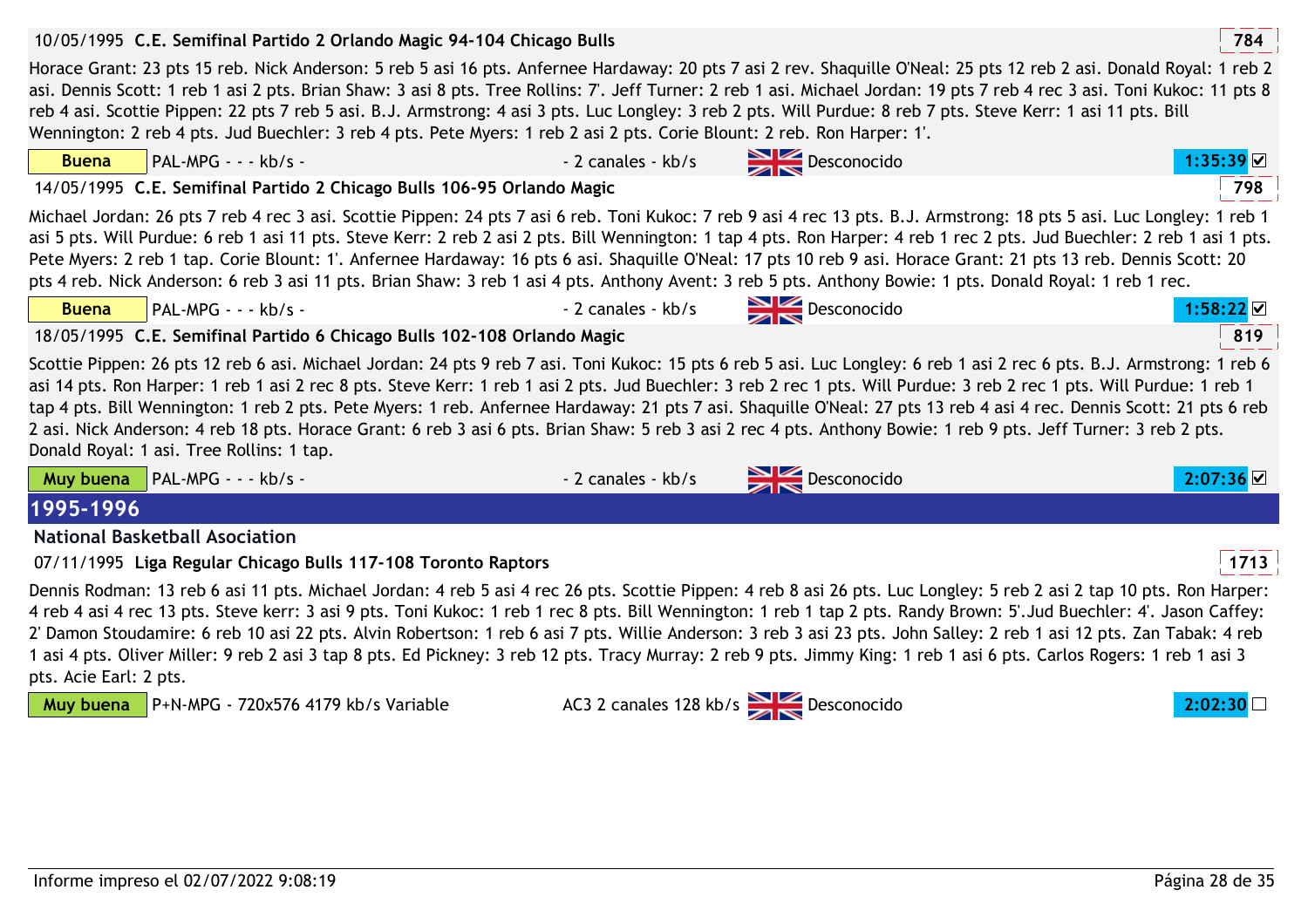10/05/1995 **C.E. Semifinal Partido 2 Orlando Magic 94-104 Chicago Bulls** 784

Horace Grant: 23 pts 15 reb. Nick Anderson: 5 reb 5 asi 16 pts. Anfernee Hardaway: 20 pts 7 asi 2 rev. Shaquille O'Neal: 25 pts 12 reb 2 asi. Donald Royal: 1 reb 2 asi. Dennis Scott: 1 reb 1 asi 2 pts. Brian Shaw: 3 asi 8 pts. Tree Rollins: 7'. Jeff Turner: 2 reb 1 asi. Michael Jordan: 19 pts 7 reb 4 rec 3 asi. Toni Kukoc: 11 pts 8 reb 4 asi. Scottie Pippen: 22 pts 7 reb 5 asi. B.J. Armstrong: 4 asi 3 pts. Luc Longley: 3 reb 2 pts. Will Purdue: 8 reb 7 pts. Steve Kerr: 1 asi 11 pts. Bill Wennington: 2 reb 4 pts. Jud Buechler: 3 reb 4 pts. Pete Myers: 1 reb 2 asi 2 pts. Corie Blount: 2 reb. Ron Harper: 1'.

Buena | PAL-MPG - - - kb/s - | - 2 canales - kb/s | Desconocido | 1:35:39 ☑

14/05/1995 **C.E. Semifinal Partido 2 Chicago Bulls 106-95 Orlando Magic** 798

Michael Jordan: 26 pts 7 reb 4 rec 3 asi. Scottie Pippen: 24 pts 7 asi 6 reb. Toni Kukoc: 7 reb 9 asi 4 rec 13 pts. B.J. Armstrong: 18 pts 5 asi. Luc Longley: 1 reb 1 asi 5 pts. Will Purdue: 6 reb 1 asi 11 pts. Steve Kerr: 2 reb 2 asi 2 pts. Bill Wennington: 1 tap 4 pts. Ron Harper: 4 reb 1 rec 2 pts. Jud Buechler: 2 reb 1 asi 1 pts. Pete Myers: 2 reb 1 tap. Corie Blount: 1'. Anfernee Hardaway: 16 pts 6 asi. Shaquille O'Neal: 17 pts 10 reb 9 asi. Horace Grant: 21 pts 13 reb. Dennis Scott: 20 pts 4 reb. Nick Anderson: 6 reb 3 asi 11 pts. Brian Shaw: 3 reb 1 asi 4 pts. Anthony Avent: 3 reb 5 pts. Anthony Bowie: 1 pts. Donald Royal: 1 reb 1 rec.

Buena | PAL-MPG - - - kb/s - | - 2 canales - kb/s | Desconocido | 1:58:22 ☑

18/05/1995 **C.E. Semifinal Partido 6 Chicago Bulls 102-108 Orlando Magic** 819

Scottie Pippen: 26 pts 12 reb 6 asi. Michael Jordan: 24 pts 9 reb 7 asi. Toni Kukoc: 15 pts 6 reb 5 asi. Luc Longley: 6 reb 1 asi 2 rec 6 pts. B.J. Armstrong: 1 reb 6 asi 14 pts. Ron Harper: 1 reb 1 asi 2 rec 8 pts. Steve Kerr: 1 reb 1 asi 2 pts. Jud Buechler: 3 reb 2 rec 1 pts. Will Purdue: 3 reb 2 rec 1 pts. Will Purdue: 1 reb 1 tap 4 pts. Bill Wennington: 1 reb 2 pts. Pete Myers: 1 reb. Anfernee Hardaway: 21 pts 7 asi. Shaquille O'Neal: 27 pts 13 reb 4 asi 4 rec. Dennis Scott: 21 pts 6 reb 2 asi. Nick Anderson: 4 reb 18 pts. Horace Grant: 6 reb 3 asi 6 pts. Brian Shaw: 5 reb 3 asi 2 rec 4 pts. Anthony Bowie: 1 reb 9 pts. Jeff Turner: 3 reb 2 pts. Donald Royal: 1 asi. Tree Rollins: 1 tap.

Muy buena | PAL-MPG - - - kb/s - | - 2 canales - kb/s | Desconocido | 2:07:36 ☑

# 1995-1996

## National Basketball Asociation

07/11/1995 **Liga Regular Chicago Bulls 117-108 Toronto Raptors** 1713

Dennis Rodman: 13 reb 6 asi 11 pts. Michael Jordan: 4 reb 5 asi 4 rec 26 pts. Scottie Pippen: 4 reb 8 asi 26 pts. Luc Longley: 5 reb 2 asi 2 tap 10 pts. Ron Harper: 4 reb 4 asi 4 rec 13 pts. Steve kerr: 3 asi 9 pts. Toni Kukoc: 1 reb 1 rec 8 pts. Bill Wennington: 1 reb 1 tap 2 pts. Randy Brown: 5'.Jud Buechler: 4'. Jason Caffey: 2' Damon Stoudamire: 6 reb 10 asi 22 pts. Alvin Robertson: 1 reb 6 asi 7 pts. Willie Anderson: 3 reb 3 asi 23 pts. John Salley: 2 reb 1 asi 12 pts. Zan Tabak: 4 reb 1 asi 4 pts. Oliver Miller: 9 reb 2 asi 3 tap 8 pts. Ed Pickney: 3 reb 12 pts. Tracy Murray: 2 reb 9 pts. Jimmy King: 1 reb 1 asi 6 pts. Carlos Rogers: 1 reb 1 asi 3 pts. Acie Earl: 2 pts.

Muy buena | P+N-MPG - 720x576 4179 kb/s Variable | AC3 2 canales 128 kb/s | Desconocido | 2:02:30 ☐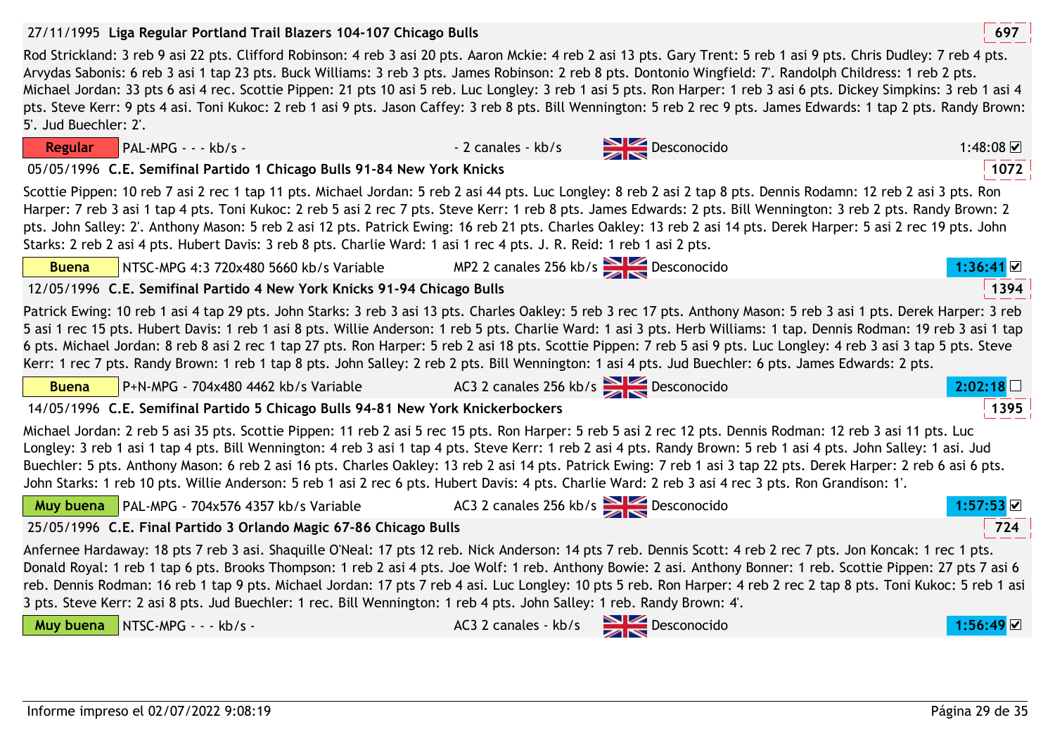27/11/1995 **Liga Regular Portland Trail Blazers 104-107 Chicago Bulls** **697**

Rod Strickland: 3 reb 9 asi 22 pts. Clifford Robinson: 4 reb 3 asi 20 pts. Aaron Mckie: 4 reb 2 asi 13 pts. Gary Trent: 5 reb 1 asi 9 pts. Chris Dudley: 7 reb 4 pts. Arvydas Sabonis: 6 reb 3 asi 1 tap 23 pts. Buck Williams: 3 reb 3 pts. James Robinson: 2 reb 8 pts. Dontonio Wingfield: 7'. Randolph Childress: 1 reb 2 pts. Michael Jordan: 33 pts 6 asi 4 rec. Scottie Pippen: 21 pts 10 asi 5 reb. Luc Longley: 3 reb 1 asi 5 pts. Ron Harper: 1 reb 3 asi 6 pts. Dickey Simpkins: 3 reb 1 asi 4 pts. Steve Kerr: 9 pts 4 asi. Toni Kukoc: 2 reb 1 asi 9 pts. Jason Caffey: 3 reb 8 pts. Bill Wennington: 5 reb 2 rec 9 pts. James Edwards: 1 tap 2 pts. Randy Brown: 5'. Jud Buechler: 2'.

| Regular | PAL-MPG - - - kb/s - | - 2 canales - kb/s | Desconocido | 1:48:08 ☑ |
|---|---|---|---|---|

05/05/1996 **C.E. Semifinal Partido 1 Chicago Bulls 91-84 New York Knicks** **1072**

Scottie Pippen: 10 reb 7 asi 2 rec 1 tap 11 pts. Michael Jordan: 5 reb 2 asi 44 pts. Luc Longley: 8 reb 2 asi 2 tap 8 pts. Dennis Rodamn: 12 reb 2 asi 3 pts. Ron Harper: 7 reb 3 asi 1 tap 4 pts. Toni Kukoc: 2 reb 5 asi 2 rec 7 pts. Steve Kerr: 1 reb 8 pts. James Edwards: 2 pts. Bill Wennington: 3 reb 2 pts. Randy Brown: 2 pts. John Salley: 2'. Anthony Mason: 5 reb 2 asi 12 pts. Patrick Ewing: 16 reb 21 pts. Charles Oakley: 13 reb 2 asi 14 pts. Derek Harper: 5 asi 2 rec 19 pts. John Starks: 2 reb 2 asi 4 pts. Hubert Davis: 3 reb 8 pts. Charlie Ward: 1 asi 1 rec 4 pts. J. R. Reid: 1 reb 1 asi 2 pts.

| Buena | NTSC-MPG 4:3 720x480 5660 kb/s Variable | MP2 2 canales 256 kb/s | Desconocido | 1:36:41 ☑ |
|---|---|---|---|---|

12/05/1996 **C.E. Semifinal Partido 4 New York Knicks 91-94 Chicago Bulls** **1394**

Patrick Ewing: 10 reb 1 asi 4 tap 29 pts. John Starks: 3 reb 3 asi 13 pts. Charles Oakley: 5 reb 3 rec 17 pts. Anthony Mason: 5 reb 3 asi 1 pts. Derek Harper: 3 reb 5 asi 1 rec 15 pts. Hubert Davis: 1 reb 1 asi 8 pts. Willie Anderson: 1 reb 5 pts. Charlie Ward: 1 asi 3 pts. Herb Williams: 1 tap. Dennis Rodman: 19 reb 3 asi 1 tap 6 pts. Michael Jordan: 8 reb 8 asi 2 rec 1 tap 27 pts. Ron Harper: 5 reb 2 asi 18 pts. Scottie Pippen: 7 reb 5 asi 9 pts. Luc Longley: 4 reb 3 asi 3 tap 5 pts. Steve Kerr: 1 rec 7 pts. Randy Brown: 1 reb 1 tap 8 pts. John Salley: 2 reb 2 pts. Bill Wennington: 1 asi 4 pts. Jud Buechler: 6 pts. James Edwards: 2 pts.

| Buena | P+N-MPG - 704x480 4462 kb/s Variable | AC3 2 canales 256 kb/s | Desconocido | 2:02:18 ☐ |
|---|---|---|---|---|

14/05/1996 **C.E. Semifinal Partido 5 Chicago Bulls 94-81 New York Knickerbockers** **1395**

Michael Jordan: 2 reb 5 asi 35 pts. Scottie Pippen: 11 reb 2 asi 5 rec 15 pts. Ron Harper: 5 reb 5 asi 2 rec 12 pts. Dennis Rodman: 12 reb 3 asi 11 pts. Luc Longley: 3 reb 1 asi 1 tap 4 pts. Bill Wennington: 4 reb 3 asi 1 tap 4 pts. Steve Kerr: 1 reb 2 asi 4 pts. Randy Brown: 5 reb 1 asi 4 pts. John Salley: 1 asi. Jud Buechler: 5 pts. Anthony Mason: 6 reb 2 asi 16 pts. Charles Oakley: 13 reb 2 asi 14 pts. Patrick Ewing: 7 reb 1 asi 3 tap 22 pts. Derek Harper: 2 reb 6 asi 6 pts. John Starks: 1 reb 10 pts. Willie Anderson: 5 reb 1 asi 2 rec 6 pts. Hubert Davis: 4 pts. Charlie Ward: 2 reb 3 asi 4 rec 3 pts. Ron Grandison: 1'.

| Muy buena | PAL-MPG - 704x576 4357 kb/s Variable | AC3 2 canales 256 kb/s | Desconocido | 1:57:53 ☑ |
|---|---|---|---|---|

25/05/1996 **C.E. Final Partido 3 Orlando Magic 67-86 Chicago Bulls** **724**

Anfernee Hardaway: 18 pts 7 reb 3 asi. Shaquille O'Neal: 17 pts 12 reb. Nick Anderson: 14 pts 7 reb. Dennis Scott: 4 reb 2 rec 7 pts. Jon Koncak: 1 rec 1 pts. Donald Royal: 1 reb 1 tap 6 pts. Brooks Thompson: 1 reb 2 asi 4 pts. Joe Wolf: 1 reb. Anthony Bowie: 2 asi. Anthony Bonner: 1 reb. Scottie Pippen: 27 pts 7 asi 6 reb. Dennis Rodman: 16 reb 1 tap 9 pts. Michael Jordan: 17 pts 7 reb 4 asi. Luc Longley: 10 pts 5 reb. Ron Harper: 4 reb 2 rec 2 tap 8 pts. Toni Kukoc: 5 reb 1 asi 3 pts. Steve Kerr: 2 asi 8 pts. Jud Buechler: 1 rec. Bill Wennington: 1 reb 4 pts. John Salley: 1 reb. Randy Brown: 4'.

| Muy buena | NTSC-MPG - - - kb/s - | AC3 2 canales - kb/s | Desconocido | 1:56:49 ☑ |
|---|---|---|---|---|

Informe impreso el 02/07/2022 9:08:19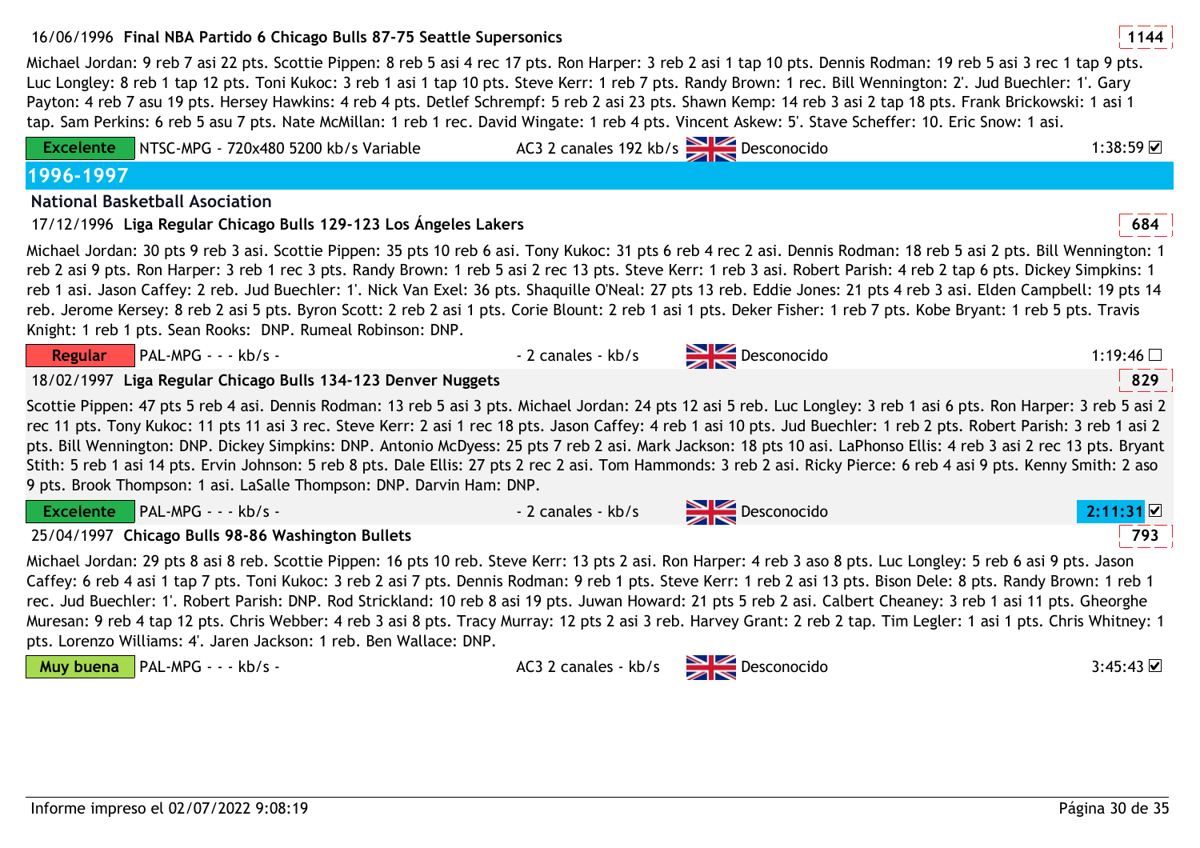16/06/1996 **Final NBA Partido 6 Chicago Bulls 87-75 Seattle Supersonics** **1144**

Michael Jordan: 9 reb 7 asi 22 pts. Scottie Pippen: 8 reb 5 asi 4 rec 17 pts. Ron Harper: 3 reb 2 asi 1 tap 10 pts. Dennis Rodman: 19 reb 5 asi 3 rec 1 tap 9 pts. Luc Longley: 8 reb 1 tap 12 pts. Toni Kukoc: 3 reb 1 asi 1 tap 10 pts. Steve Kerr: 1 reb 7 pts. Randy Brown: 1 rec. Bill Wennington: 2'. Jud Buechler: 1'. Gary Payton: 4 reb 7 asu 19 pts. Hersey Hawkins: 4 reb 4 pts. Detlef Schrempf: 5 reb 2 asi 23 pts. Shawn Kemp: 14 reb 3 asi 2 tap 18 pts. Frank Brickowski: 1 asi 1 tap. Sam Perkins: 6 reb 5 asu 7 pts. Nate McMillan: 1 reb 1 rec. David Wingate: 1 reb 4 pts. Vincent Askew: 5'. Stave Scheffer: 10. Eric Snow: 1 asi.

Excelente | NTSC-MPG - 720x480 5200 kb/s Variable | AC3 2 canales 192 kb/s | Desconocido | 1:38:59 ☑

## 1996-1997

### National Basketball Asociation

17/12/1996 **Liga Regular Chicago Bulls 129-123 Los Ángeles Lakers** **684**

Michael Jordan: 30 pts 9 reb 3 asi. Scottie Pippen: 35 pts 10 reb 6 asi. Tony Kukoc: 31 pts 6 reb 4 rec 2 asi. Dennis Rodman: 18 reb 5 asi 2 pts. Bill Wennington: 1 reb 2 asi 9 pts. Ron Harper: 3 reb 1 rec 3 pts. Randy Brown: 1 reb 5 asi 2 rec 13 pts. Steve Kerr: 1 reb 3 asi. Robert Parish: 4 reb 2 tap 6 pts. Dickey Simpkins: 1 reb 1 asi. Jason Caffey: 2 reb. Jud Buechler: 1'. Nick Van Exel: 36 pts. Shaquille O'Neal: 27 pts 13 reb. Eddie Jones: 21 pts 4 reb 3 asi. Elden Campbell: 19 pts 14 reb. Jerome Kersey: 8 reb 2 asi 5 pts. Byron Scott: 2 reb 2 asi 1 pts. Corie Blount: 2 reb 1 asi 1 pts. Deker Fisher: 1 reb 7 pts. Kobe Bryant: 1 reb 5 pts. Travis Knight: 1 reb 1 pts. Sean Rooks: DNP. Rumeal Robinson: DNP.

Regular | PAL-MPG - - - kb/s - | - 2 canales - kb/s | Desconocido | 1:19:46 ☐

18/02/1997 **Liga Regular Chicago Bulls 134-123 Denver Nuggets** **829**

Scottie Pippen: 47 pts 5 reb 4 asi. Dennis Rodman: 13 reb 5 asi 3 pts. Michael Jordan: 24 pts 12 asi 5 reb. Luc Longley: 3 reb 1 asi 6 pts. Ron Harper: 3 reb 5 asi 2 rec 11 pts. Tony Kukoc: 11 pts 11 asi 3 rec. Steve Kerr: 2 asi 1 rec 18 pts. Jason Caffey: 4 reb 1 asi 10 pts. Jud Buechler: 1 reb 2 pts. Robert Parish: 3 reb 1 asi 2 pts. Bill Wennington: DNP. Dickey Simpkins: DNP. Antonio McDyess: 25 pts 7 reb 2 asi. Mark Jackson: 18 pts 10 asi. LaPhonso Ellis: 4 reb 3 asi 2 rec 13 pts. Bryant Stith: 5 reb 1 asi 14 pts. Ervin Johnson: 5 reb 8 pts. Dale Ellis: 27 pts 2 rec 2 asi. Tom Hammonds: 3 reb 2 asi. Ricky Pierce: 6 reb 4 asi 9 pts. Kenny Smith: 2 aso 9 pts. Brook Thompson: 1 asi. LaSalle Thompson: DNP. Darvin Ham: DNP.

Excelente | PAL-MPG - - - kb/s - | - 2 canales - kb/s | Desconocido | 2:11:31 ☑

25/04/1997 **Chicago Bulls 98-86 Washington Bullets** **793**

Michael Jordan: 29 pts 8 asi 8 reb. Scottie Pippen: 16 pts 10 reb. Steve Kerr: 13 pts 2 asi. Ron Harper: 4 reb 3 aso 8 pts. Luc Longley: 5 reb 6 asi 9 pts. Jason Caffey: 6 reb 4 asi 1 tap 7 pts. Toni Kukoc: 3 reb 2 asi 7 pts. Dennis Rodman: 9 reb 1 pts. Steve Kerr: 1 reb 2 asi 13 pts. Bison Dele: 8 pts. Randy Brown: 1 reb 1 rec. Jud Buechler: 1'. Robert Parish: DNP. Rod Strickland: 10 reb 8 asi 19 pts. Juwan Howard: 21 pts 5 reb 2 asi. Calbert Cheaney: 3 reb 1 asi 11 pts. Gheorghe Muresan: 9 reb 4 tap 12 pts. Chris Webber: 4 reb 3 asi 8 pts. Tracy Murray: 12 pts 2 asi 3 reb. Harvey Grant: 2 reb 2 tap. Tim Legler: 1 asi 1 pts. Chris Whitney: 1 pts. Lorenzo Williams: 4'. Jaren Jackson: 1 reb. Ben Wallace: DNP.

Muy buena | PAL-MPG - - - kb/s - | AC3 2 canales - kb/s | Desconocido | 3:45:43 ☑

Informe impreso el 02/07/2022 9:08:19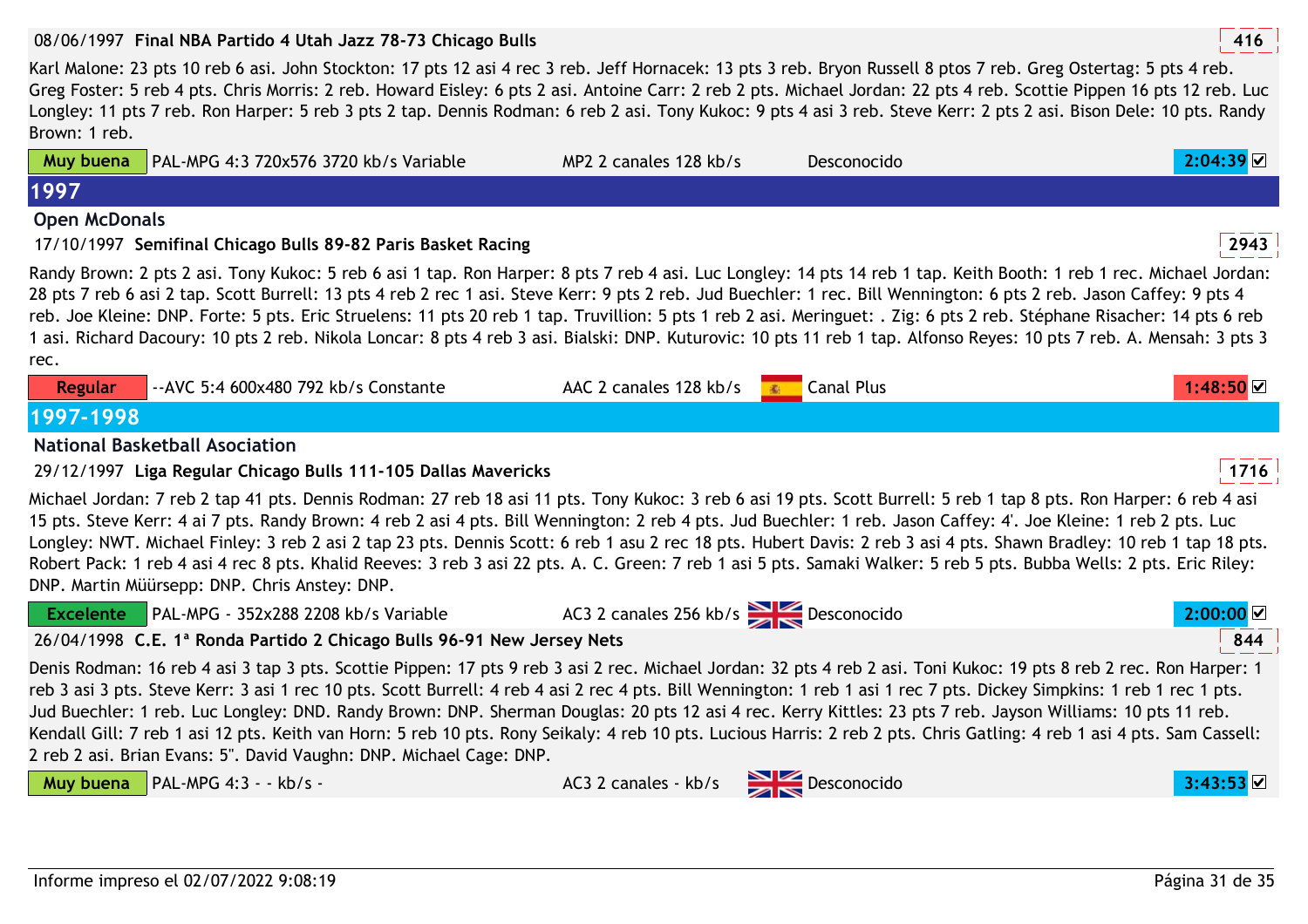08/06/1997 **Final NBA Partido 4 Utah Jazz 78-73 Chicago Bulls** **416**

Karl Malone: 23 pts 10 reb 6 asi. John Stockton: 17 pts 12 asi 4 rec 3 reb. Jeff Hornacek: 13 pts 3 reb. Bryon Russell 8 ptos 7 reb. Greg Ostertag: 5 pts 4 reb. Greg Foster: 5 reb 4 pts. Chris Morris: 2 reb. Howard Eisley: 6 pts 2 asi. Antoine Carr: 2 reb 2 pts. Michael Jordan: 22 pts 4 reb. Scottie Pippen 16 pts 12 reb. Luc Longley: 11 pts 7 reb. Ron Harper: 5 reb 3 pts 2 tap. Dennis Rodman: 6 reb 2 asi. Tony Kukoc: 9 pts 4 asi 3 reb. Steve Kerr: 2 pts 2 asi. Bison Dele: 10 pts. Randy Brown: 1 reb.

| Muy buena | PAL-MPG 4:3 720x576 3720 kb/s Variable | MP2 2 canales 128 kb/s | Desconocido | 2:04:39 ☑ |
|---|---|---|---|---|

# 1997

## Open McDonals

17/10/1997 **Semifinal Chicago Bulls 89-82 Paris Basket Racing** **2943**

Randy Brown: 2 pts 2 asi. Tony Kukoc: 5 reb 6 asi 1 tap. Ron Harper: 8 pts 7 reb 4 asi. Luc Longley: 14 pts 14 reb 1 tap. Keith Booth: 1 reb 1 rec. Michael Jordan: 28 pts 7 reb 6 asi 2 tap. Scott Burrell: 13 pts 4 reb 2 rec 1 asi. Steve Kerr: 9 pts 2 reb. Jud Buechler: 1 rec. Bill Wennington: 6 pts 2 reb. Jason Caffey: 9 pts 4 reb. Joe Kleine: DNP. Forte: 5 pts. Eric Struelens: 11 pts 20 reb 1 tap. Truvillion: 5 pts 1 reb 2 asi. Meringuet: . Zig: 6 pts 2 reb. Stéphane Risacher: 14 pts 6 reb 1 asi. Richard Dacoury: 10 pts 2 reb. Nikola Loncar: 8 pts 4 reb 3 asi. Bialski: DNP. Kuturovic: 10 pts 11 reb 1 tap. Alfonso Reyes: 10 pts 7 reb. A. Mensah: 3 pts 3 rec.

| Regular | --AVC 5:4 600x480 792 kb/s Constante | AAC 2 canales 128 kb/s | Canal Plus | 1:48:50 ☑ |
|---|---|---|---|---|

# 1997-1998

## National Basketball Asociation

29/12/1997 **Liga Regular Chicago Bulls 111-105 Dallas Mavericks** **1716**

Michael Jordan: 7 reb 2 tap 41 pts. Dennis Rodman: 27 reb 18 asi 11 pts. Tony Kukoc: 3 reb 6 asi 19 pts. Scott Burrell: 5 reb 1 tap 8 pts. Ron Harper: 6 reb 4 asi 15 pts. Steve Kerr: 4 ai 7 pts. Randy Brown: 4 reb 2 asi 4 pts. Bill Wennington: 2 reb 4 pts. Jud Buechler: 1 reb. Jason Caffey: 4'. Joe Kleine: 1 reb 2 pts. Luc Longley: NWT. Michael Finley: 3 reb 2 asi 2 tap 23 pts. Dennis Scott: 6 reb 1 asu 2 rec 18 pts. Hubert Davis: 2 reb 3 asi 4 pts. Shawn Bradley: 10 reb 1 tap 18 pts. Robert Pack: 1 reb 4 asi 4 rec 8 pts. Khalid Reeves: 3 reb 3 asi 22 pts. A. C. Green: 7 reb 1 asi 5 pts. Samaki Walker: 5 reb 5 pts. Bubba Wells: 2 pts. Eric Riley: DNP. Martin Müürsepp: DNP. Chris Anstey: DNP.

| Excelente | PAL-MPG - 352x288 2208 kb/s Variable | AC3 2 canales 256 kb/s | Desconocido | 2:00:00 ☑ |
|---|---|---|---|---|

26/04/1998 **C.E. 1ª Ronda Partido 2 Chicago Bulls 96-91 New Jersey Nets** **844**

Denis Rodman: 16 reb 4 asi 3 tap 3 pts. Scottie Pippen: 17 pts 9 reb 3 asi 2 rec. Michael Jordan: 32 pts 4 reb 2 asi. Toni Kukoc: 19 pts 8 reb 2 rec. Ron Harper: 1 reb 3 asi 3 pts. Steve Kerr: 3 asi 1 rec 10 pts. Scott Burrell: 4 reb 4 asi 2 rec 4 pts. Bill Wennington: 1 reb 1 asi 1 rec 7 pts. Dickey Simpkins: 1 reb 1 rec 1 pts. Jud Buechler: 1 reb. Luc Longley: DND. Randy Brown: DNP. Sherman Douglas: 20 pts 12 asi 4 rec. Kerry Kittles: 23 pts 7 reb. Jayson Williams: 10 pts 11 reb. Kendall Gill: 7 reb 1 asi 12 pts. Keith van Horn: 5 reb 10 pts. Rony Seikaly: 4 reb 10 pts. Lucious Harris: 2 reb 2 pts. Chris Gatling: 4 reb 1 asi 4 pts. Sam Cassell: 2 reb 2 asi. Brian Evans: 5". David Vaughn: DNP. Michael Cage: DNP.

| Muy buena | PAL-MPG 4:3 - - kb/s - | AC3 2 canales - kb/s | Desconocido | 3:43:53 ☑ |
|---|---|---|---|---|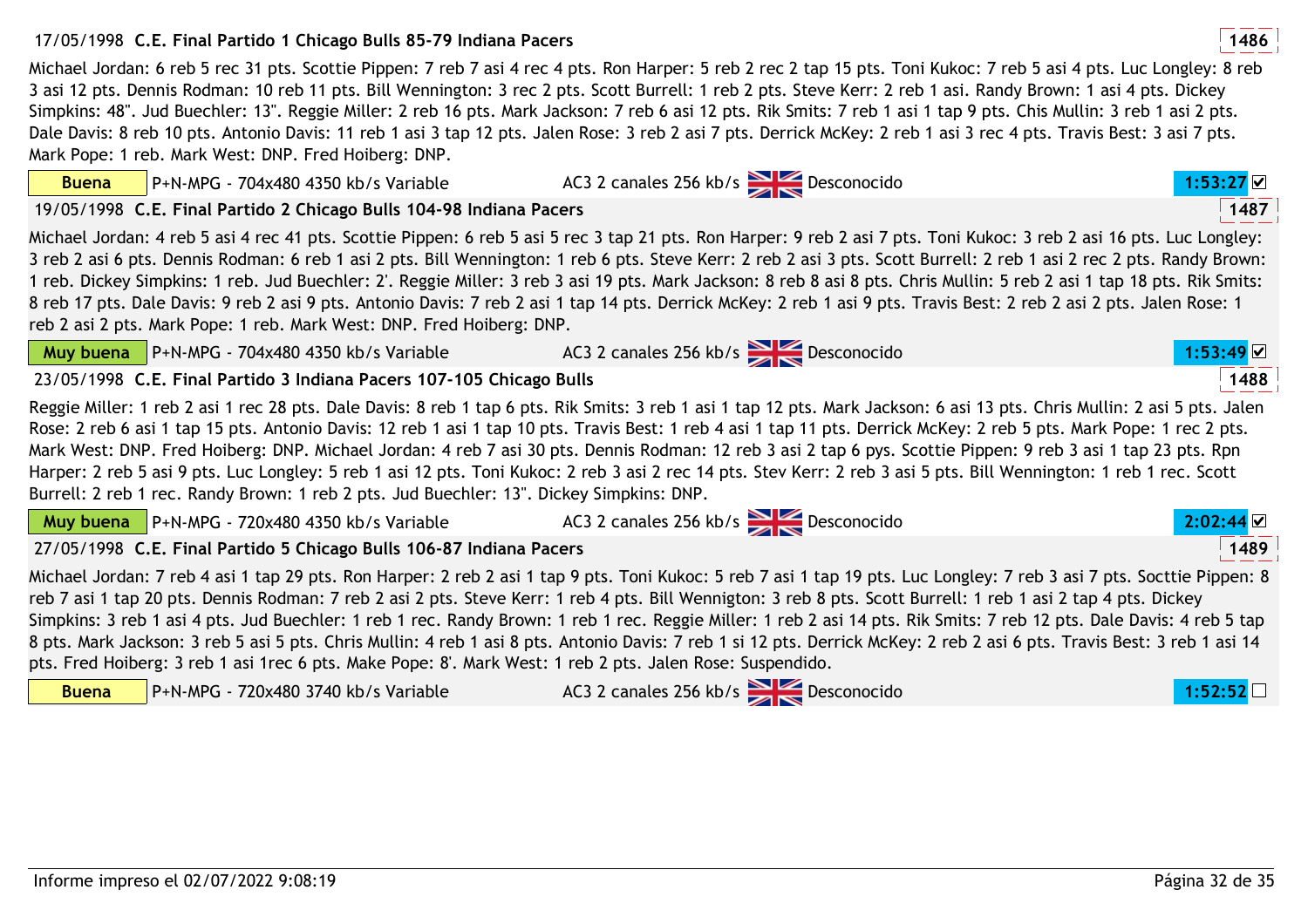### 17/05/1998 **C.E. Final Partido 1 Chicago Bulls 85-79 Indiana Pacers** 1486

Michael Jordan: 6 reb 5 rec 31 pts. Scottie Pippen: 7 reb 7 asi 4 rec 4 pts. Ron Harper: 5 reb 2 rec 2 tap 15 pts. Toni Kukoc: 7 reb 5 asi 4 pts. Luc Longley: 8 reb 3 asi 12 pts. Dennis Rodman: 10 reb 11 pts. Bill Wennington: 3 rec 2 pts. Scott Burrell: 1 reb 2 pts. Steve Kerr: 2 reb 1 asi. Randy Brown: 1 asi 4 pts. Dickey Simpkins: 48". Jud Buechler: 13". Reggie Miller: 2 reb 16 pts. Mark Jackson: 7 reb 6 asi 12 pts. Rik Smits: 7 reb 1 asi 1 tap 9 pts. Chis Mullin: 3 reb 1 asi 2 pts. Dale Davis: 8 reb 10 pts. Antonio Davis: 11 reb 1 asi 3 tap 12 pts. Jalen Rose: 3 reb 2 asi 7 pts. Derrick McKey: 2 reb 1 asi 3 rec 4 pts. Travis Best: 3 asi 7 pts. Mark Pope: 1 reb. Mark West: DNP. Fred Hoiberg: DNP.

**Buena** | P+N-MPG - 704x480 4350 kb/s Variable | AC3 2 canales 256 kb/s | Desconocido | **1:53:27** ☑

### 19/05/1998 **C.E. Final Partido 2 Chicago Bulls 104-98 Indiana Pacers** 1487

Michael Jordan: 4 reb 5 asi 4 rec 41 pts. Scottie Pippen: 6 reb 5 asi 5 rec 3 tap 21 pts. Ron Harper: 9 reb 2 asi 7 pts. Toni Kukoc: 3 reb 2 asi 16 pts. Luc Longley: 3 reb 2 asi 6 pts. Dennis Rodman: 6 reb 1 asi 2 pts. Bill Wennington: 1 reb 6 pts. Steve Kerr: 2 reb 2 asi 3 pts. Scott Burrell: 2 reb 1 asi 2 rec 2 pts. Randy Brown: 1 reb. Dickey Simpkins: 1 reb. Jud Buechler: 2'. Reggie Miller: 3 reb 3 asi 19 pts. Mark Jackson: 8 reb 8 asi 8 pts. Chris Mullin: 5 reb 2 asi 1 tap 18 pts. Rik Smits: 8 reb 17 pts. Dale Davis: 9 reb 2 asi 9 pts. Antonio Davis: 7 reb 2 asi 1 tap 14 pts. Derrick McKey: 2 reb 1 asi 9 pts. Travis Best: 2 reb 2 asi 2 pts. Jalen Rose: 1 reb 2 asi 2 pts. Mark Pope: 1 reb. Mark West: DNP. Fred Hoiberg: DNP.

**Muy buena** | P+N-MPG - 704x480 4350 kb/s Variable | AC3 2 canales 256 kb/s | Desconocido | **1:53:49** ☑

### 23/05/1998 **C.E. Final Partido 3 Indiana Pacers 107-105 Chicago Bulls** 1488

Reggie Miller: 1 reb 2 asi 1 rec 28 pts. Dale Davis: 8 reb 1 tap 6 pts. Rik Smits: 3 reb 1 asi 1 tap 12 pts. Mark Jackson: 6 asi 13 pts. Chris Mullin: 2 asi 5 pts. Jalen Rose: 2 reb 6 asi 1 tap 15 pts. Antonio Davis: 12 reb 1 asi 1 tap 10 pts. Travis Best: 1 reb 4 asi 1 tap 11 pts. Derrick McKey: 2 reb 5 pts. Mark Pope: 1 rec 2 pts. Mark West: DNP. Fred Hoiberg: DNP. Michael Jordan: 4 reb 7 asi 30 pts. Dennis Rodman: 12 reb 3 asi 2 tap 6 pys. Scottie Pippen: 9 reb 3 asi 1 tap 23 pts. Rpn Harper: 2 reb 5 asi 9 pts. Luc Longley: 5 reb 1 asi 12 pts. Toni Kukoc: 2 reb 3 asi 2 rec 14 pts. Stev Kerr: 2 reb 3 asi 5 pts. Bill Wennington: 1 reb 1 rec. Scott Burrell: 2 reb 1 rec. Randy Brown: 1 reb 2 pts. Jud Buechler: 13". Dickey Simpkins: DNP.

**Muy buena** | P+N-MPG - 720x480 4350 kb/s Variable | AC3 2 canales 256 kb/s | Desconocido | **2:02:44** ☑

### 27/05/1998 **C.E. Final Partido 5 Chicago Bulls 106-87 Indiana Pacers** 1489

Michael Jordan: 7 reb 4 asi 1 tap 29 pts. Ron Harper: 2 reb 2 asi 1 tap 9 pts. Toni Kukoc: 5 reb 7 asi 1 tap 19 pts. Luc Longley: 7 reb 3 asi 7 pts. Socttie Pippen: 8 reb 7 asi 1 tap 20 pts. Dennis Rodman: 7 reb 2 asi 2 pts. Steve Kerr: 1 reb 4 pts. Bill Wennigton: 3 reb 8 pts. Scott Burrell: 1 reb 1 asi 2 tap 4 pts. Dickey Simpkins: 3 reb 1 asi 4 pts. Jud Buechler: 1 reb 1 rec. Randy Brown: 1 reb 1 rec. Reggie Miller: 1 reb 2 asi 14 pts. Rik Smits: 7 reb 12 pts. Dale Davis: 4 reb 5 tap 8 pts. Mark Jackson: 3 reb 5 asi 5 pts. Chris Mullin: 4 reb 1 asi 8 pts. Antonio Davis: 7 reb 1 si 12 pts. Derrick McKey: 2 reb 2 asi 6 pts. Travis Best: 3 reb 1 asi 14 pts. Fred Hoiberg: 3 reb 1 asi 1rec 6 pts. Make Pope: 8'. Mark West: 1 reb 2 pts. Jalen Rose: Suspendido.

**Buena** | P+N-MPG - 720x480 3740 kb/s Variable | AC3 2 canales 256 kb/s | Desconocido | **1:52:52** ☐

Informe impreso el 02/07/2022 9:08:19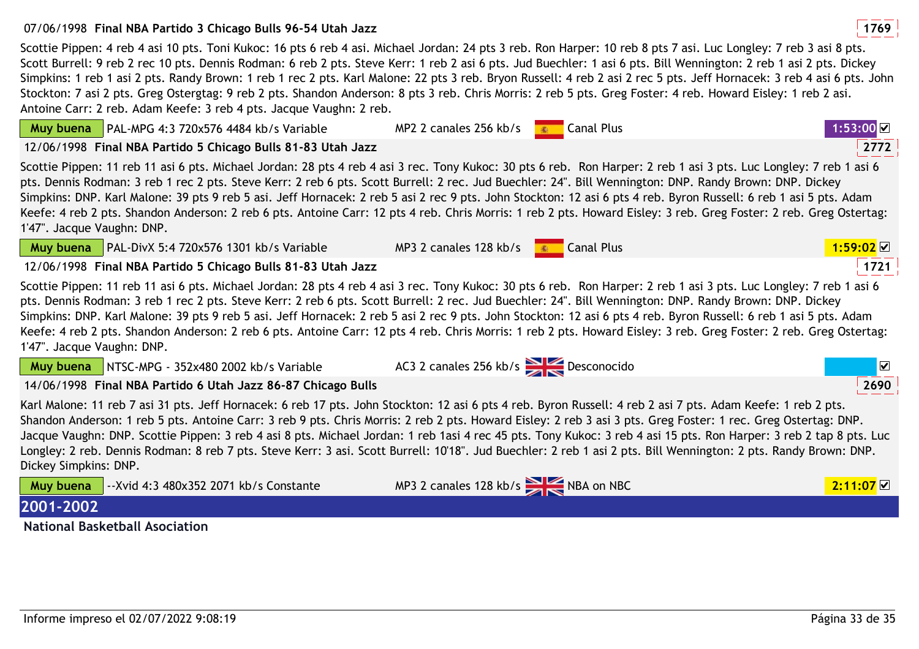07/06/1998 **Final NBA Partido 3 Chicago Bulls 96-54 Utah Jazz** **1769**

Scottie Pippen: 4 reb 4 asi 10 pts. Toni Kukoc: 16 pts 6 reb 4 asi. Michael Jordan: 24 pts 3 reb. Ron Harper: 10 reb 8 pts 7 asi. Luc Longley: 7 reb 3 asi 8 pts. Scott Burrell: 9 reb 2 rec 10 pts. Dennis Rodman: 6 reb 2 pts. Steve Kerr: 1 reb 2 asi 6 pts. Jud Buechler: 1 asi 6 pts. Bill Wennington: 2 reb 1 asi 2 pts. Dickey Simpkins: 1 reb 1 asi 2 pts. Randy Brown: 1 reb 1 rec 2 pts. Karl Malone: 22 pts 3 reb. Bryon Russell: 4 reb 2 asi 2 rec 5 pts. Jeff Hornacek: 3 reb 4 asi 6 pts. John Stockton: 7 asi 2 pts. Greg Ostergtag: 9 reb 2 pts. Shandon Anderson: 8 pts 3 reb. Chris Morris: 2 reb 5 pts. Greg Foster: 4 reb. Howard Eisley: 1 reb 2 asi. Antoine Carr: 2 reb. Adam Keefe: 3 reb 4 pts. Jacque Vaughn: 2 reb.

| Muy buena | PAL-MPG 4:3 720x576 4484 kb/s Variable | MP2 2 canales 256 kb/s | Canal Plus | 1:53:00 ☑ |
|---|---|---|---|---|

12/06/1998 **Final NBA Partido 5 Chicago Bulls 81-83 Utah Jazz** **2772**

Scottie Pippen: 11 reb 11 asi 6 pts. Michael Jordan: 28 pts 4 reb 4 asi 3 rec. Tony Kukoc: 30 pts 6 reb. Ron Harper: 2 reb 1 asi 3 pts. Luc Longley: 7 reb 1 asi 6 pts. Dennis Rodman: 3 reb 1 rec 2 pts. Steve Kerr: 2 reb 6 pts. Scott Burrell: 2 rec. Jud Buechler: 24". Bill Wennington: DNP. Randy Brown: DNP. Dickey Simpkins: DNP. Karl Malone: 39 pts 9 reb 5 asi. Jeff Hornacek: 2 reb 5 asi 2 rec 9 pts. John Stockton: 12 asi 6 pts 4 reb. Byron Russell: 6 reb 1 asi 5 pts. Adam Keefe: 4 reb 2 pts. Shandon Anderson: 2 reb 6 pts. Antoine Carr: 12 pts 4 reb. Chris Morris: 1 reb 2 pts. Howard Eisley: 3 reb. Greg Foster: 2 reb. Greg Ostertag: 1'47". Jacque Vaughn: DNP.

| Muy buena | PAL-DivX 5:4 720x576 1301 kb/s Variable | MP3 2 canales 128 kb/s | Canal Plus | 1:59:02 ☑ |
|---|---|---|---|---|

12/06/1998 **Final NBA Partido 5 Chicago Bulls 81-83 Utah Jazz** **1721**

Scottie Pippen: 11 reb 11 asi 6 pts. Michael Jordan: 28 pts 4 reb 4 asi 3 rec. Tony Kukoc: 30 pts 6 reb. Ron Harper: 2 reb 1 asi 3 pts. Luc Longley: 7 reb 1 asi 6 pts. Dennis Rodman: 3 reb 1 rec 2 pts. Steve Kerr: 2 reb 6 pts. Scott Burrell: 2 rec. Jud Buechler: 24". Bill Wennington: DNP. Randy Brown: DNP. Dickey Simpkins: DNP. Karl Malone: 39 pts 9 reb 5 asi. Jeff Hornacek: 2 reb 5 asi 2 rec 9 pts. John Stockton: 12 asi 6 pts 4 reb. Byron Russell: 6 reb 1 asi 5 pts. Adam Keefe: 4 reb 2 pts. Shandon Anderson: 2 reb 6 pts. Antoine Carr: 12 pts 4 reb. Chris Morris: 1 reb 2 pts. Howard Eisley: 3 reb. Greg Foster: 2 reb. Greg Ostertag: 1'47". Jacque Vaughn: DNP.

| Muy buena | NTSC-MPG - 352x480 2002 kb/s Variable | AC3 2 canales 256 kb/s | Desconocido | ☑ |
|---|---|---|---|---|

14/06/1998 **Final NBA Partido 6 Utah Jazz 86-87 Chicago Bulls** **2690**

Karl Malone: 11 reb 7 asi 31 pts. Jeff Hornacek: 6 reb 17 pts. John Stockton: 12 asi 6 pts 4 reb. Byron Russell: 4 reb 2 asi 7 pts. Adam Keefe: 1 reb 2 pts. Shandon Anderson: 1 reb 5 pts. Antoine Carr: 3 reb 9 pts. Chris Morris: 2 reb 2 pts. Howard Eisley: 2 reb 3 asi 3 pts. Greg Foster: 1 rec. Greg Ostertag: DNP. Jacque Vaughn: DNP. Scottie Pippen: 3 reb 4 asi 8 pts. Michael Jordan: 1 reb 1asi 4 rec 45 pts. Tony Kukoc: 3 reb 4 asi 15 pts. Ron Harper: 3 reb 2 tap 8 pts. Luc Longley: 2 reb. Dennis Rodman: 8 reb 7 pts. Steve Kerr: 3 asi. Scott Burrell: 10'18". Jud Buechler: 2 reb 1 asi 2 pts. Bill Wennington: 2 pts. Randy Brown: DNP. Dickey Simpkins: DNP.

| Muy buena | --Xvid 4:3 480x352 2071 kb/s Constante | MP3 2 canales 128 kb/s | NBA on NBC | 2:11:07 ☑ |
|---|---|---|---|---|

## 2001-2002

**National Basketball Asociation**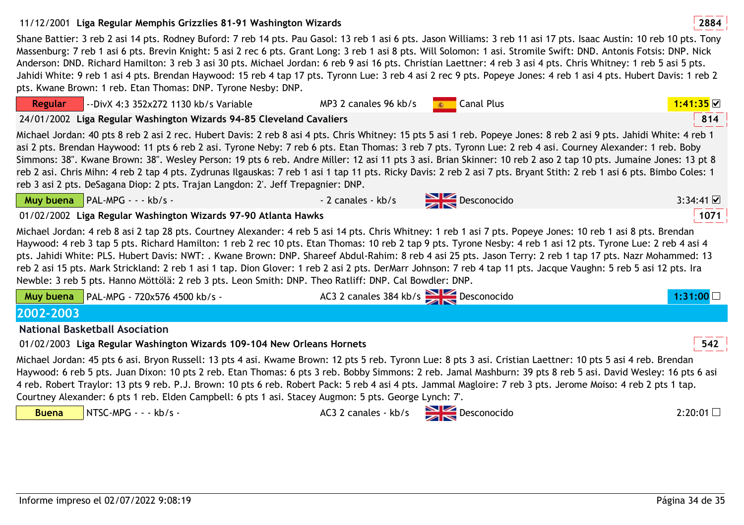11/12/2001 **Liga Regular Memphis Grizzlies 81-91 Washington Wizards** **2884**

Shane Battier: 3 reb 2 asi 14 pts. Rodney Buford: 7 reb 14 pts. Pau Gasol: 13 reb 1 asi 6 pts. Jason Williams: 3 reb 11 asi 17 pts. Isaac Austin: 10 reb 10 pts. Tony Massenburg: 7 reb 1 asi 6 pts. Brevin Knight: 5 asi 2 rec 6 pts. Grant Long: 3 reb 1 asi 8 pts. Will Solomon: 1 asi. Stromile Swift: DND. Antonis Fotsis: DNP. Nick Anderson: DND. Richard Hamilton: 3 reb 3 asi 30 pts. Michael Jordan: 6 reb 9 asi 16 pts. Christian Laettner: 4 reb 3 asi 4 pts. Chris Whitney: 1 reb 5 asi 5 pts. Jahidi White: 9 reb 1 asi 4 pts. Brendan Haywood: 15 reb 4 tap 17 pts. Tyronn Lue: 3 reb 4 asi 2 rec 9 pts. Popeye Jones: 4 reb 1 asi 4 pts. Hubert Davis: 1 reb 2 pts. Kwane Brown: 1 reb. Etan Thomas: DNP. Tyrone Nesby: DNP.

**Regular** | --DivX 4:3 352x272 1130 kb/s Variable | MP3 2 canales 96 kb/s | Canal Plus | **1:41:35** ☑

24/01/2002 **Liga Regular Washington Wizards 94-85 Cleveland Cavaliers** **814**

Michael Jordan: 40 pts 8 reb 2 asi 2 rec. Hubert Davis: 2 reb 8 asi 4 pts. Chris Whitney: 15 pts 5 asi 1 reb. Popeye Jones: 8 reb 2 asi 9 pts. Jahidi White: 4 reb 1 asi 2 pts. Brendan Haywood: 11 pts 6 reb 2 asi. Tyrone Neby: 7 reb 6 pts. Etan Thomas: 3 reb 7 pts. Tyronn Lue: 2 reb 4 asi. Courney Alexander: 1 reb. Boby Simmons: 38". Kwane Brown: 38". Wesley Person: 19 pts 6 reb. Andre Miller: 12 asi 11 pts 3 asi. Brian Skinner: 10 reb 2 aso 2 tap 10 pts. Jumaine Jones: 13 pt 8 reb 2 asi. Chris Mihn: 4 reb 2 tap 4 pts. Zydrunas Ilgauskas: 7 reb 1 asi 1 tap 11 pts. Ricky Davis: 2 reb 2 asi 7 pts. Bryant Stith: 2 reb 1 asi 6 pts. Bimbo Coles: 1 reb 3 asi 2 pts. DeSagana Diop: 2 pts. Trajan Langdon: 2'. Jeff Trepagnier: DNP.

**Muy buena** | PAL-MPG - - - kb/s - | - 2 canales - kb/s | Desconocido | 3:34:41 ☑

01/02/2002 **Liga Regular Washington Wizards 97-90 Atlanta Hawks** **1071**

Michael Jordan: 4 reb 8 asi 2 tap 28 pts. Courtney Alexander: 4 reb 5 asi 14 pts. Chris Whitney: 1 reb 1 asi 7 pts. Popeye Jones: 10 reb 1 asi 8 pts. Brendan Haywood: 4 reb 3 tap 5 pts. Richard Hamilton: 1 reb 2 rec 10 pts. Etan Thomas: 10 reb 2 tap 9 pts. Tyrone Nesby: 4 reb 1 asi 12 pts. Tyrone Lue: 2 reb 4 asi 4 pts. Jahidi White: PLS. Hubert Davis: NWT: . Kwane Brown: DNP. Shareef Abdul-Rahim: 8 reb 4 asi 25 pts. Jason Terry: 2 reb 1 tap 17 pts. Nazr Mohammed: 13 reb 2 asi 15 pts. Mark Strickland: 2 reb 1 asi 1 tap. Dion Glover: 1 reb 2 asi 2 pts. DerMarr Johnson: 7 reb 4 tap 11 pts. Jacque Vaughn: 5 reb 5 asi 12 pts. Ira Newble: 3 reb 5 pts. Hanno Möttölä: 2 reb 3 pts. Leon Smith: DNP. Theo Ratliff: DNP. Cal Bowdler: DNP.

**Muy buena** | PAL-MPG - 720x576 4500 kb/s - | AC3 2 canales 384 kb/s | Desconocido | **1:31:00** ☐

## 2002-2003

### National Basketball Asociation

01/02/2003 **Liga Regular Washington Wizards 109-104 New Orleans Hornets** **542**

Michael Jordan: 45 pts 6 asi. Bryon Russell: 13 pts 4 asi. Kwame Brown: 12 pts 5 reb. Tyronn Lue: 8 pts 3 asi. Cristian Laettner: 10 pts 5 asi 4 reb. Brendan Haywood: 6 reb 5 pts. Juan Dixon: 10 pts 2 reb. Etan Thomas: 6 pts 3 reb. Bobby Simmons: 2 reb. Jamal Mashburn: 39 pts 8 reb 5 asi. David Wesley: 16 pts 6 asi 4 reb. Robert Traylor: 13 pts 9 reb. P.J. Brown: 10 pts 6 reb. Robert Pack: 5 reb 4 asi 4 pts. Jammal Magloire: 7 reb 3 pts. Jerome Moiso: 4 reb 2 pts 1 tap. Courtney Alexander: 6 pts 1 reb. Elden Campbell: 6 pts 1 asi. Stacey Augmon: 5 pts. George Lynch: 7'.

**Buena** | NTSC-MPG - - - kb/s - | AC3 2 canales - kb/s | Desconocido | 2:20:01 ☐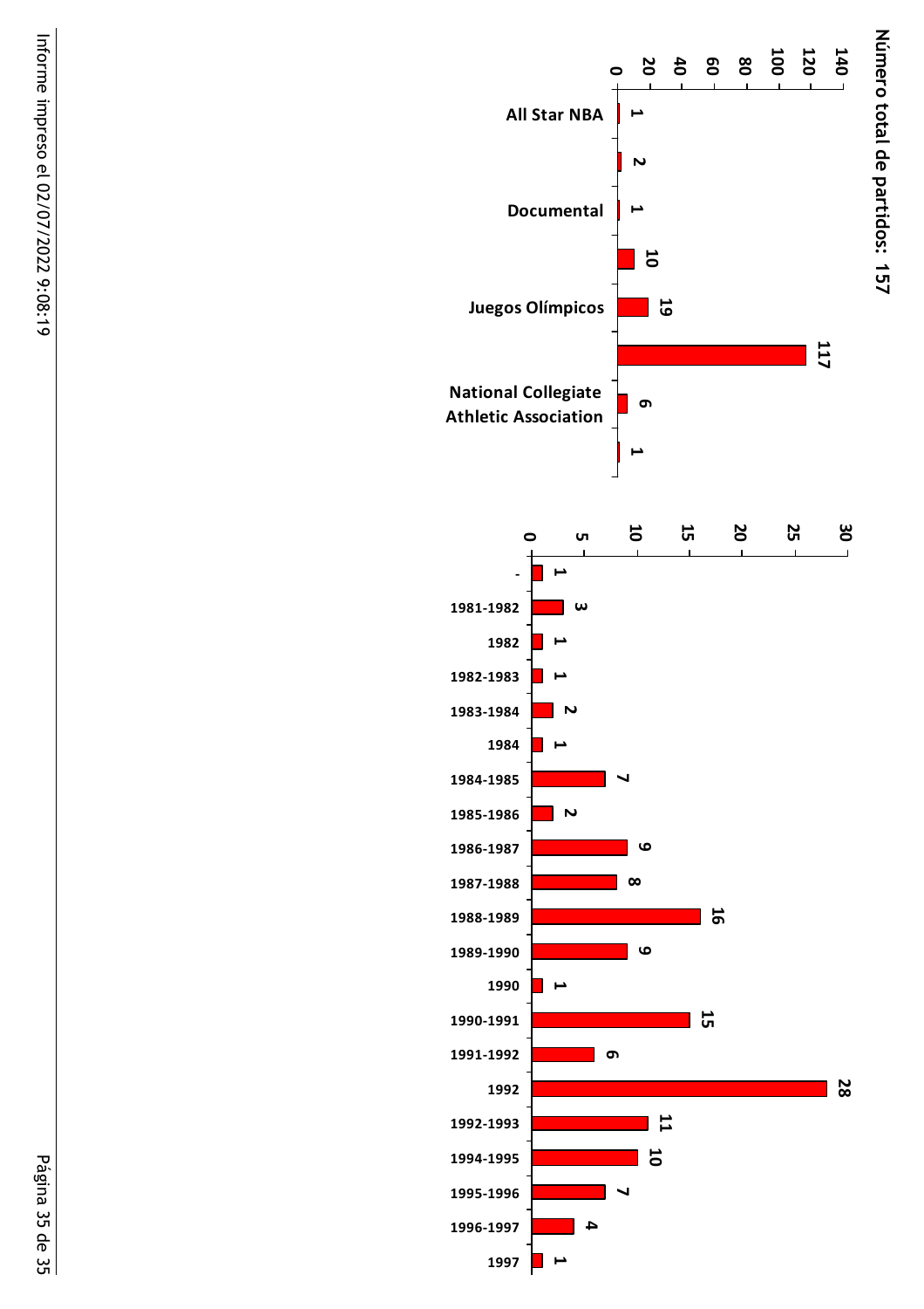Número total de partidos: 157

0
20
40
60
80
100
120
140

All Star NBA
1
2
Documental
1
10
Juegos Olímpicos
19
117
National Collegiate Athletic Association
6
1

0
5
10
15
20
25
30

-
1
1981-1982
3
1982
1
1982-1983
1
1983-1984
2
1984
1
1984-1985
7
1985-1986
2
1986-1987
9
1987-1988
8
1988-1989
16
1989-1990
9
1990
1
1990-1991
15
1991-1992
6
1992
28
1992-1993
11
1994-1995
10
1995-1996
7
1996-1997
4
1997
1

Informe impreso el 02/07/2022 9:08:19